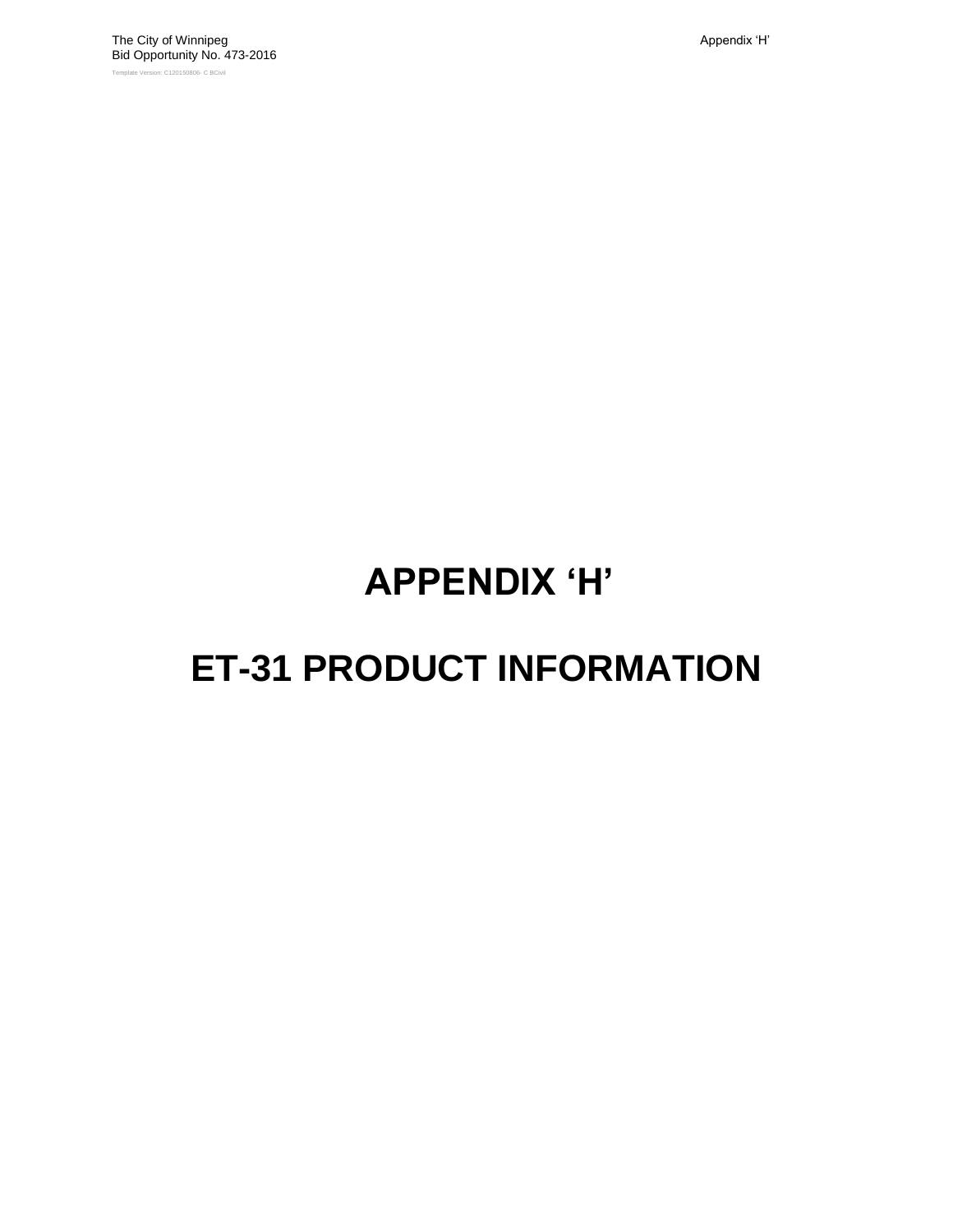# APPENDIX 'H'

# ET-31 PRODUCT INFORMATION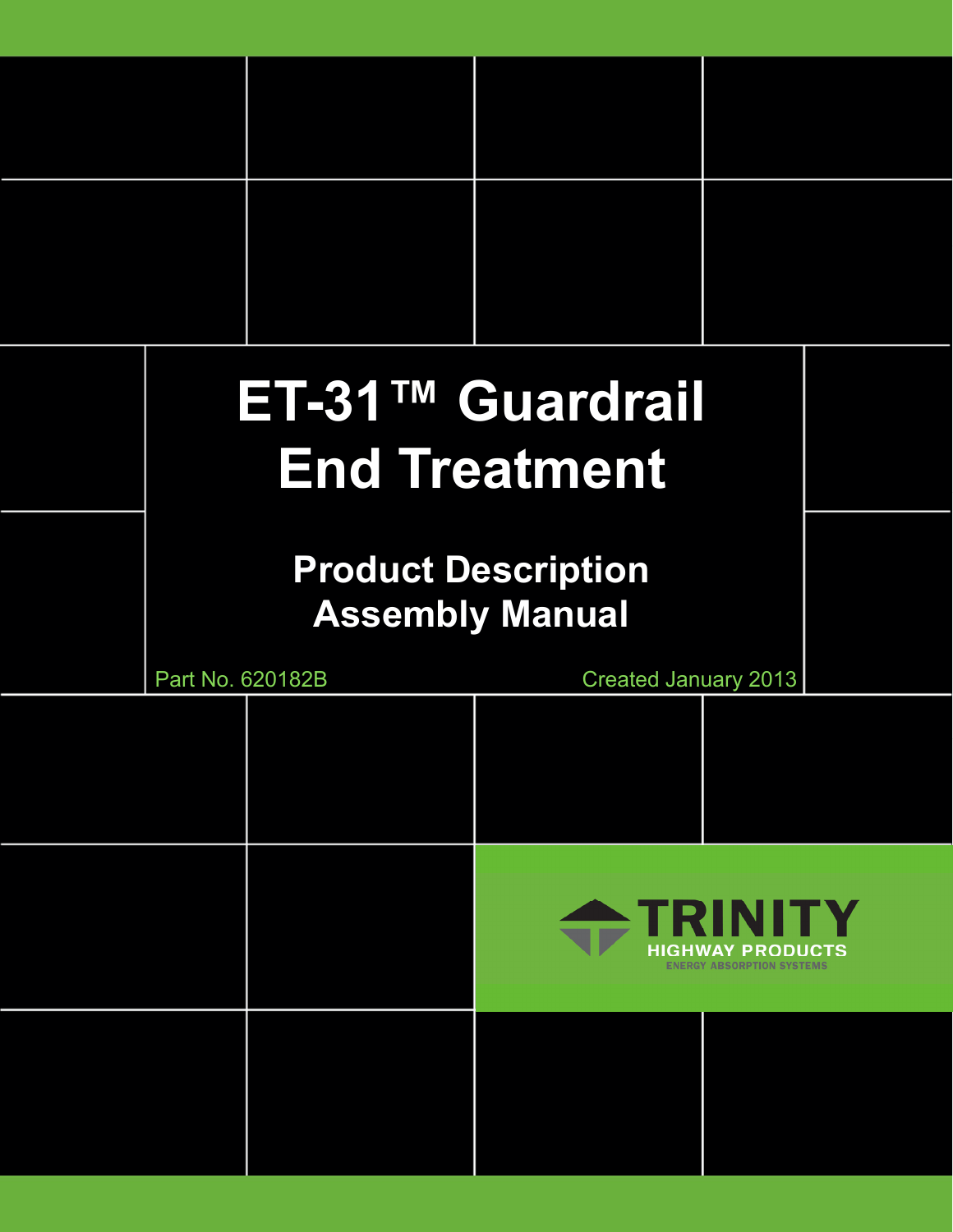# ET-31™ Guardrail End Treatment

## Product Description
## Assembly Manual

Part No. 620182B

Created January 2013

TRINITY
HIGHWAY PRODUCTS
ENERGY ABSORPTION SYSTEMS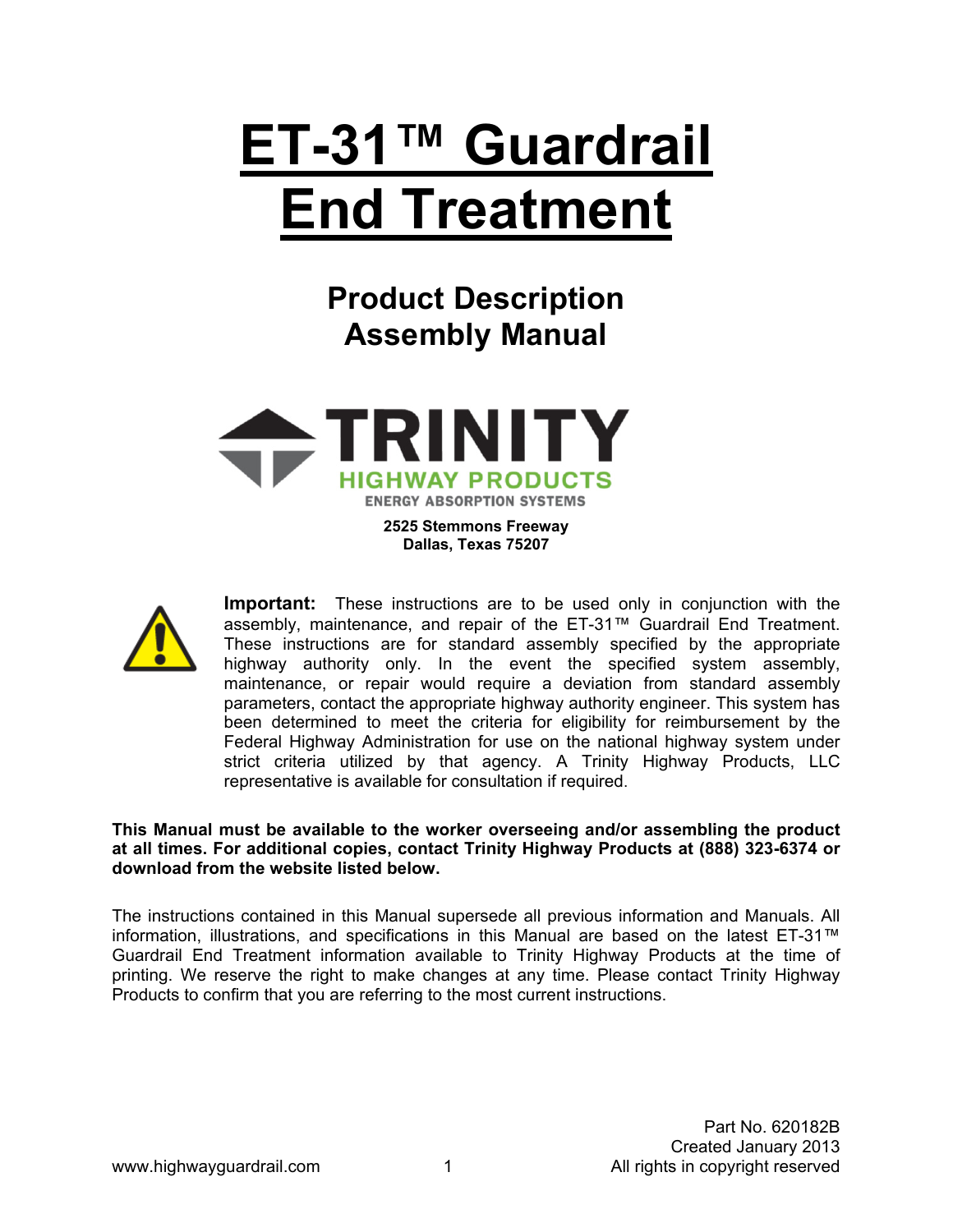# ET-31™ Guardrail End Treatment

## Product Description
## Assembly Manual

TRINITY
HIGHWAY PRODUCTS
ENERGY ABSORPTION SYSTEMS

**2525 Stemmons Freeway**
**Dallas, Texas 75207**

**Important:** These instructions are to be used only in conjunction with the assembly, maintenance, and repair of the ET-31™ Guardrail End Treatment. These instructions are for standard assembly specified by the appropriate highway authority only. In the event the specified system assembly, maintenance, or repair would require a deviation from standard assembly parameters, contact the appropriate highway authority engineer. This system has been determined to meet the criteria for eligibility for reimbursement by the Federal Highway Administration for use on the national highway system under strict criteria utilized by that agency. A Trinity Highway Products, LLC representative is available for consultation if required.

**This Manual must be available to the worker overseeing and/or assembling the product at all times. For additional copies, contact Trinity Highway Products at (888) 323-6374 or download from the website listed below.**

The instructions contained in this Manual supersede all previous information and Manuals. All information, illustrations, and specifications in this Manual are based on the latest ET-31™ Guardrail End Treatment information available to Trinity Highway Products at the time of printing. We reserve the right to make changes at any time. Please contact Trinity Highway Products to confirm that you are referring to the most current instructions.

Part No. 620182B
Created January 2013
All rights in copyright reserved

www.highwayguardrail.com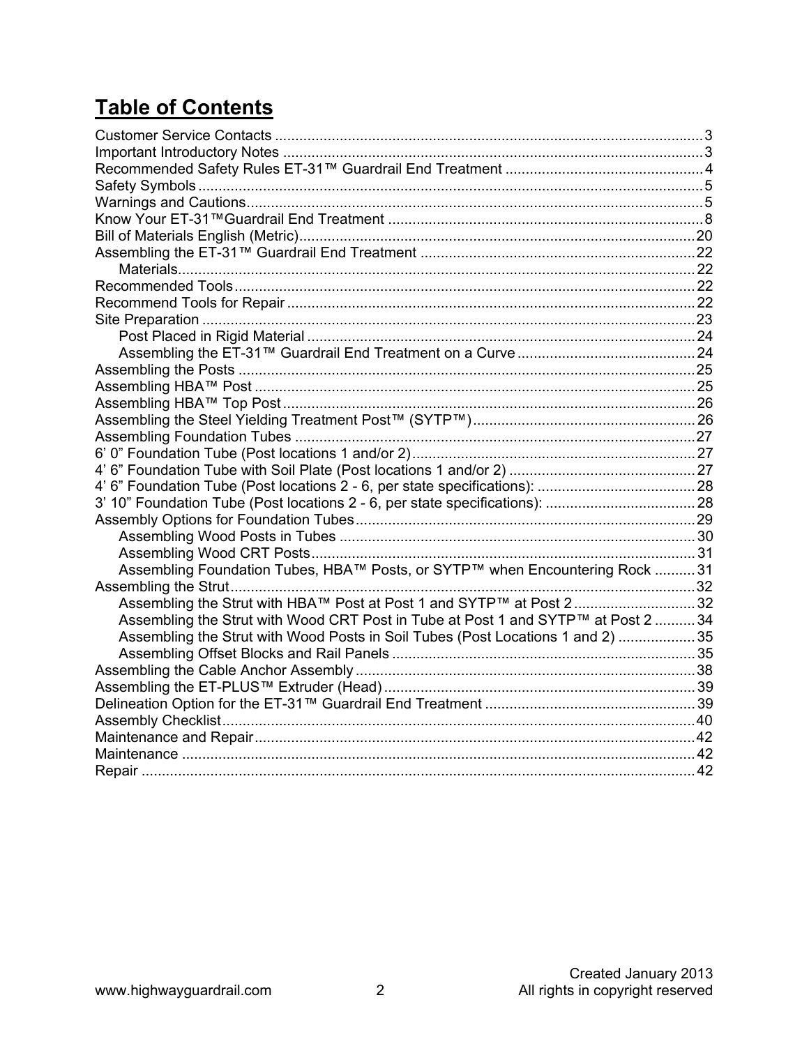# Table of Contents

Customer Service Contacts ..... 3
Important Introductory Notes ..... 3
Recommended Safety Rules ET-31™ Guardrail End Treatment ..... 4
Safety Symbols ..... 5
Warnings and Cautions ..... 5
Know Your ET-31™Guardrail End Treatment ..... 8
Bill of Materials English (Metric) ..... 20
Assembling the ET-31™ Guardrail End Treatment ..... 22
- Materials ..... 22

Recommended Tools ..... 22
Recommend Tools for Repair ..... 22
Site Preparation ..... 23
- Post Placed in Rigid Material ..... 24
- Assembling the ET-31™ Guardrail End Treatment on a Curve ..... 24

Assembling the Posts ..... 25
Assembling HBA™ Post ..... 25
Assembling HBA™ Top Post ..... 26
Assembling the Steel Yielding Treatment Post™ (SYTP™) ..... 26
Assembling Foundation Tubes ..... 27
6' 0" Foundation Tube (Post locations 1 and/or 2) ..... 27
4' 6" Foundation Tube with Soil Plate (Post locations 1 and/or 2) ..... 27
4' 6" Foundation Tube (Post locations 2 - 6, per state specifications): ..... 28
3' 10" Foundation Tube (Post locations 2 - 6, per state specifications): ..... 28
Assembly Options for Foundation Tubes ..... 29
- Assembling Wood Posts in Tubes ..... 30
- Assembling Wood CRT Posts ..... 31
- Assembling Foundation Tubes, HBA™ Posts, or SYTP™ when Encountering Rock ..... 31

Assembling the Strut ..... 32
- Assembling the Strut with HBA™ Post at Post 1 and SYTP™ at Post 2 ..... 32
- Assembling the Strut with Wood CRT Post in Tube at Post 1 and SYTP™ at Post 2 ..... 34
- Assembling the Strut with Wood Posts in Soil Tubes (Post Locations 1 and 2) ..... 35
- Assembling Offset Blocks and Rail Panels ..... 35

Assembling the Cable Anchor Assembly ..... 38
Assembling the ET-PLUS™ Extruder (Head) ..... 39
Delineation Option for the ET-31™ Guardrail End Treatment ..... 39
Assembly Checklist ..... 40
Maintenance and Repair ..... 42
Maintenance ..... 42
Repair ..... 42

Created January 2013
All rights in copyright reserved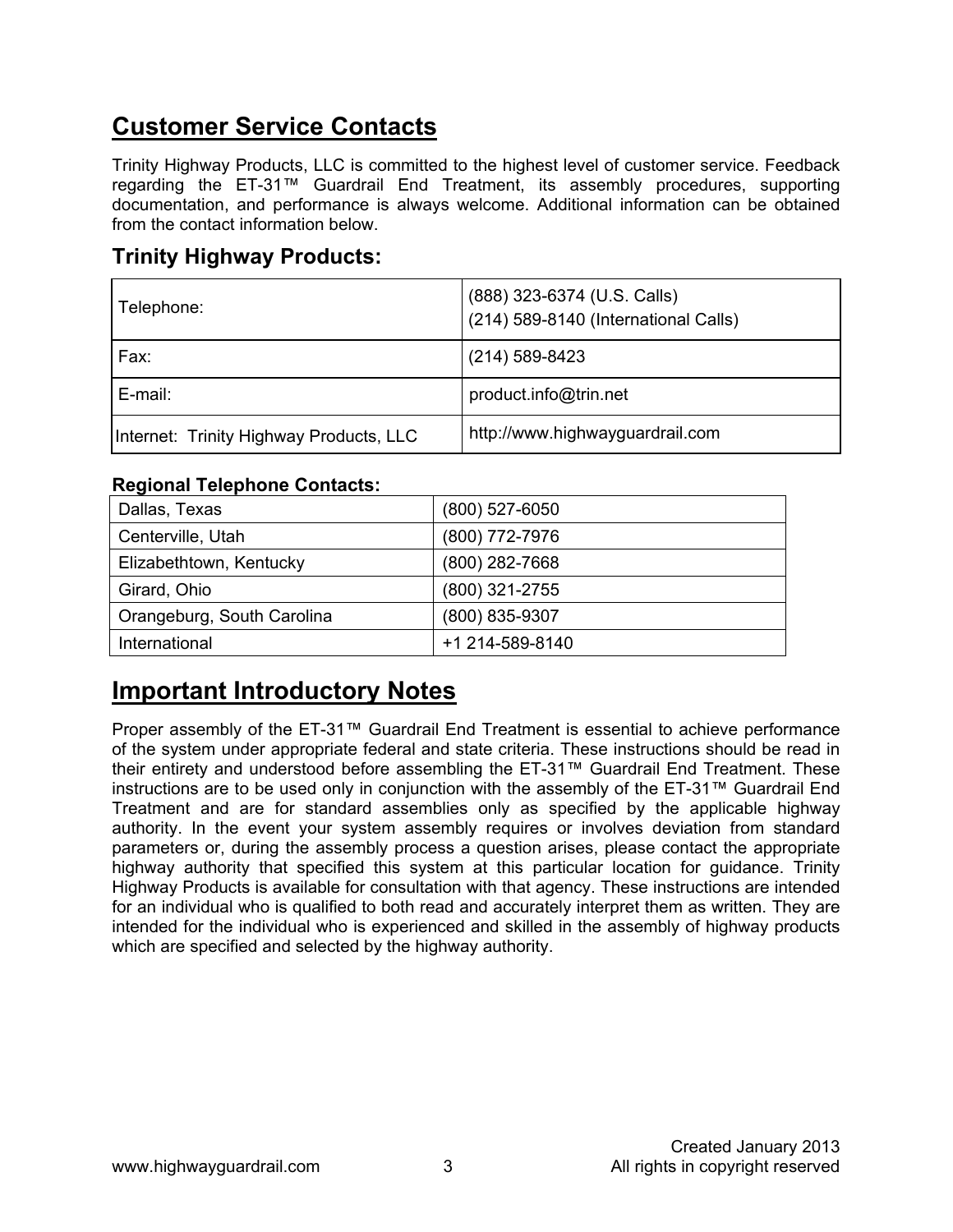## Customer Service Contacts

Trinity Highway Products, LLC is committed to the highest level of customer service. Feedback regarding the ET-31™ Guardrail End Treatment, its assembly procedures, supporting documentation, and performance is always welcome. Additional information can be obtained from the contact information below.

### Trinity Highway Products:

| | |
|---|---|
| Telephone: | (888) 323-6374 (U.S. Calls)<br>(214) 589-8140 (International Calls) |
| Fax: | (214) 589-8423 |
| E-mail: | product.info@trin.net |
| Internet: Trinity Highway Products, LLC | http://www.highwayguardrail.com |

**Regional Telephone Contacts:**

| | |
|---|---|
| Dallas, Texas | (800) 527-6050 |
| Centerville, Utah | (800) 772-7976 |
| Elizabethtown, Kentucky | (800) 282-7668 |
| Girard, Ohio | (800) 321-2755 |
| Orangeburg, South Carolina | (800) 835-9307 |
| International | +1 214-589-8140 |

## Important Introductory Notes

Proper assembly of the ET-31™ Guardrail End Treatment is essential to achieve performance of the system under appropriate federal and state criteria. These instructions should be read in their entirety and understood before assembling the ET-31™ Guardrail End Treatment. These instructions are to be used only in conjunction with the assembly of the ET-31™ Guardrail End Treatment and are for standard assemblies only as specified by the applicable highway authority. In the event your system assembly requires or involves deviation from standard parameters or, during the assembly process a question arises, please contact the appropriate highway authority that specified this system at this particular location for guidance. Trinity Highway Products is available for consultation with that agency. These instructions are intended for an individual who is qualified to both read and accurately interpret them as written. They are intended for the individual who is experienced and skilled in the assembly of highway products which are specified and selected by the highway authority.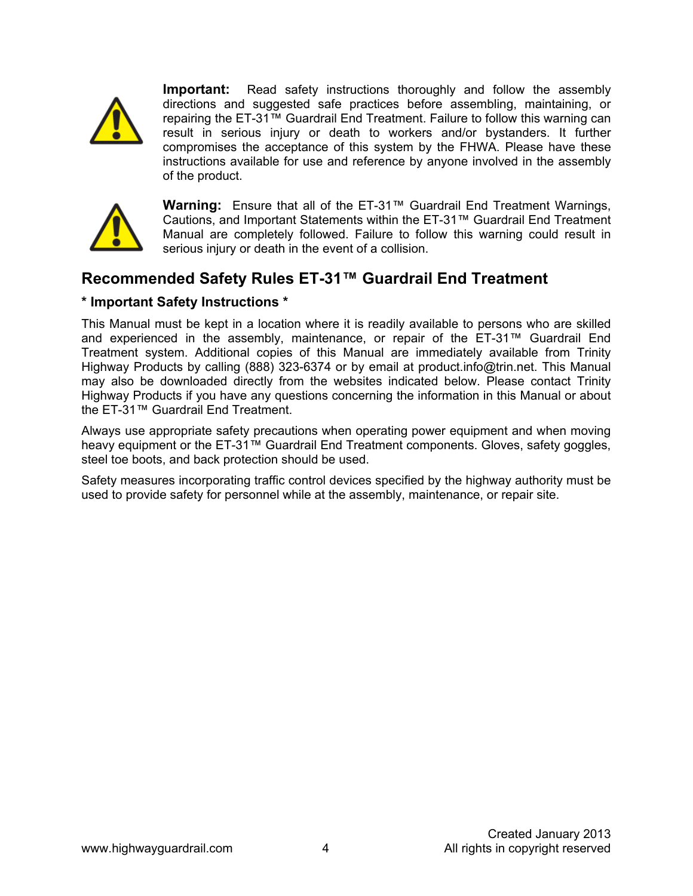**Important:** Read safety instructions thoroughly and follow the assembly directions and suggested safe practices before assembling, maintaining, or repairing the ET-31™ Guardrail End Treatment. Failure to follow this warning can result in serious injury or death to workers and/or bystanders. It further compromises the acceptance of this system by the FHWA. Please have these instructions available for use and reference by anyone involved in the assembly of the product.

**Warning:** Ensure that all of the ET-31™ Guardrail End Treatment Warnings, Cautions, and Important Statements within the ET-31™ Guardrail End Treatment Manual are completely followed. Failure to follow this warning could result in serious injury or death in the event of a collision.

## Recommended Safety Rules ET-31™ Guardrail End Treatment

**\* Important Safety Instructions \***

This Manual must be kept in a location where it is readily available to persons who are skilled and experienced in the assembly, maintenance, or repair of the ET-31™ Guardrail End Treatment system. Additional copies of this Manual are immediately available from Trinity Highway Products by calling (888) 323-6374 or by email at product.info@trin.net. This Manual may also be downloaded directly from the websites indicated below. Please contact Trinity Highway Products if you have any questions concerning the information in this Manual or about the ET-31™ Guardrail End Treatment.

Always use appropriate safety precautions when operating power equipment and when moving heavy equipment or the ET-31™ Guardrail End Treatment components. Gloves, safety goggles, steel toe boots, and back protection should be used.

Safety measures incorporating traffic control devices specified by the highway authority must be used to provide safety for personnel while at the assembly, maintenance, or repair site.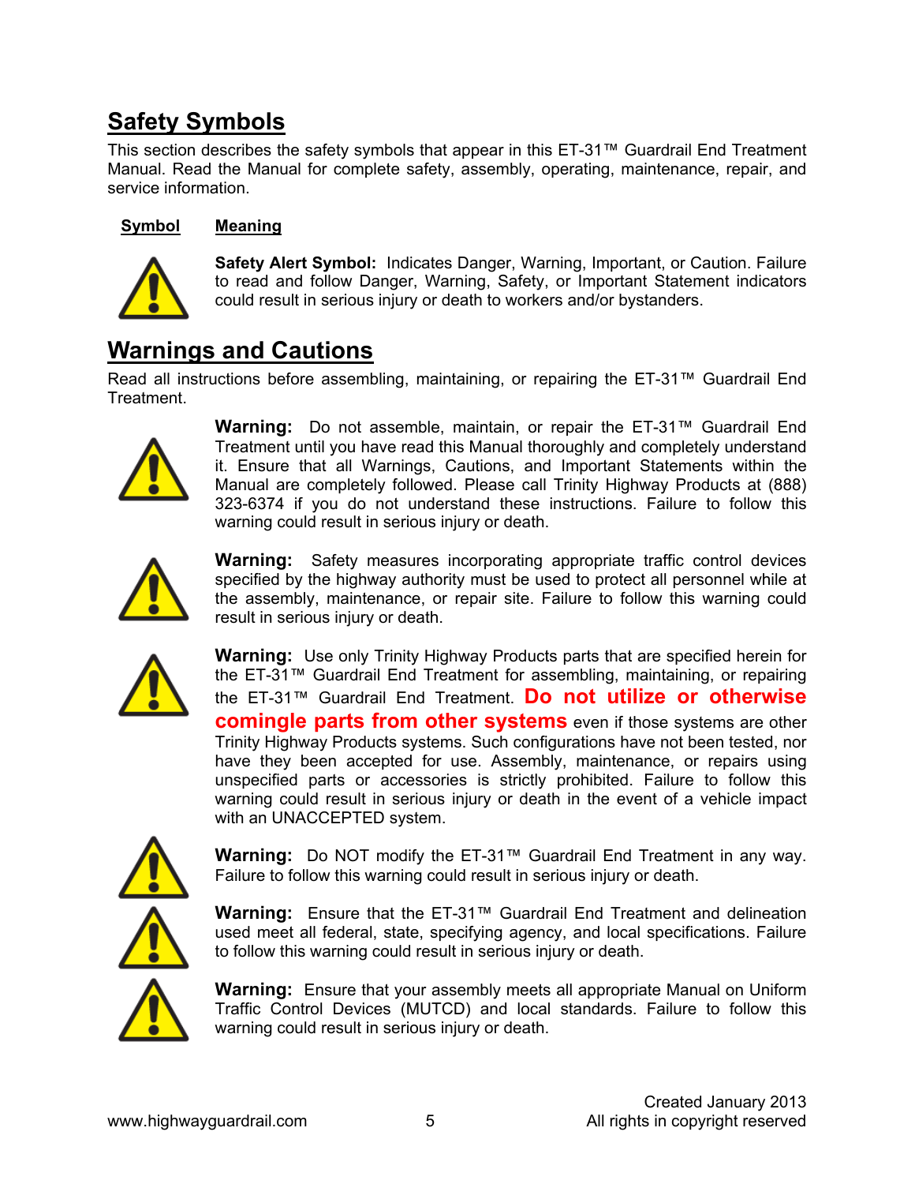## Safety Symbols

This section describes the safety symbols that appear in this ET-31™ Guardrail End Treatment Manual. Read the Manual for complete safety, assembly, operating, maintenance, repair, and service information.

| Symbol | Meaning |
| --- | --- |
| ⚠ | **Safety Alert Symbol:** Indicates Danger, Warning, Important, or Caution. Failure to read and follow Danger, Warning, Safety, or Important Statement indicators could result in serious injury or death to workers and/or bystanders. |

## Warnings and Cautions

Read all instructions before assembling, maintaining, or repairing the ET-31™ Guardrail End Treatment.

**Warning:** Do not assemble, maintain, or repair the ET-31™ Guardrail End Treatment until you have read this Manual thoroughly and completely understand it. Ensure that all Warnings, Cautions, and Important Statements within the Manual are completely followed. Please call Trinity Highway Products at (888) 323-6374 if you do not understand these instructions. Failure to follow this warning could result in serious injury or death.

**Warning:** Safety measures incorporating appropriate traffic control devices specified by the highway authority must be used to protect all personnel while at the assembly, maintenance, or repair site. Failure to follow this warning could result in serious injury or death.

**Warning:** Use only Trinity Highway Products parts that are specified herein for the ET-31™ Guardrail End Treatment for assembling, maintaining, or repairing the ET-31™ Guardrail End Treatment. **Do not utilize or otherwise comingle parts from other systems** even if those systems are other Trinity Highway Products systems. Such configurations have not been tested, nor have they been accepted for use. Assembly, maintenance, or repairs using unspecified parts or accessories is strictly prohibited. Failure to follow this warning could result in serious injury or death in the event of a vehicle impact with an UNACCEPTED system.

**Warning:** Do NOT modify the ET-31™ Guardrail End Treatment in any way. Failure to follow this warning could result in serious injury or death.

**Warning:** Ensure that the ET-31™ Guardrail End Treatment and delineation used meet all federal, state, specifying agency, and local specifications. Failure to follow this warning could result in serious injury or death.

**Warning:** Ensure that your assembly meets all appropriate Manual on Uniform Traffic Control Devices (MUTCD) and local standards. Failure to follow this warning could result in serious injury or death.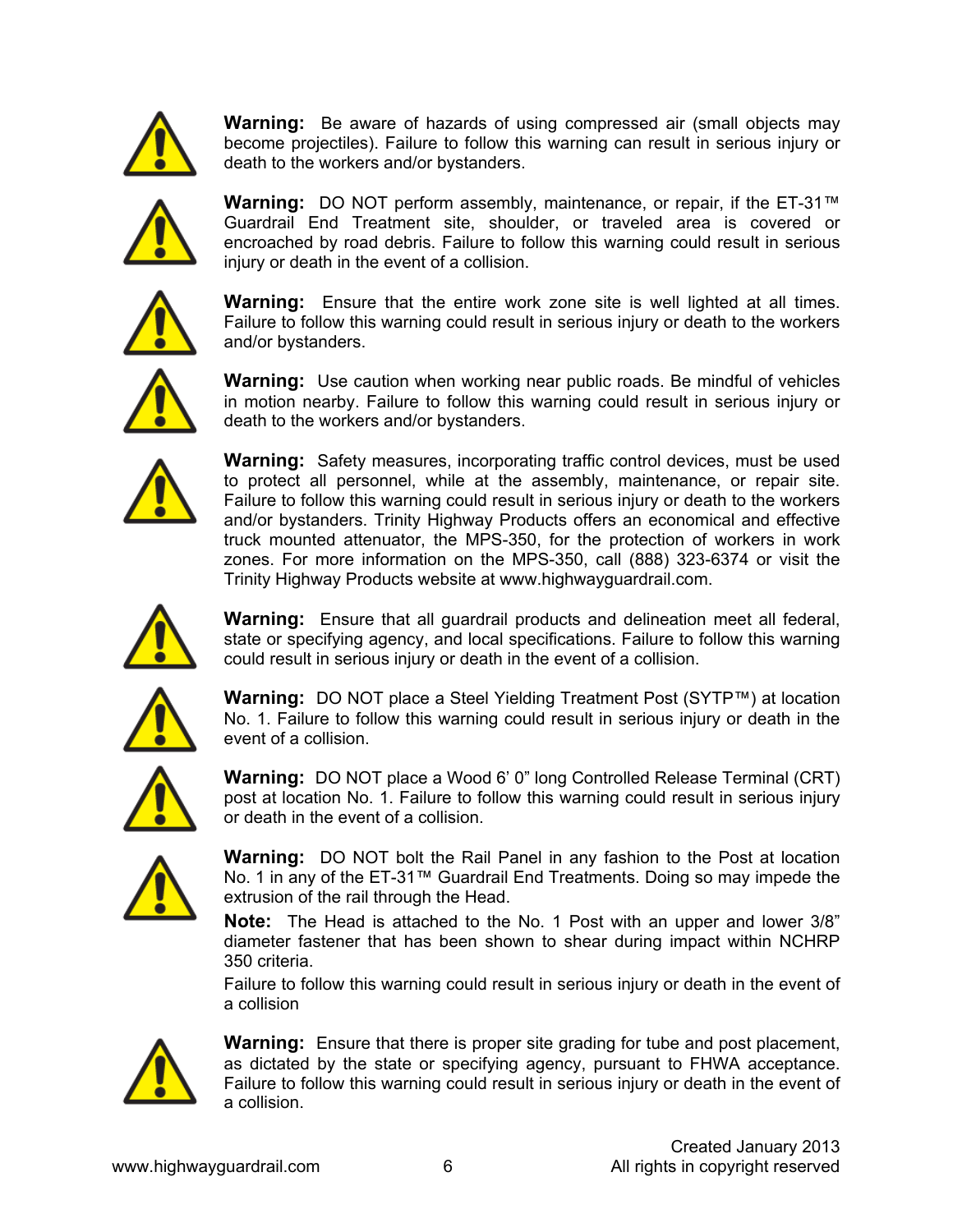**Warning:** Be aware of hazards of using compressed air (small objects may become projectiles). Failure to follow this warning can result in serious injury or death to the workers and/or bystanders.

**Warning:** DO NOT perform assembly, maintenance, or repair, if the ET-31™ Guardrail End Treatment site, shoulder, or traveled area is covered or encroached by road debris. Failure to follow this warning could result in serious injury or death in the event of a collision.

**Warning:** Ensure that the entire work zone site is well lighted at all times. Failure to follow this warning could result in serious injury or death to the workers and/or bystanders.

**Warning:** Use caution when working near public roads. Be mindful of vehicles in motion nearby. Failure to follow this warning could result in serious injury or death to the workers and/or bystanders.

**Warning:** Safety measures, incorporating traffic control devices, must be used to protect all personnel, while at the assembly, maintenance, or repair site. Failure to follow this warning could result in serious injury or death to the workers and/or bystanders. Trinity Highway Products offers an economical and effective truck mounted attenuator, the MPS-350, for the protection of workers in work zones. For more information on the MPS-350, call (888) 323-6374 or visit the Trinity Highway Products website at www.highwayguardrail.com.

**Warning:** Ensure that all guardrail products and delineation meet all federal, state or specifying agency, and local specifications. Failure to follow this warning could result in serious injury or death in the event of a collision.

**Warning:** DO NOT place a Steel Yielding Treatment Post (SYTP™) at location No. 1. Failure to follow this warning could result in serious injury or death in the event of a collision.

**Warning:** DO NOT place a Wood 6' 0" long Controlled Release Terminal (CRT) post at location No. 1. Failure to follow this warning could result in serious injury or death in the event of a collision.

**Warning:** DO NOT bolt the Rail Panel in any fashion to the Post at location No. 1 in any of the ET-31™ Guardrail End Treatments. Doing so may impede the extrusion of the rail through the Head.

**Note:** The Head is attached to the No. 1 Post with an upper and lower 3/8" diameter fastener that has been shown to shear during impact within NCHRP 350 criteria.

Failure to follow this warning could result in serious injury or death in the event of a collision

**Warning:** Ensure that there is proper site grading for tube and post placement, as dictated by the state or specifying agency, pursuant to FHWA acceptance. Failure to follow this warning could result in serious injury or death in the event of a collision.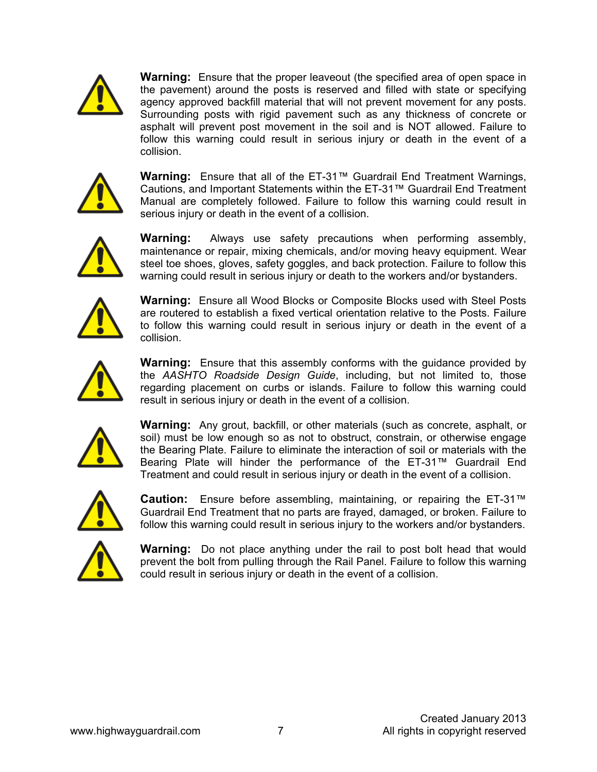**Warning:** Ensure that the proper leaveout (the specified area of open space in the pavement) around the posts is reserved and filled with state or specifying agency approved backfill material that will not prevent movement for any posts. Surrounding posts with rigid pavement such as any thickness of concrete or asphalt will prevent post movement in the soil and is NOT allowed. Failure to follow this warning could result in serious injury or death in the event of a collision.

**Warning:** Ensure that all of the ET-31™ Guardrail End Treatment Warnings, Cautions, and Important Statements within the ET-31™ Guardrail End Treatment Manual are completely followed. Failure to follow this warning could result in serious injury or death in the event of a collision.

**Warning:** Always use safety precautions when performing assembly, maintenance or repair, mixing chemicals, and/or moving heavy equipment. Wear steel toe shoes, gloves, safety goggles, and back protection. Failure to follow this warning could result in serious injury or death to the workers and/or bystanders.

**Warning:** Ensure all Wood Blocks or Composite Blocks used with Steel Posts are routered to establish a fixed vertical orientation relative to the Posts. Failure to follow this warning could result in serious injury or death in the event of a collision.

**Warning:** Ensure that this assembly conforms with the guidance provided by the *AASHTO Roadside Design Guide*, including, but not limited to, those regarding placement on curbs or islands. Failure to follow this warning could result in serious injury or death in the event of a collision.

**Warning:** Any grout, backfill, or other materials (such as concrete, asphalt, or soil) must be low enough so as not to obstruct, constrain, or otherwise engage the Bearing Plate. Failure to eliminate the interaction of soil or materials with the Bearing Plate will hinder the performance of the ET-31™ Guardrail End Treatment and could result in serious injury or death in the event of a collision.

**Caution:** Ensure before assembling, maintaining, or repairing the ET-31™ Guardrail End Treatment that no parts are frayed, damaged, or broken. Failure to follow this warning could result in serious injury to the workers and/or bystanders.

**Warning:** Do not place anything under the rail to post bolt head that would prevent the bolt from pulling through the Rail Panel. Failure to follow this warning could result in serious injury or death in the event of a collision.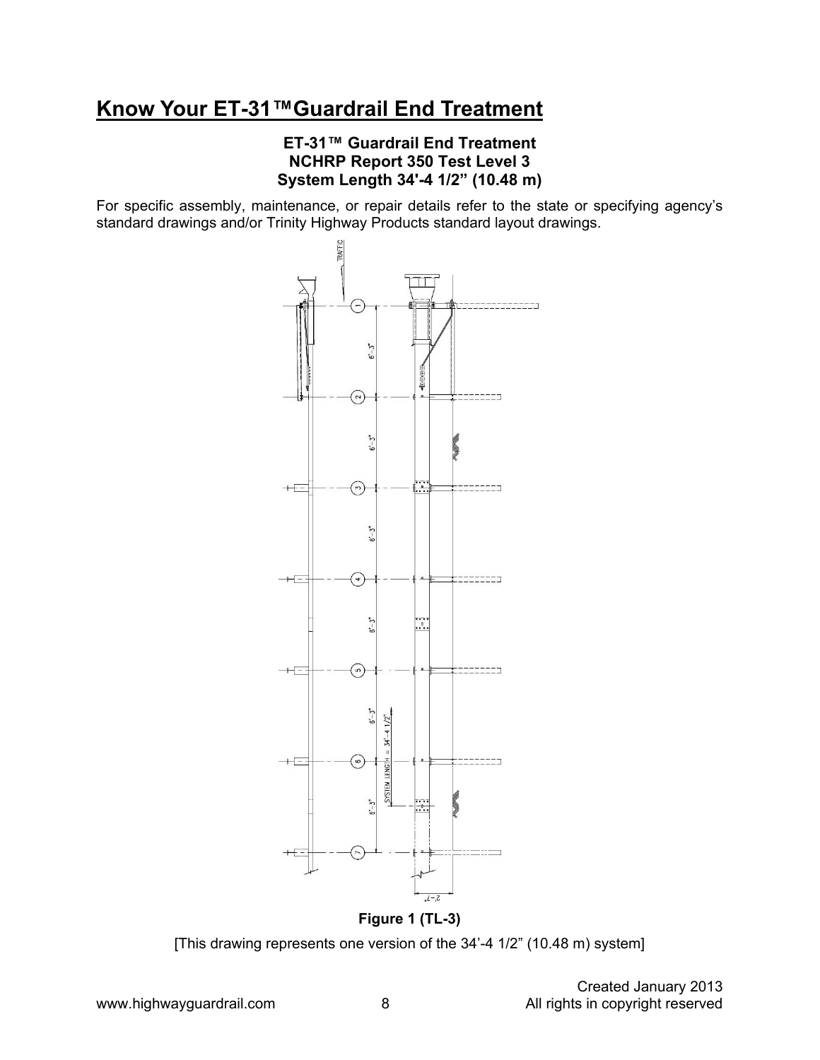# Know Your ET-31™ Guardrail End Treatment

**ET-31™ Guardrail End Treatment**
**NCHRP Report 350 Test Level 3**
**System Length 34'-4 1/2" (10.48 m)**

For specific assembly, maintenance, or repair details refer to the state or specifying agency's standard drawings and/or Trinity Highway Products standard layout drawings.

**Figure 1 (TL-3)**

[This drawing represents one version of the 34'-4 1/2" (10.48 m) system]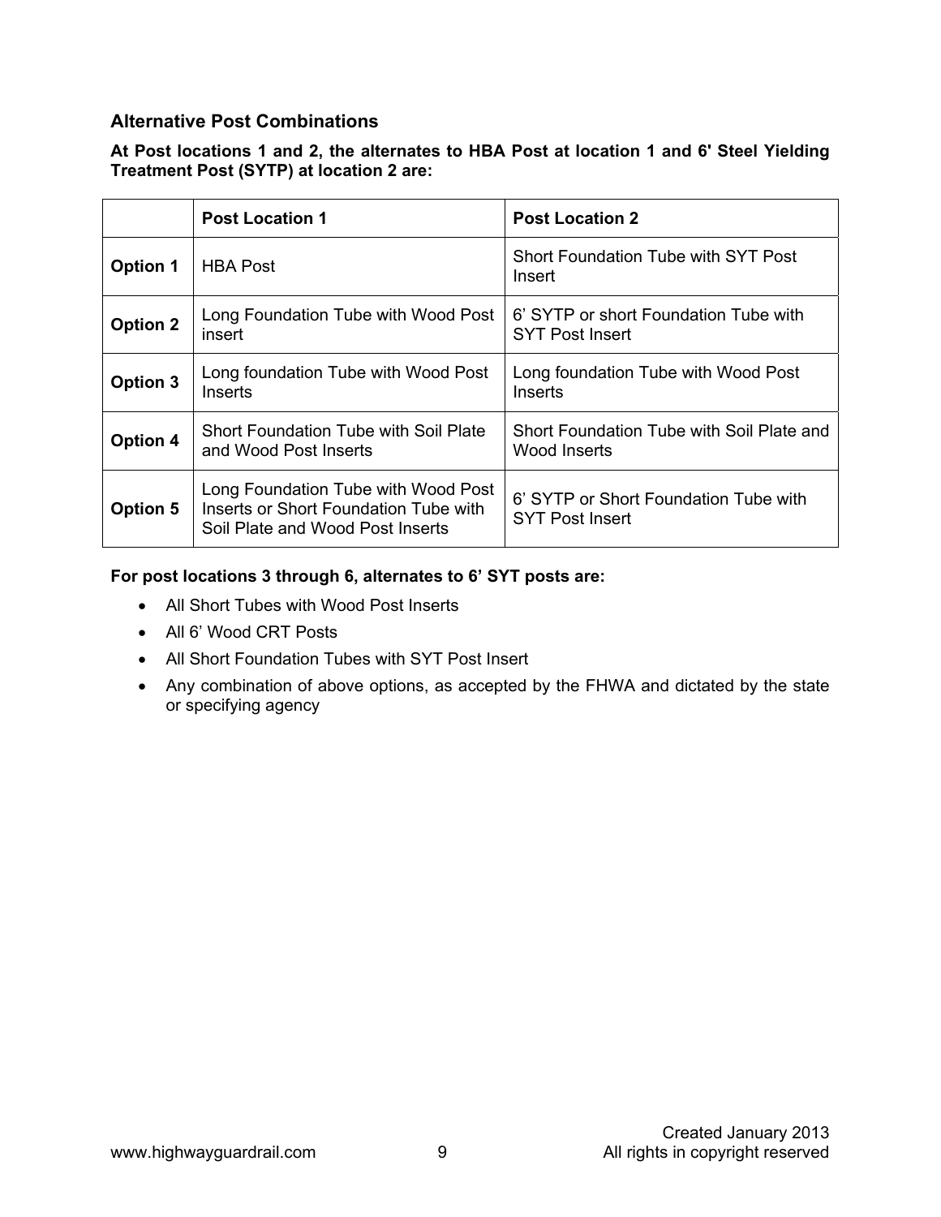### Alternative Post Combinations

**At Post locations 1 and 2, the alternates to HBA Post at location 1 and 6' Steel Yielding Treatment Post (SYTP) at location 2 are:**

| | Post Location 1 | Post Location 2 |
|---|---|---|
| **Option 1** | HBA Post | Short Foundation Tube with SYT Post Insert |
| **Option 2** | Long Foundation Tube with Wood Post insert | 6' SYTP or short Foundation Tube with SYT Post Insert |
| **Option 3** | Long foundation Tube with Wood Post Inserts | Long foundation Tube with Wood Post Inserts |
| **Option 4** | Short Foundation Tube with Soil Plate and Wood Post Inserts | Short Foundation Tube with Soil Plate and Wood Inserts |
| **Option 5** | Long Foundation Tube with Wood Post Inserts or Short Foundation Tube with Soil Plate and Wood Post Inserts | 6' SYTP or Short Foundation Tube with SYT Post Insert |

**For post locations 3 through 6, alternates to 6' SYT posts are:**

- All Short Tubes with Wood Post Inserts
- All 6' Wood CRT Posts
- All Short Foundation Tubes with SYT Post Insert
- Any combination of above options, as accepted by the FHWA and dictated by the state or specifying agency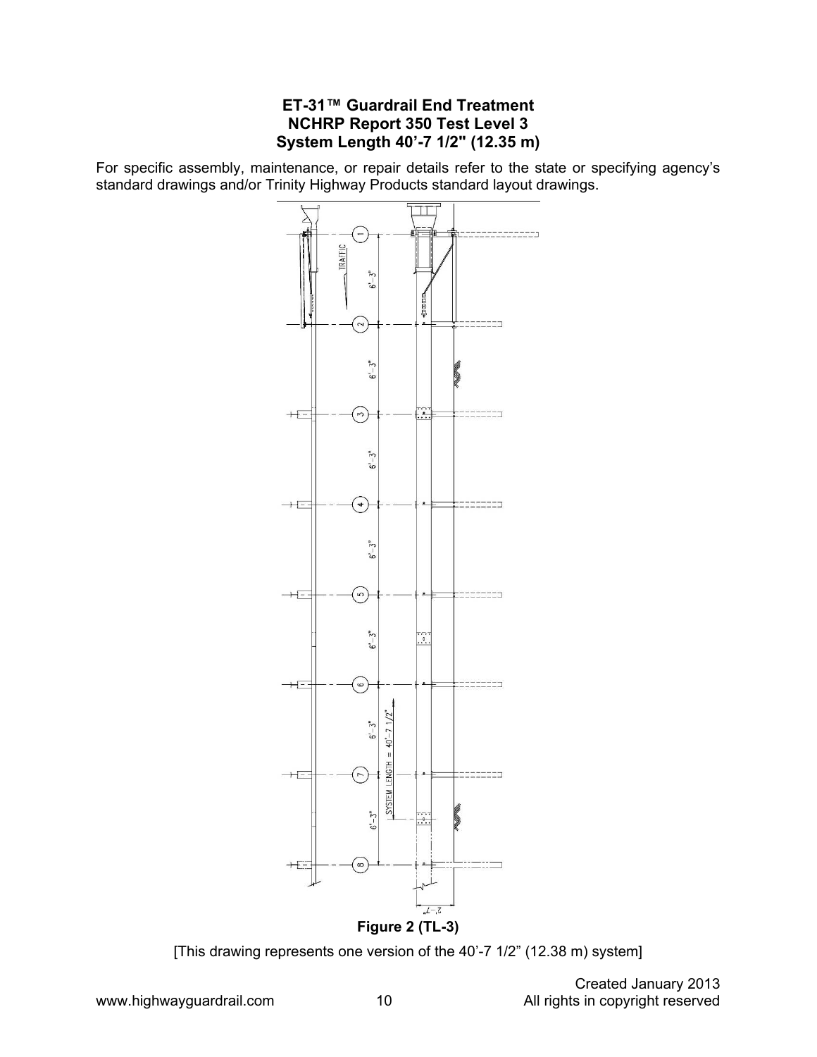## ET-31™ Guardrail End Treatment
## NCHRP Report 350 Test Level 3
## System Length 40'-7 1/2" (12.35 m)

For specific assembly, maintenance, or repair details refer to the state or specifying agency's standard drawings and/or Trinity Highway Products standard layout drawings.

**Figure 2 (TL-3)**

[This drawing represents one version of the 40'-7 1/2" (12.38 m) system]

Created January 2013

www.highwayguardrail.com All rights in copyright reserved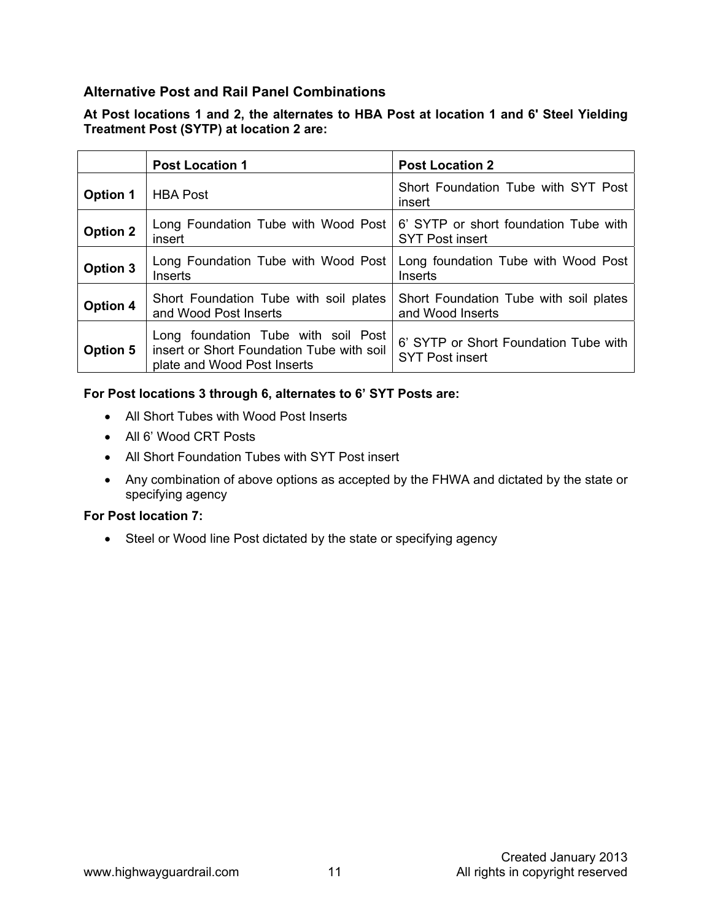## Alternative Post and Rail Panel Combinations

**At Post locations 1 and 2, the alternates to HBA Post at location 1 and 6' Steel Yielding Treatment Post (SYTP) at location 2 are:**

| | Post Location 1 | Post Location 2 |
|---|---|---|
| **Option 1** | HBA Post | Short Foundation Tube with SYT Post insert |
| **Option 2** | Long Foundation Tube with Wood Post insert | 6' SYTP or short foundation Tube with SYT Post insert |
| **Option 3** | Long Foundation Tube with Wood Post Inserts | Long foundation Tube with Wood Post Inserts |
| **Option 4** | Short Foundation Tube with soil plates and Wood Post Inserts | Short Foundation Tube with soil plates and Wood Inserts |
| **Option 5** | Long foundation Tube with soil Post insert or Short Foundation Tube with soil plate and Wood Post Inserts | 6' SYTP or Short Foundation Tube with SYT Post insert |

**For Post locations 3 through 6, alternates to 6' SYT Posts are:**

- All Short Tubes with Wood Post Inserts
- All 6' Wood CRT Posts
- All Short Foundation Tubes with SYT Post insert
- Any combination of above options as accepted by the FHWA and dictated by the state or specifying agency

**For Post location 7:**

- Steel or Wood line Post dictated by the state or specifying agency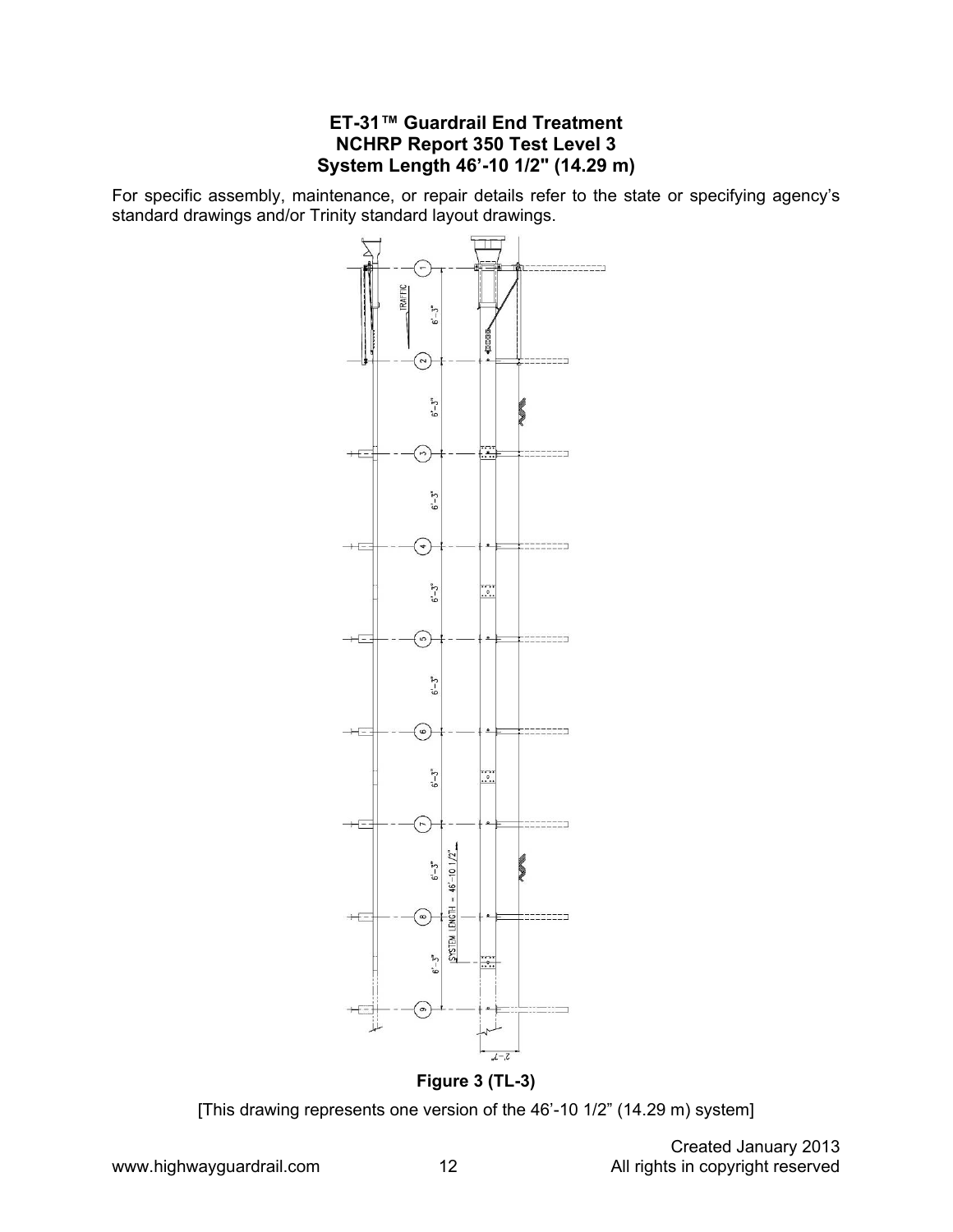# ET-31™ Guardrail End Treatment
## NCHRP Report 350 Test Level 3
## System Length 46'-10 1/2" (14.29 m)

For specific assembly, maintenance, or repair details refer to the state or specifying agency's standard drawings and/or Trinity standard layout drawings.

**Figure 3 (TL-3)**

[This drawing represents one version of the 46'-10 1/2" (14.29 m) system]

Created January 2013

www.highwayguardrail.com

All rights in copyright reserved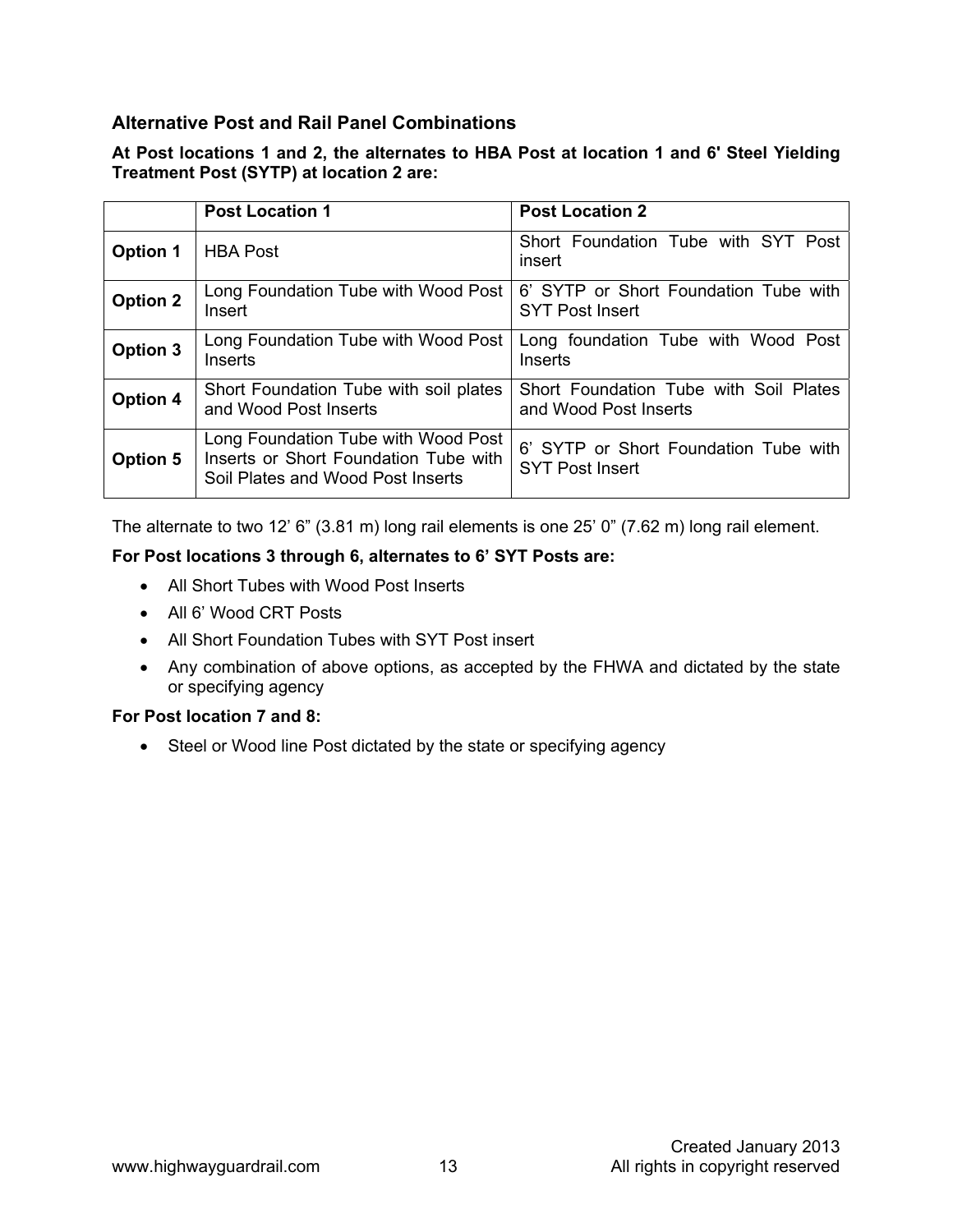## Alternative Post and Rail Panel Combinations

**At Post locations 1 and 2, the alternates to HBA Post at location 1 and 6' Steel Yielding Treatment Post (SYTP) at location 2 are:**

| | Post Location 1 | Post Location 2 |
|---|---|---|
| **Option 1** | HBA Post | Short Foundation Tube with SYT Post insert |
| **Option 2** | Long Foundation Tube with Wood Post Insert | 6' SYTP or Short Foundation Tube with SYT Post Insert |
| **Option 3** | Long Foundation Tube with Wood Post Inserts | Long foundation Tube with Wood Post Inserts |
| **Option 4** | Short Foundation Tube with soil plates and Wood Post Inserts | Short Foundation Tube with Soil Plates and Wood Post Inserts |
| **Option 5** | Long Foundation Tube with Wood Post Inserts or Short Foundation Tube with Soil Plates and Wood Post Inserts | 6' SYTP or Short Foundation Tube with SYT Post Insert |

The alternate to two 12' 6" (3.81 m) long rail elements is one 25' 0" (7.62 m) long rail element.

**For Post locations 3 through 6, alternates to 6' SYT Posts are:**

- All Short Tubes with Wood Post Inserts
- All 6' Wood CRT Posts
- All Short Foundation Tubes with SYT Post insert
- Any combination of above options, as accepted by the FHWA and dictated by the state or specifying agency

**For Post location 7 and 8:**

- Steel or Wood line Post dictated by the state or specifying agency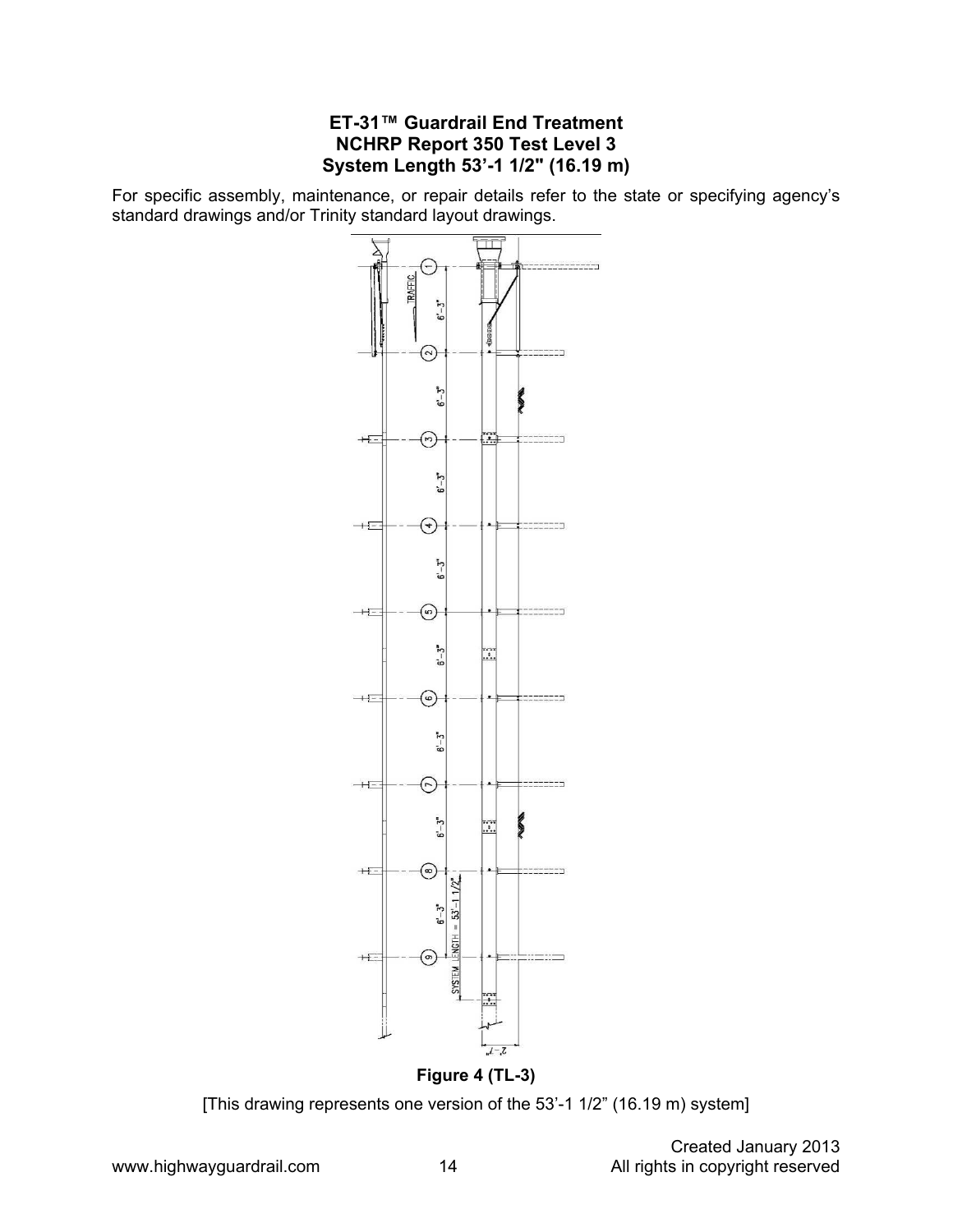## ET-31™ Guardrail End Treatment
## NCHRP Report 350 Test Level 3
## System Length 53'-1 1/2" (16.19 m)

For specific assembly, maintenance, or repair details refer to the state or specifying agency's standard drawings and/or Trinity standard layout drawings.

**Figure 4 (TL-3)**

[This drawing represents one version of the 53'-1 1/2" (16.19 m) system]

Created January 2013

www.highwayguardrail.com

All rights in copyright reserved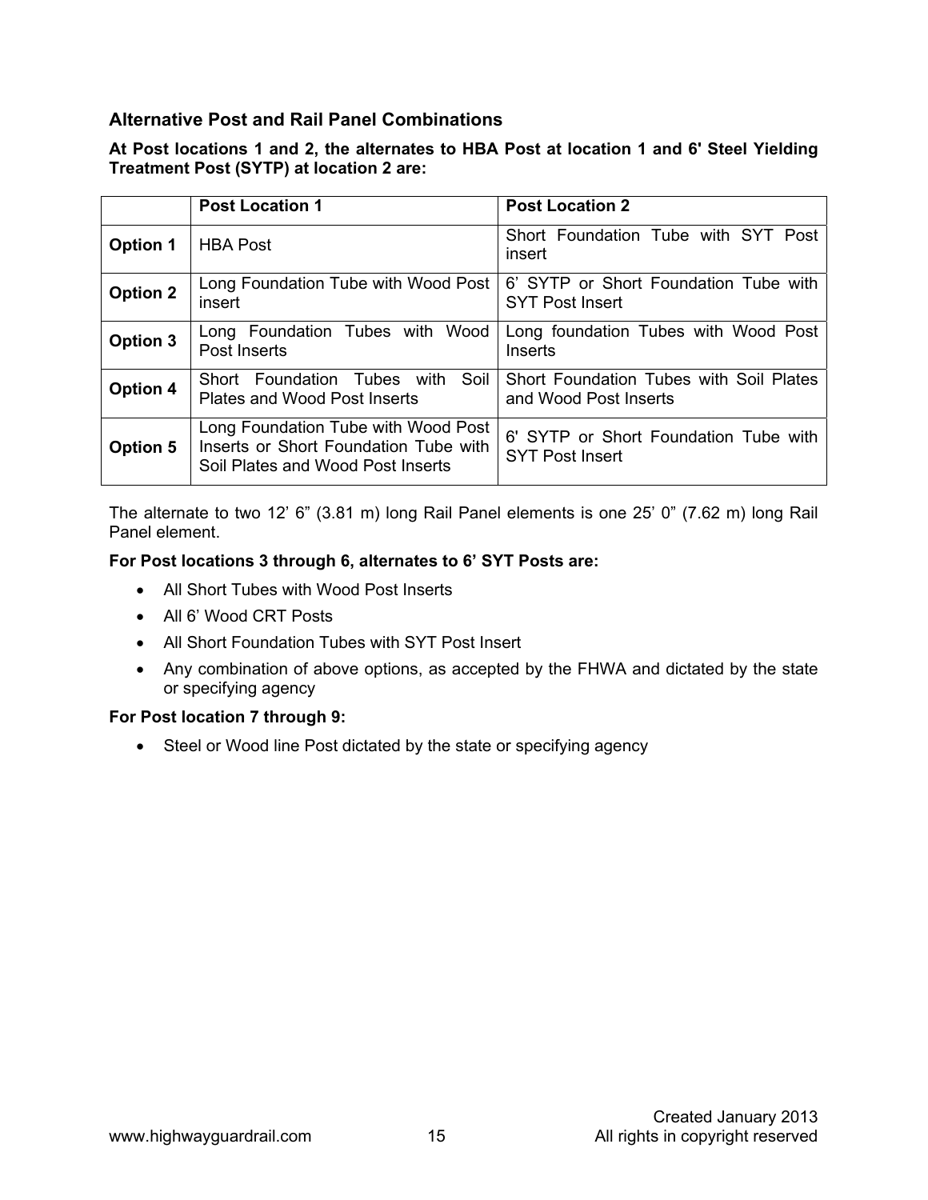## Alternative Post and Rail Panel Combinations

**At Post locations 1 and 2, the alternates to HBA Post at location 1 and 6' Steel Yielding Treatment Post (SYTP) at location 2 are:**

| | Post Location 1 | Post Location 2 |
|---|---|---|
| **Option 1** | HBA Post | Short Foundation Tube with SYT Post insert |
| **Option 2** | Long Foundation Tube with Wood Post insert | 6' SYTP or Short Foundation Tube with SYT Post Insert |
| **Option 3** | Long Foundation Tubes with Wood Post Inserts | Long foundation Tubes with Wood Post Inserts |
| **Option 4** | Short Foundation Tubes with Soil Plates and Wood Post Inserts | Short Foundation Tubes with Soil Plates and Wood Post Inserts |
| **Option 5** | Long Foundation Tube with Wood Post Inserts or Short Foundation Tube with Soil Plates and Wood Post Inserts | 6' SYTP or Short Foundation Tube with SYT Post Insert |

The alternate to two 12' 6" (3.81 m) long Rail Panel elements is one 25' 0" (7.62 m) long Rail Panel element.

**For Post locations 3 through 6, alternates to 6' SYT Posts are:**

- All Short Tubes with Wood Post Inserts
- All 6' Wood CRT Posts
- All Short Foundation Tubes with SYT Post Insert
- Any combination of above options, as accepted by the FHWA and dictated by the state or specifying agency

**For Post location 7 through 9:**

- Steel or Wood line Post dictated by the state or specifying agency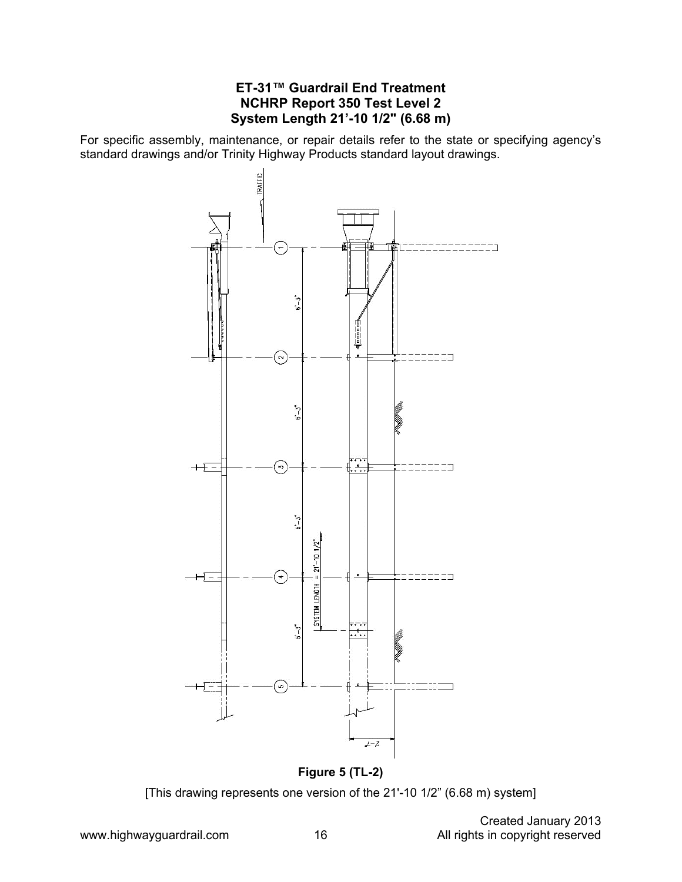**ET-31™ Guardrail End Treatment**
**NCHRP Report 350 Test Level 2**
**System Length 21’-10 1/2" (6.68 m)**

For specific assembly, maintenance, or repair details refer to the state or specifying agency’s standard drawings and/or Trinity Highway Products standard layout drawings.

**Figure 5 (TL-2)**

[This drawing represents one version of the 21'-10 1/2” (6.68 m) system]

Created January 2013
All rights in copyright reserved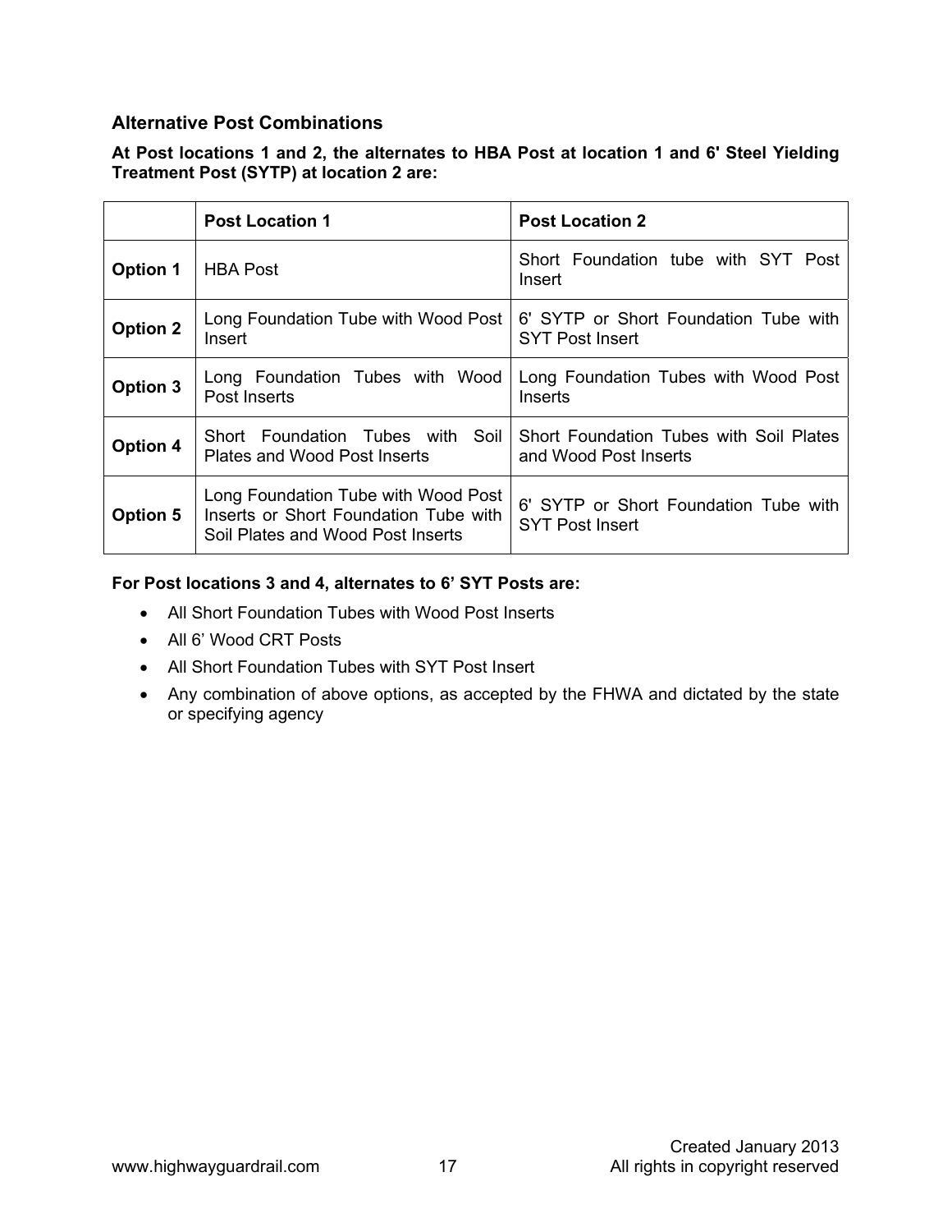### Alternative Post Combinations

**At Post locations 1 and 2, the alternates to HBA Post at location 1 and 6' Steel Yielding Treatment Post (SYTP) at location 2 are:**

| | Post Location 1 | Post Location 2 |
|---|---|---|
| **Option 1** | HBA Post | Short Foundation tube with SYT Post Insert |
| **Option 2** | Long Foundation Tube with Wood Post Insert | 6' SYTP or Short Foundation Tube with SYT Post Insert |
| **Option 3** | Long Foundation Tubes with Wood Post Inserts | Long Foundation Tubes with Wood Post Inserts |
| **Option 4** | Short Foundation Tubes with Soil Plates and Wood Post Inserts | Short Foundation Tubes with Soil Plates and Wood Post Inserts |
| **Option 5** | Long Foundation Tube with Wood Post Inserts or Short Foundation Tube with Soil Plates and Wood Post Inserts | 6' SYTP or Short Foundation Tube with SYT Post Insert |

**For Post locations 3 and 4, alternates to 6' SYT Posts are:**

- All Short Foundation Tubes with Wood Post Inserts
- All 6' Wood CRT Posts
- All Short Foundation Tubes with SYT Post Insert
- Any combination of above options, as accepted by the FHWA and dictated by the state or specifying agency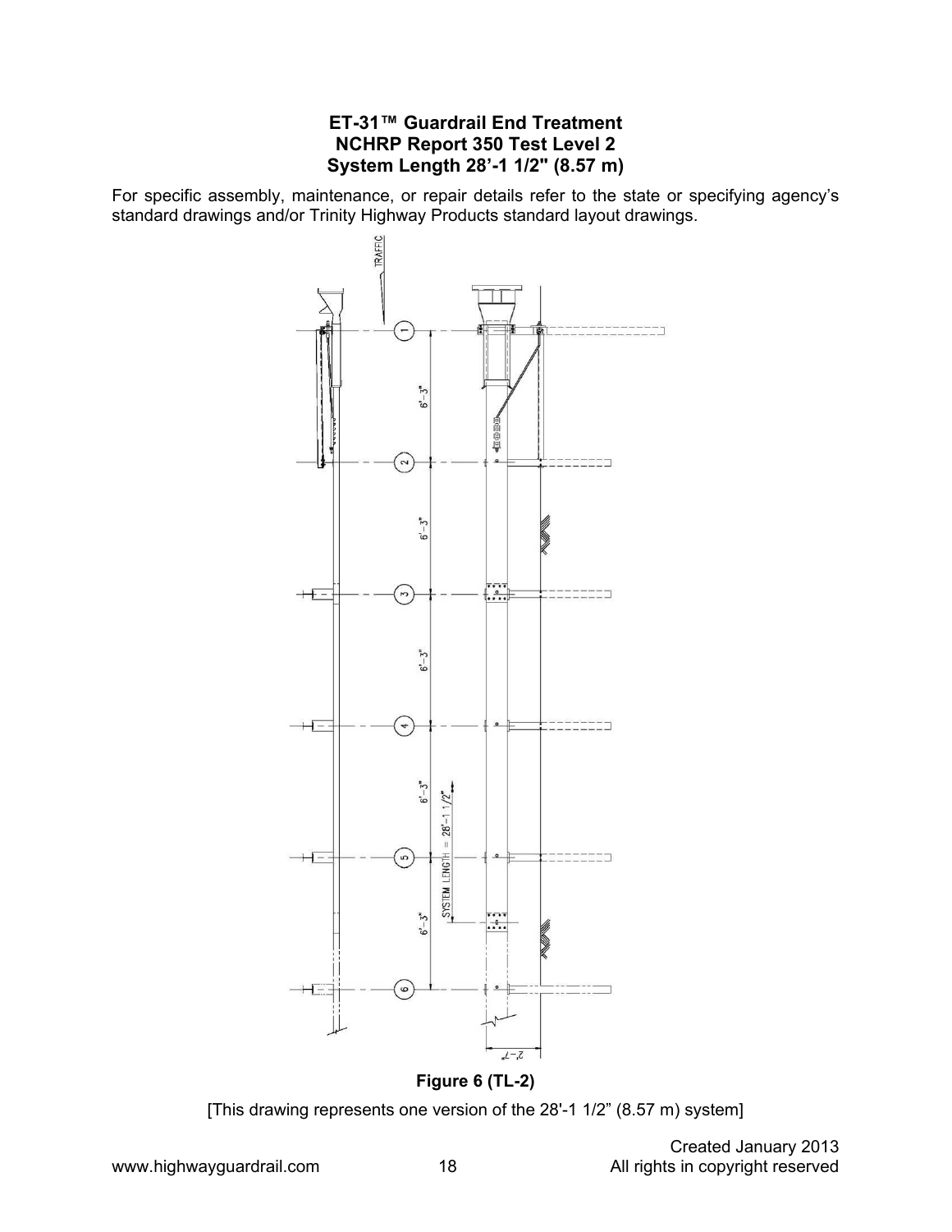**ET-31™ Guardrail End Treatment**
**NCHRP Report 350 Test Level 2**
**System Length 28'-1 1/2" (8.57 m)**

For specific assembly, maintenance, or repair details refer to the state or specifying agency's standard drawings and/or Trinity Highway Products standard layout drawings.

**Figure 6 (TL-2)**

[This drawing represents one version of the 28'-1 1/2" (8.57 m) system]

Created January 2013

All rights in copyright reserved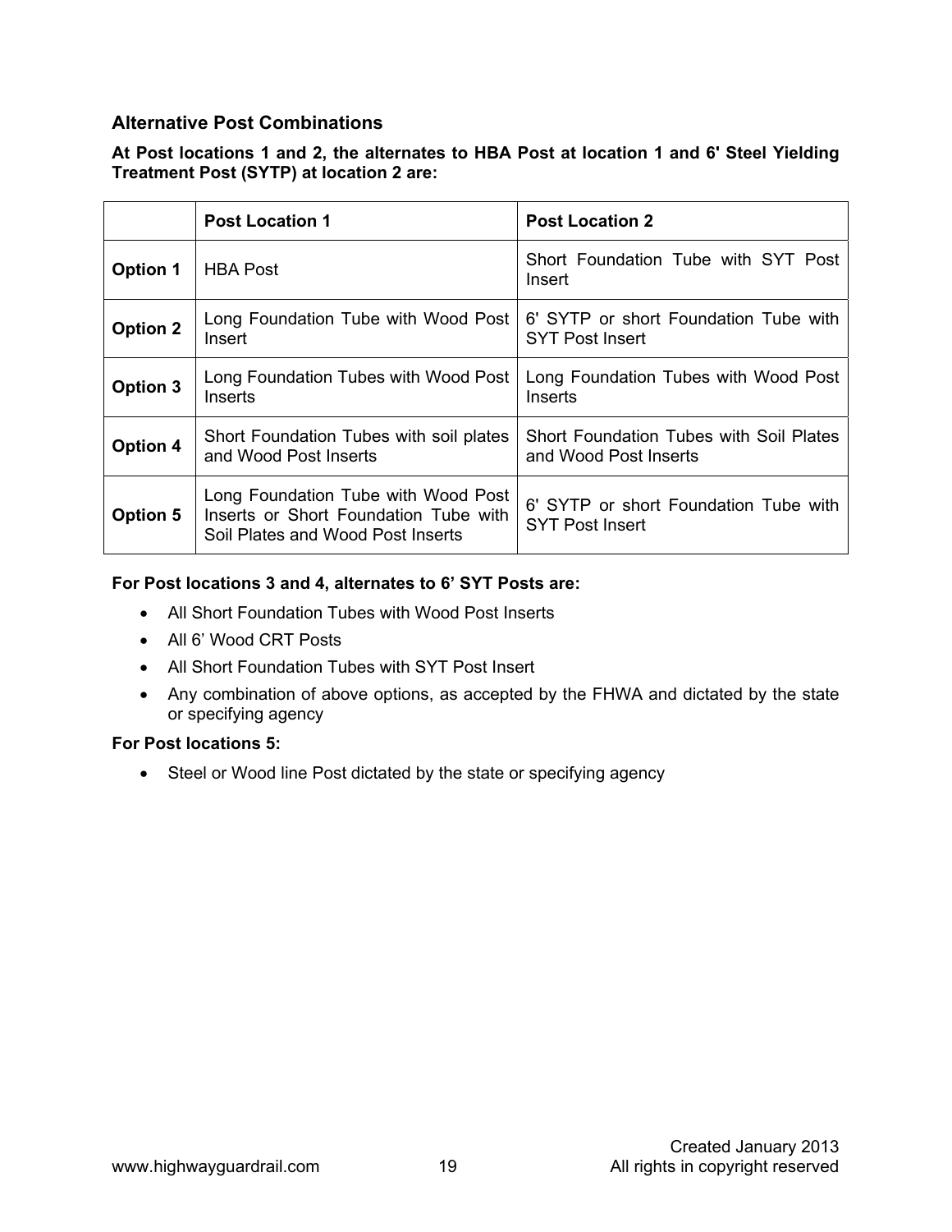### Alternative Post Combinations

**At Post locations 1 and 2, the alternates to HBA Post at location 1 and 6' Steel Yielding Treatment Post (SYTP) at location 2 are:**

| | **Post Location 1** | **Post Location 2** |
|---|---|---|
| **Option 1** | HBA Post | Short Foundation Tube with SYT Post Insert |
| **Option 2** | Long Foundation Tube with Wood Post Insert | 6' SYTP or short Foundation Tube with SYT Post Insert |
| **Option 3** | Long Foundation Tubes with Wood Post Inserts | Long Foundation Tubes with Wood Post Inserts |
| **Option 4** | Short Foundation Tubes with soil plates and Wood Post Inserts | Short Foundation Tubes with Soil Plates and Wood Post Inserts |
| **Option 5** | Long Foundation Tube with Wood Post Inserts or Short Foundation Tube with Soil Plates and Wood Post Inserts | 6' SYTP or short Foundation Tube with SYT Post Insert |

**For Post locations 3 and 4, alternates to 6' SYT Posts are:**

- All Short Foundation Tubes with Wood Post Inserts
- All 6' Wood CRT Posts
- All Short Foundation Tubes with SYT Post Insert
- Any combination of above options, as accepted by the FHWA and dictated by the state or specifying agency

**For Post locations 5:**

- Steel or Wood line Post dictated by the state or specifying agency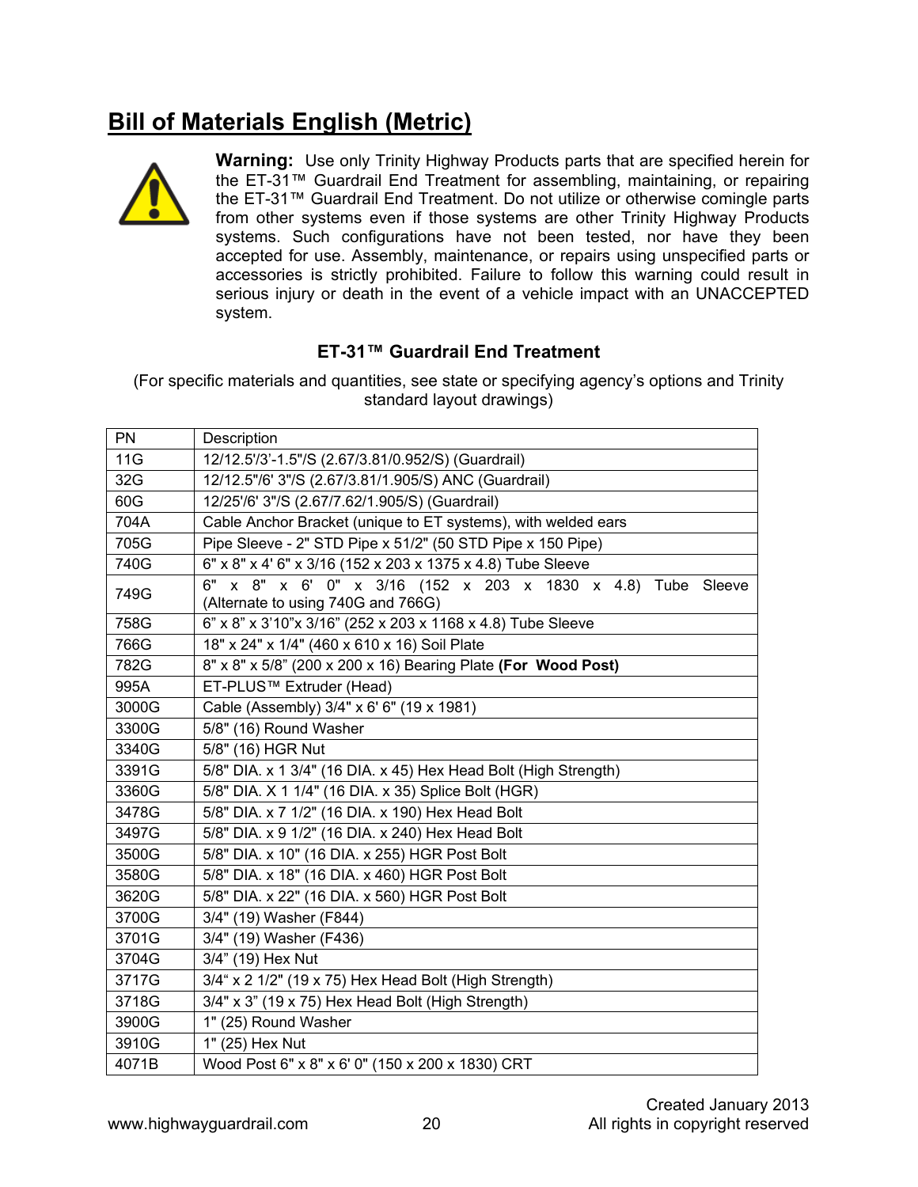## Bill of Materials English (Metric)

**Warning:** Use only Trinity Highway Products parts that are specified herein for the ET-31™ Guardrail End Treatment for assembling, maintaining, or repairing the ET-31™ Guardrail End Treatment. Do not utilize or otherwise comingle parts from other systems even if those systems are other Trinity Highway Products systems. Such configurations have not been tested, nor have they been accepted for use. Assembly, maintenance, or repairs using unspecified parts or accessories is strictly prohibited. Failure to follow this warning could result in serious injury or death in the event of a vehicle impact with an UNACCEPTED system.

### ET-31™ Guardrail End Treatment

(For specific materials and quantities, see state or specifying agency's options and Trinity standard layout drawings)

| PN | Description |
|---|---|
| 11G | 12/12.5'/3'-1.5"/S (2.67/3.81/0.952/S) (Guardrail) |
| 32G | 12/12.5"/6' 3"/S (2.67/3.81/1.905/S) ANC (Guardrail) |
| 60G | 12/25'/6' 3"/S (2.67/7.62/1.905/S) (Guardrail) |
| 704A | Cable Anchor Bracket (unique to ET systems), with welded ears |
| 705G | Pipe Sleeve - 2" STD Pipe x 51/2" (50 STD Pipe x 150 Pipe) |
| 740G | 6" x 8" x 4' 6" x 3/16 (152 x 203 x 1375 x 4.8) Tube Sleeve |
| 749G | 6" x 8" x 6' 0" x 3/16 (152 x 203 x 1830 x 4.8) Tube Sleeve (Alternate to using 740G and 766G) |
| 758G | 6" x 8" x 3'10"x 3/16" (252 x 203 x 1168 x 4.8) Tube Sleeve |
| 766G | 18" x 24" x 1/4" (460 x 610 x 16) Soil Plate |
| 782G | 8" x 8" x 5/8" (200 x 200 x 16) Bearing Plate **(For Wood Post)** |
| 995A | ET-PLUS™ Extruder (Head) |
| 3000G | Cable (Assembly) 3/4" x 6' 6" (19 x 1981) |
| 3300G | 5/8" (16) Round Washer |
| 3340G | 5/8" (16) HGR Nut |
| 3391G | 5/8" DIA. x 1 3/4" (16 DIA. x 45) Hex Head Bolt (High Strength) |
| 3360G | 5/8" DIA. X 1 1/4" (16 DIA. x 35) Splice Bolt (HGR) |
| 3478G | 5/8" DIA. x 7 1/2" (16 DIA. x 190) Hex Head Bolt |
| 3497G | 5/8" DIA. x 9 1/2" (16 DIA. x 240) Hex Head Bolt |
| 3500G | 5/8" DIA. x 10" (16 DIA. x 255) HGR Post Bolt |
| 3580G | 5/8" DIA. x 18" (16 DIA. x 460) HGR Post Bolt |
| 3620G | 5/8" DIA. x 22" (16 DIA. x 560) HGR Post Bolt |
| 3700G | 3/4" (19) Washer (F844) |
| 3701G | 3/4" (19) Washer (F436) |
| 3704G | 3/4" (19) Hex Nut |
| 3717G | 3/4" x 2 1/2" (19 x 75) Hex Head Bolt (High Strength) |
| 3718G | 3/4" x 3" (19 x 75) Hex Head Bolt (High Strength) |
| 3900G | 1" (25) Round Washer |
| 3910G | 1" (25) Hex Nut |
| 4071B | Wood Post 6" x 8" x 6' 0" (150 x 200 x 1830) CRT |

Created January 2013
All rights in copyright reserved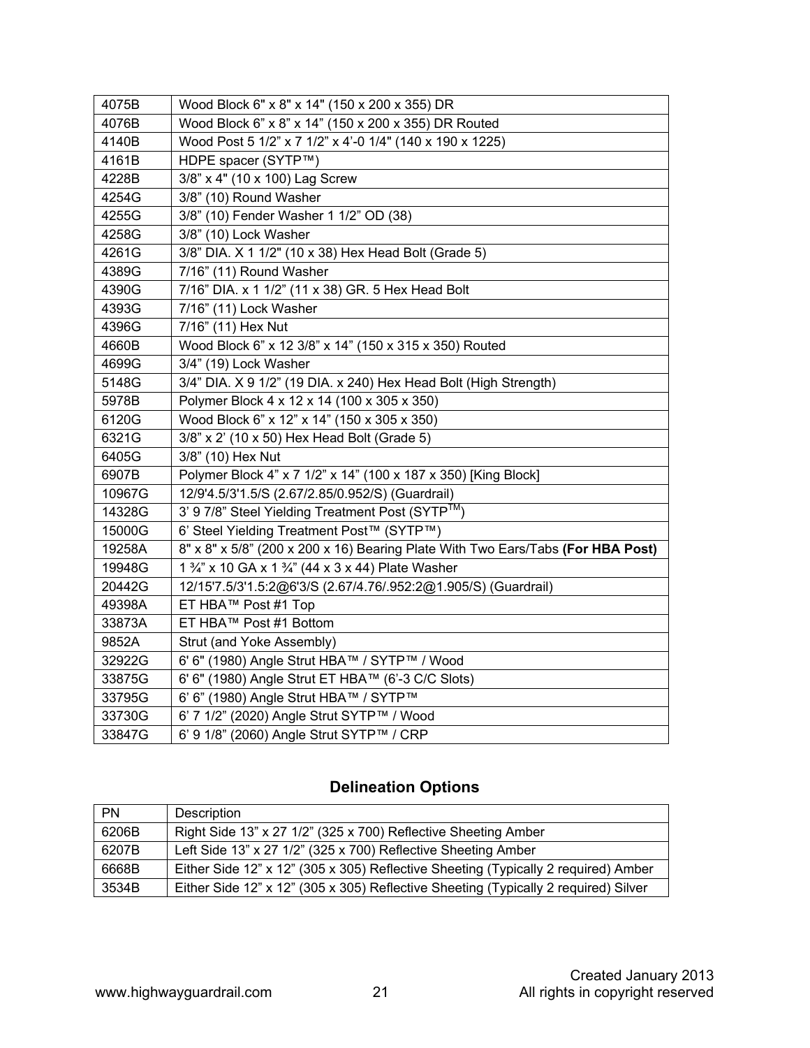| | |
|---|---|
| 4075B | Wood Block 6" x 8" x 14" (150 x 200 x 355) DR |
| 4076B | Wood Block 6" x 8" x 14" (150 x 200 x 355) DR Routed |
| 4140B | Wood Post 5 1/2" x 7 1/2" x 4'-0 1/4" (140 x 190 x 1225) |
| 4161B | HDPE spacer (SYTP™) |
| 4228B | 3/8" x 4" (10 x 100) Lag Screw |
| 4254G | 3/8" (10) Round Washer |
| 4255G | 3/8" (10) Fender Washer 1 1/2" OD (38) |
| 4258G | 3/8" (10) Lock Washer |
| 4261G | 3/8" DIA. X 1 1/2" (10 x 38) Hex Head Bolt (Grade 5) |
| 4389G | 7/16" (11) Round Washer |
| 4390G | 7/16" DIA. x 1 1/2" (11 x 38) GR. 5 Hex Head Bolt |
| 4393G | 7/16" (11) Lock Washer |
| 4396G | 7/16" (11) Hex Nut |
| 4660B | Wood Block 6" x 12 3/8" x 14" (150 x 315 x 350) Routed |
| 4699G | 3/4" (19) Lock Washer |
| 5148G | 3/4" DIA. X 9 1/2" (19 DIA. x 240) Hex Head Bolt (High Strength) |
| 5978B | Polymer Block 4 x 12 x 14 (100 x 305 x 350) |
| 6120G | Wood Block 6" x 12" x 14" (150 x 305 x 350) |
| 6321G | 3/8" x 2' (10 x 50) Hex Head Bolt (Grade 5) |
| 6405G | 3/8" (10) Hex Nut |
| 6907B | Polymer Block 4" x 7 1/2" x 14" (100 x 187 x 350) [King Block] |
| 10967G | 12/9'4.5/3'1.5/S (2.67/2.85/0.952/S) (Guardrail) |
| 14328G | 3' 9 7/8" Steel Yielding Treatment Post (SYTP™) |
| 15000G | 6' Steel Yielding Treatment Post™ (SYTP™) |
| 19258A | 8" x 8" x 5/8" (200 x 200 x 16) Bearing Plate With Two Ears/Tabs **(For HBA Post)** |
| 19948G | 1 ¾" x 10 GA x 1 ¾" (44 x 3 x 44) Plate Washer |
| 20442G | 12/15'7.5/3'1.5:2@6'3/S (2.67/4.76/.952:2@1.905/S) (Guardrail) |
| 49398A | ET HBA™ Post #1 Top |
| 33873A | ET HBA™ Post #1 Bottom |
| 9852A | Strut (and Yoke Assembly) |
| 32922G | 6' 6" (1980) Angle Strut HBA™ / SYTP™ / Wood |
| 33875G | 6' 6" (1980) Angle Strut ET HBA™ (6'-3 C/C Slots) |
| 33795G | 6' 6" (1980) Angle Strut HBA™ / SYTP™ |
| 33730G | 6' 7 1/2" (2020) Angle Strut SYTP™ / Wood |
| 33847G | 6' 9 1/8" (2060) Angle Strut SYTP™ / CRP |

## Delineation Options

| PN | Description |
|---|---|
| 6206B | Right Side 13" x 27 1/2" (325 x 700) Reflective Sheeting Amber |
| 6207B | Left Side 13" x 27 1/2" (325 x 700) Reflective Sheeting Amber |
| 6668B | Either Side 12" x 12" (305 x 305) Reflective Sheeting (Typically 2 required) Amber |
| 3534B | Either Side 12" x 12" (305 x 305) Reflective Sheeting (Typically 2 required) Silver |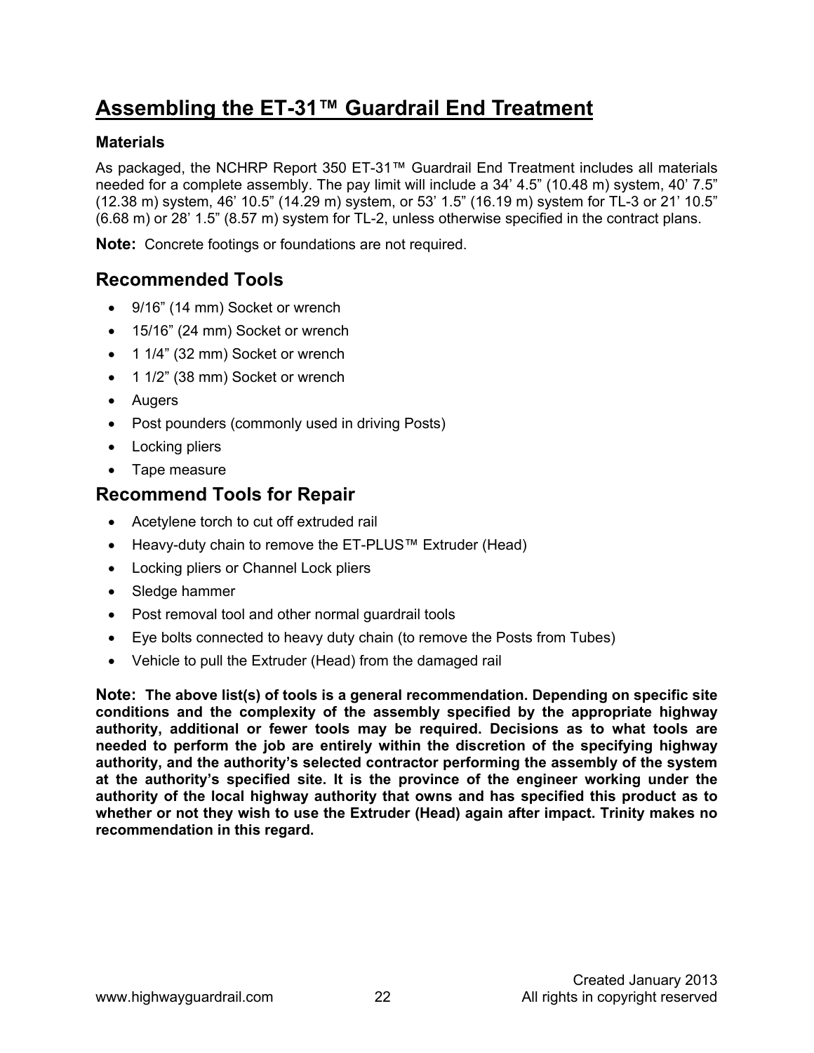# Assembling the ET-31™ Guardrail End Treatment

### Materials

As packaged, the NCHRP Report 350 ET-31™ Guardrail End Treatment includes all materials needed for a complete assembly. The pay limit will include a 34' 4.5" (10.48 m) system, 40' 7.5" (12.38 m) system, 46' 10.5" (14.29 m) system, or 53' 1.5" (16.19 m) system for TL-3 or 21' 10.5" (6.68 m) or 28' 1.5" (8.57 m) system for TL-2, unless otherwise specified in the contract plans.

**Note:** Concrete footings or foundations are not required.

## Recommended Tools

- 9/16" (14 mm) Socket or wrench
- 15/16" (24 mm) Socket or wrench
- 1 1/4" (32 mm) Socket or wrench
- 1 1/2" (38 mm) Socket or wrench
- Augers
- Post pounders (commonly used in driving Posts)
- Locking pliers
- Tape measure

## Recommend Tools for Repair

- Acetylene torch to cut off extruded rail
- Heavy-duty chain to remove the ET-PLUS™ Extruder (Head)
- Locking pliers or Channel Lock pliers
- Sledge hammer
- Post removal tool and other normal guardrail tools
- Eye bolts connected to heavy duty chain (to remove the Posts from Tubes)
- Vehicle to pull the Extruder (Head) from the damaged rail

**Note: The above list(s) of tools is a general recommendation. Depending on specific site conditions and the complexity of the assembly specified by the appropriate highway authority, additional or fewer tools may be required. Decisions as to what tools are needed to perform the job are entirely within the discretion of the specifying highway authority, and the authority's selected contractor performing the assembly of the system at the authority's specified site. It is the province of the engineer working under the authority of the local highway authority that owns and has specified this product as to whether or not they wish to use the Extruder (Head) again after impact. Trinity makes no recommendation in this regard.**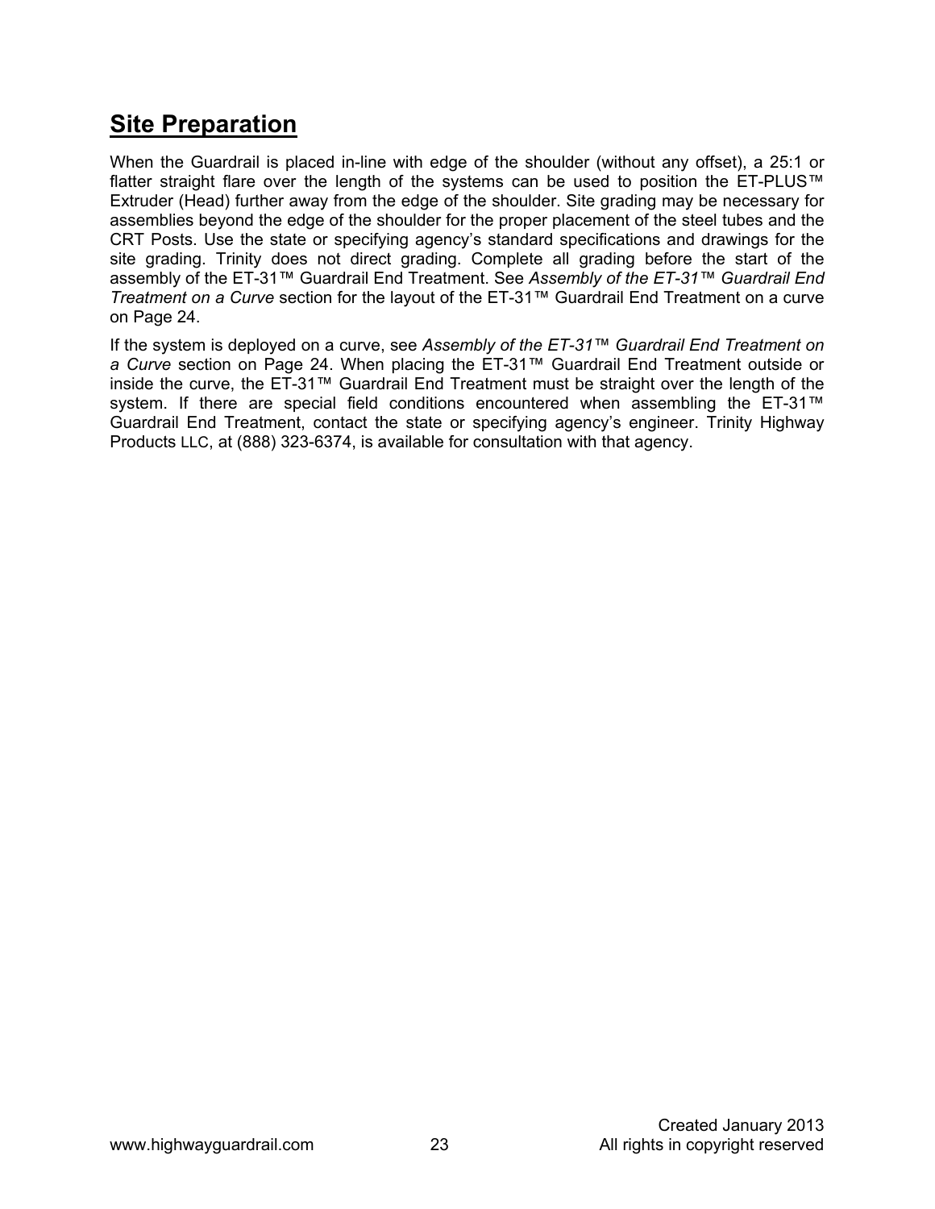## Site Preparation

When the Guardrail is placed in-line with edge of the shoulder (without any offset), a 25:1 or flatter straight flare over the length of the systems can be used to position the ET-PLUS™ Extruder (Head) further away from the edge of the shoulder. Site grading may be necessary for assemblies beyond the edge of the shoulder for the proper placement of the steel tubes and the CRT Posts. Use the state or specifying agency's standard specifications and drawings for the site grading. Trinity does not direct grading. Complete all grading before the start of the assembly of the ET-31™ Guardrail End Treatment. See *Assembly of the ET-31™ Guardrail End Treatment on a Curve* section for the layout of the ET-31™ Guardrail End Treatment on a curve on Page 24.

If the system is deployed on a curve, see *Assembly of the ET-31™ Guardrail End Treatment on a Curve* section on Page 24. When placing the ET-31™ Guardrail End Treatment outside or inside the curve, the ET-31™ Guardrail End Treatment must be straight over the length of the system. If there are special field conditions encountered when assembling the ET-31™ Guardrail End Treatment, contact the state or specifying agency's engineer. Trinity Highway Products LLC, at (888) 323-6374, is available for consultation with that agency.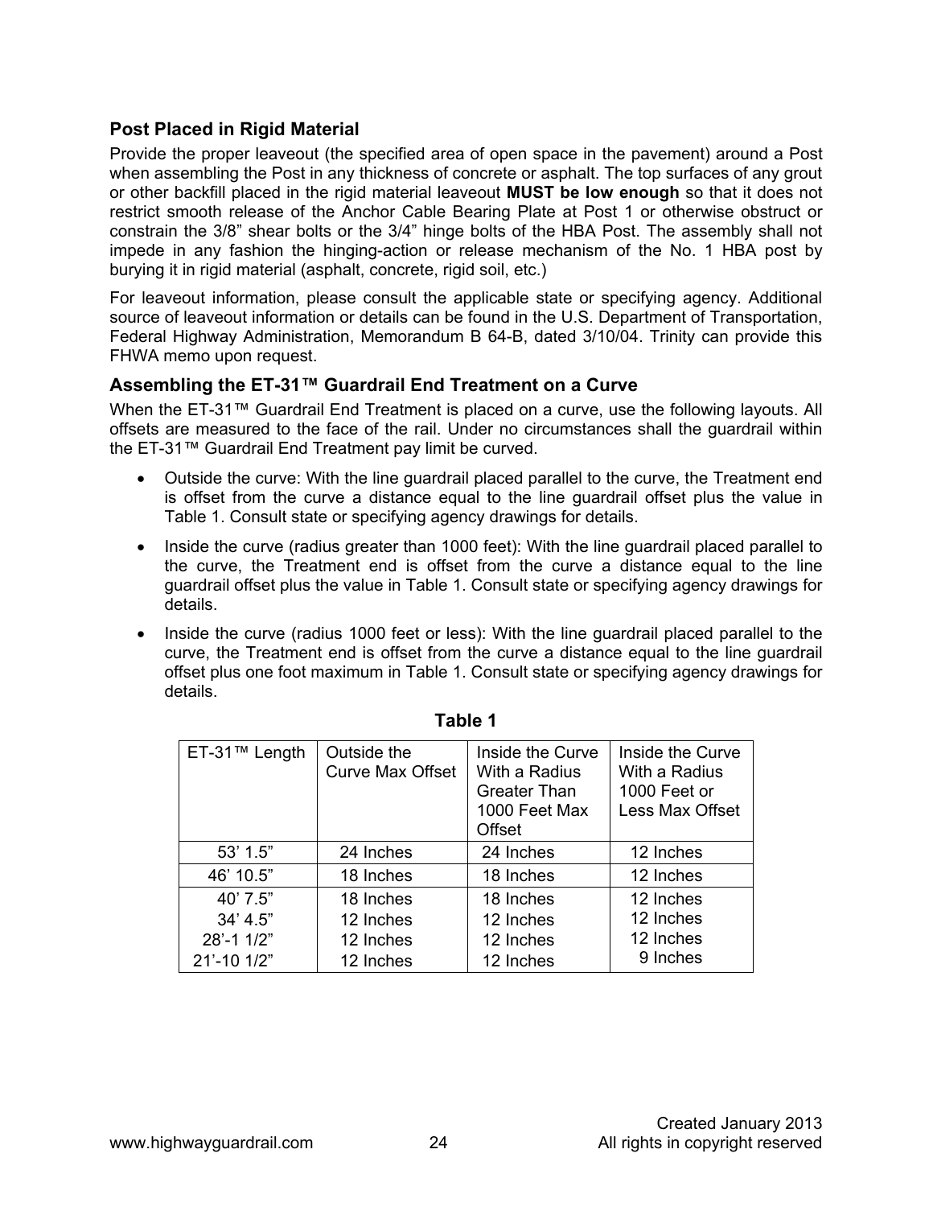## Post Placed in Rigid Material

Provide the proper leaveout (the specified area of open space in the pavement) around a Post when assembling the Post in any thickness of concrete or asphalt. The top surfaces of any grout or other backfill placed in the rigid material leaveout **MUST be low enough** so that it does not restrict smooth release of the Anchor Cable Bearing Plate at Post 1 or otherwise obstruct or constrain the 3/8" shear bolts or the 3/4" hinge bolts of the HBA Post. The assembly shall not impede in any fashion the hinging-action or release mechanism of the No. 1 HBA post by burying it in rigid material (asphalt, concrete, rigid soil, etc.)

For leaveout information, please consult the applicable state or specifying agency. Additional source of leaveout information or details can be found in the U.S. Department of Transportation, Federal Highway Administration, Memorandum B 64-B, dated 3/10/04. Trinity can provide this FHWA memo upon request.

## Assembling the ET-31™ Guardrail End Treatment on a Curve

When the ET-31™ Guardrail End Treatment is placed on a curve, use the following layouts. All offsets are measured to the face of the rail. Under no circumstances shall the guardrail within the ET-31™ Guardrail End Treatment pay limit be curved.

- Outside the curve: With the line guardrail placed parallel to the curve, the Treatment end is offset from the curve a distance equal to the line guardrail offset plus the value in Table 1. Consult state or specifying agency drawings for details.
- Inside the curve (radius greater than 1000 feet): With the line guardrail placed parallel to the curve, the Treatment end is offset from the curve a distance equal to the line guardrail offset plus the value in Table 1. Consult state or specifying agency drawings for details.
- Inside the curve (radius 1000 feet or less): With the line guardrail placed parallel to the curve, the Treatment end is offset from the curve a distance equal to the line guardrail offset plus one foot maximum in Table 1. Consult state or specifying agency drawings for details.

**Table 1**

| ET-31™ Length | Outside the Curve Max Offset | Inside the Curve With a Radius Greater Than 1000 Feet Max Offset | Inside the Curve With a Radius 1000 Feet or Less Max Offset |
|---|---|---|---|
| 53' 1.5" | 24 Inches | 24 Inches | 12 Inches |
| 46' 10.5" | 18 Inches | 18 Inches | 12 Inches |
| 40' 7.5" | 18 Inches | 18 Inches | 12 Inches |
| 34' 4.5" | 12 Inches | 12 Inches | 12 Inches |
| 28'-1 1/2" | 12 Inches | 12 Inches | 12 Inches |
| 21'-10 1/2" | 12 Inches | 12 Inches | 9 Inches |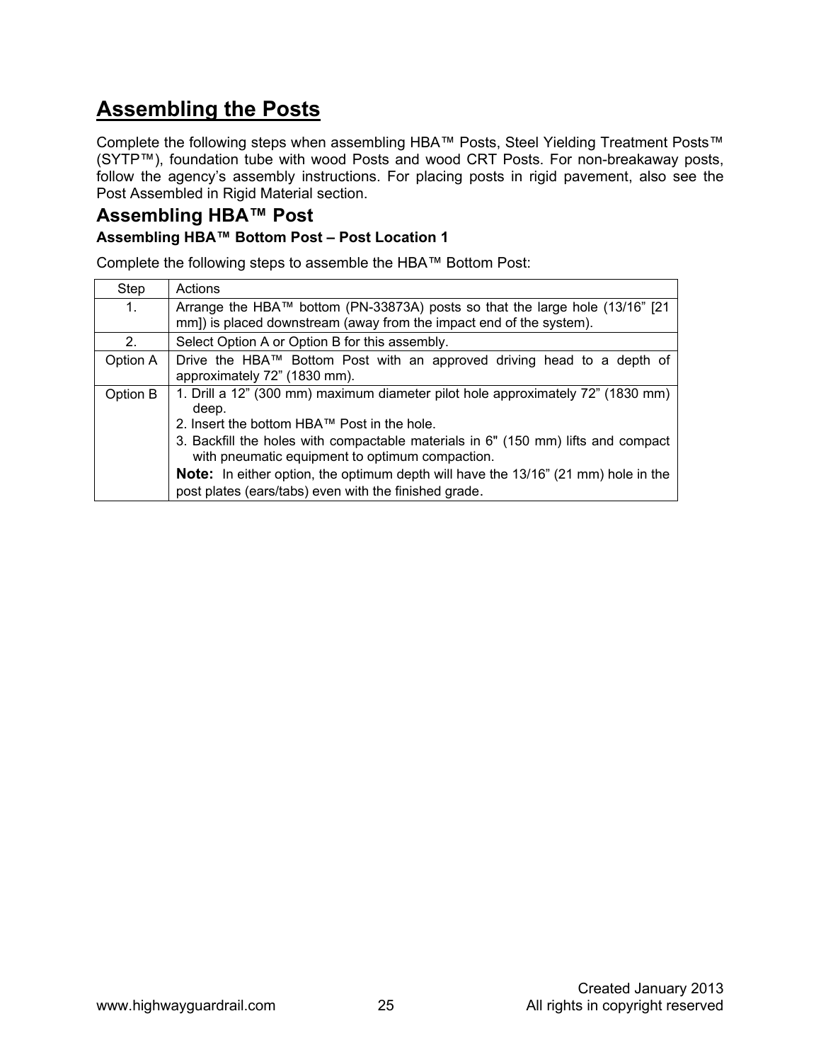# Assembling the Posts

Complete the following steps when assembling HBA™ Posts, Steel Yielding Treatment Posts™ (SYTP™), foundation tube with wood Posts and wood CRT Posts. For non-breakaway posts, follow the agency's assembly instructions. For placing posts in rigid pavement, also see the Post Assembled in Rigid Material section.

## Assembling HBA™ Post

### Assembling HBA™ Bottom Post – Post Location 1

Complete the following steps to assemble the HBA™ Bottom Post:

| Step | Actions |
|---|---|
| 1. | Arrange the HBA™ bottom (PN-33873A) posts so that the large hole (13/16" [21 mm]) is placed downstream (away from the impact end of the system). |
| 2. | Select Option A or Option B for this assembly. |
| Option A | Drive the HBA™ Bottom Post with an approved driving head to a depth of approximately 72" (1830 mm). |
| Option B | 1. Drill a 12" (300 mm) maximum diameter pilot hole approximately 72" (1830 mm) deep.<br>2. Insert the bottom HBA™ Post in the hole.<br>3. Backfill the holes with compactable materials in 6" (150 mm) lifts and compact with pneumatic equipment to optimum compaction.<br>**Note:** In either option, the optimum depth will have the 13/16" (21 mm) hole in the post plates (ears/tabs) even with the finished grade. |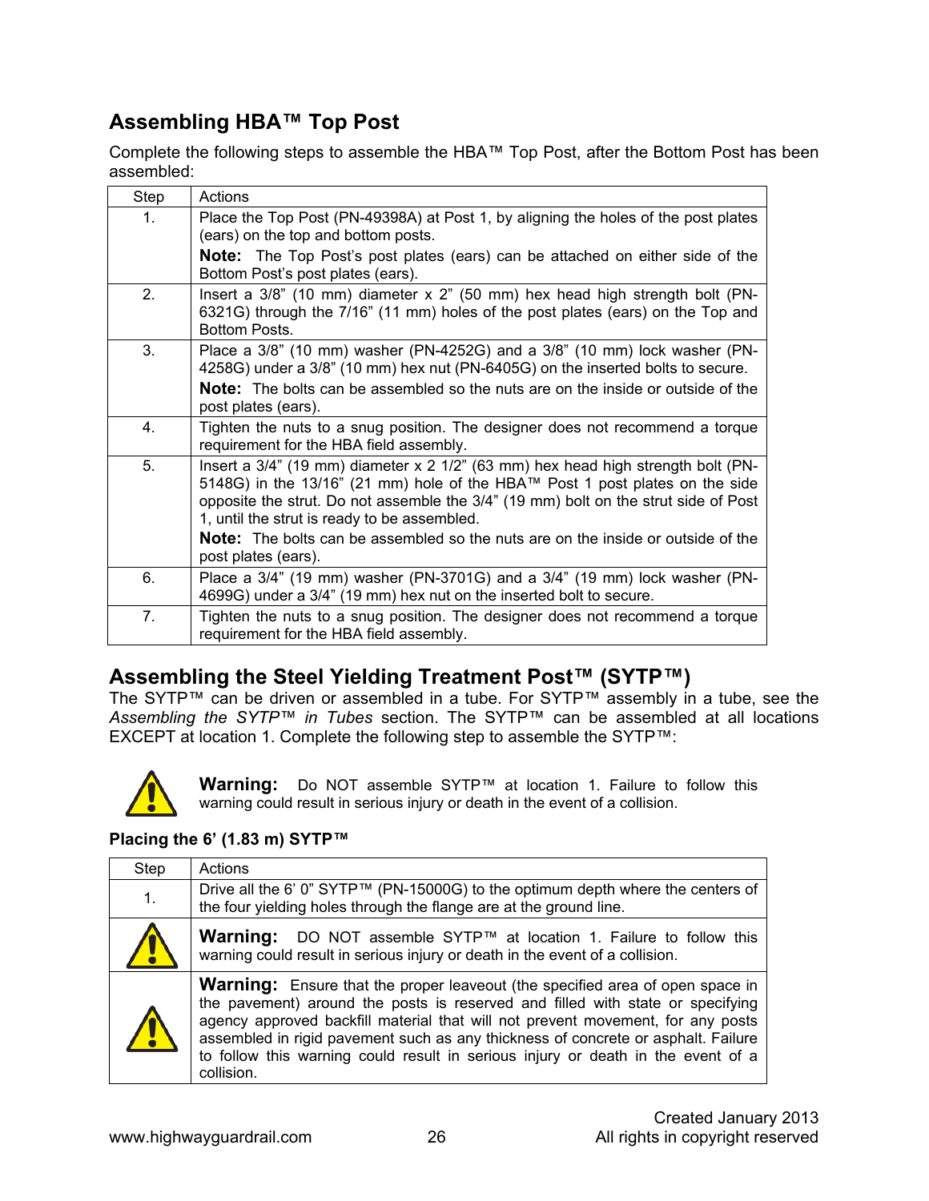## Assembling HBA™ Top Post

Complete the following steps to assemble the HBA™ Top Post, after the Bottom Post has been assembled:

| Step | Actions |
|---|---|
| 1. | Place the Top Post (PN-49398A) at Post 1, by aligning the holes of the post plates (ears) on the top and bottom posts. **Note:** The Top Post's post plates (ears) can be attached on either side of the Bottom Post's post plates (ears). |
| 2. | Insert a 3/8" (10 mm) diameter x 2" (50 mm) hex head high strength bolt (PN-6321G) through the 7/16" (11 mm) holes of the post plates (ears) on the Top and Bottom Posts. |
| 3. | Place a 3/8" (10 mm) washer (PN-4252G) and a 3/8" (10 mm) lock washer (PN-4258G) under a 3/8" (10 mm) hex nut (PN-6405G) on the inserted bolts to secure. **Note:** The bolts can be assembled so the nuts are on the inside or outside of the post plates (ears). |
| 4. | Tighten the nuts to a snug position. The designer does not recommend a torque requirement for the HBA field assembly. |
| 5. | Insert a 3/4" (19 mm) diameter x 2 1/2" (63 mm) hex head high strength bolt (PN-5148G) in the 13/16" (21 mm) hole of the HBA™ Post 1 post plates on the side opposite the strut. Do not assemble the 3/4" (19 mm) bolt on the strut side of Post 1, until the strut is ready to be assembled. **Note:** The bolts can be assembled so the nuts are on the inside or outside of the post plates (ears). |
| 6. | Place a 3/4" (19 mm) washer (PN-3701G) and a 3/4" (19 mm) lock washer (PN-4699G) under a 3/4" (19 mm) hex nut on the inserted bolt to secure. |
| 7. | Tighten the nuts to a snug position. The designer does not recommend a torque requirement for the HBA field assembly. |

## Assembling the Steel Yielding Treatment Post™ (SYTP™)

The SYTP™ can be driven or assembled in a tube. For SYTP™ assembly in a tube, see the *Assembling the SYTP™ in Tubes* section. The SYTP™ can be assembled at all locations EXCEPT at location 1. Complete the following step to assemble the SYTP™:

**Warning:** Do NOT assemble SYTP™ at location 1. Failure to follow this warning could result in serious injury or death in the event of a collision.

**Placing the 6' (1.83 m) SYTP™**

| Step | Actions |
|---|---|
| 1. | Drive all the 6' 0" SYTP™ (PN-15000G) to the optimum depth where the centers of the four yielding holes through the flange are at the ground line. |
| ⚠ | **Warning:** DO NOT assemble SYTP™ at location 1. Failure to follow this warning could result in serious injury or death in the event of a collision. |
| ⚠ | **Warning:** Ensure that the proper leaveout (the specified area of open space in the pavement) around the posts is reserved and filled with state or specifying agency approved backfill material that will not prevent movement, for any posts assembled in rigid pavement such as any thickness of concrete or asphalt. Failure to follow this warning could result in serious injury or death in the event of a collision. |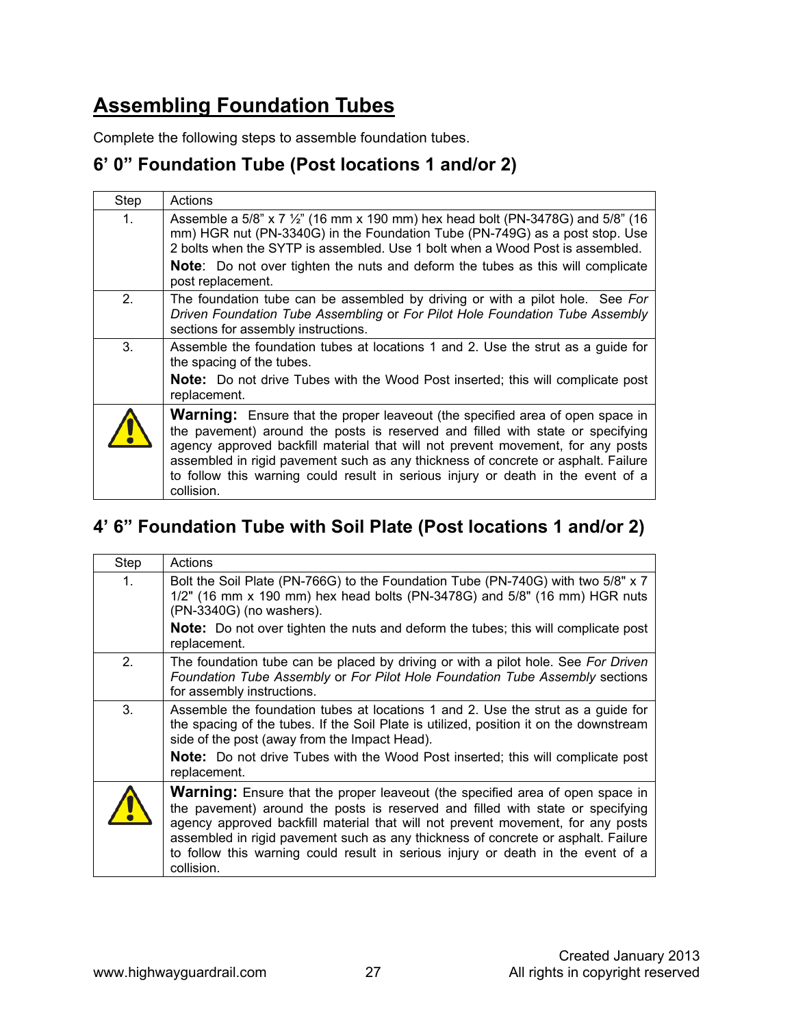# Assembling Foundation Tubes

Complete the following steps to assemble foundation tubes.

## 6' 0" Foundation Tube (Post locations 1 and/or 2)

| Step | Actions |
|---|---|
| 1. | Assemble a 5/8" x 7 ½" (16 mm x 190 mm) hex head bolt (PN-3478G) and 5/8" (16 mm) HGR nut (PN-3340G) in the Foundation Tube (PN-749G) as a post stop. Use 2 bolts when the SYTP is assembled. Use 1 bolt when a Wood Post is assembled. **Note**: Do not over tighten the nuts and deform the tubes as this will complicate post replacement. |
| 2. | The foundation tube can be assembled by driving or with a pilot hole. See *For Driven Foundation Tube Assembling* or *For Pilot Hole Foundation Tube Assembly* sections for assembly instructions. |
| 3. | Assemble the foundation tubes at locations 1 and 2. Use the strut as a guide for the spacing of the tubes. **Note:** Do not drive Tubes with the Wood Post inserted; this will complicate post replacement. |
| ⚠ | **Warning:** Ensure that the proper leaveout (the specified area of open space in the pavement) around the posts is reserved and filled with state or specifying agency approved backfill material that will not prevent movement, for any posts assembled in rigid pavement such as any thickness of concrete or asphalt. Failure to follow this warning could result in serious injury or death in the event of a collision. |

## 4' 6" Foundation Tube with Soil Plate (Post locations 1 and/or 2)

| Step | Actions |
|---|---|
| 1. | Bolt the Soil Plate (PN-766G) to the Foundation Tube (PN-740G) with two 5/8" x 7 1/2" (16 mm x 190 mm) hex head bolts (PN-3478G) and 5/8" (16 mm) HGR nuts (PN-3340G) (no washers). **Note:** Do not over tighten the nuts and deform the tubes; this will complicate post replacement. |
| 2. | The foundation tube can be placed by driving or with a pilot hole. See *For Driven Foundation Tube Assembly* or *For Pilot Hole Foundation Tube Assembly* sections for assembly instructions. |
| 3. | Assemble the foundation tubes at locations 1 and 2. Use the strut as a guide for the spacing of the tubes. If the Soil Plate is utilized, position it on the downstream side of the post (away from the Impact Head). **Note:** Do not drive Tubes with the Wood Post inserted; this will complicate post replacement. |
| ⚠ | **Warning:** Ensure that the proper leaveout (the specified area of open space in the pavement) around the posts is reserved and filled with state or specifying agency approved backfill material that will not prevent movement, for any posts assembled in rigid pavement such as any thickness of concrete or asphalt. Failure to follow this warning could result in serious injury or death in the event of a collision. |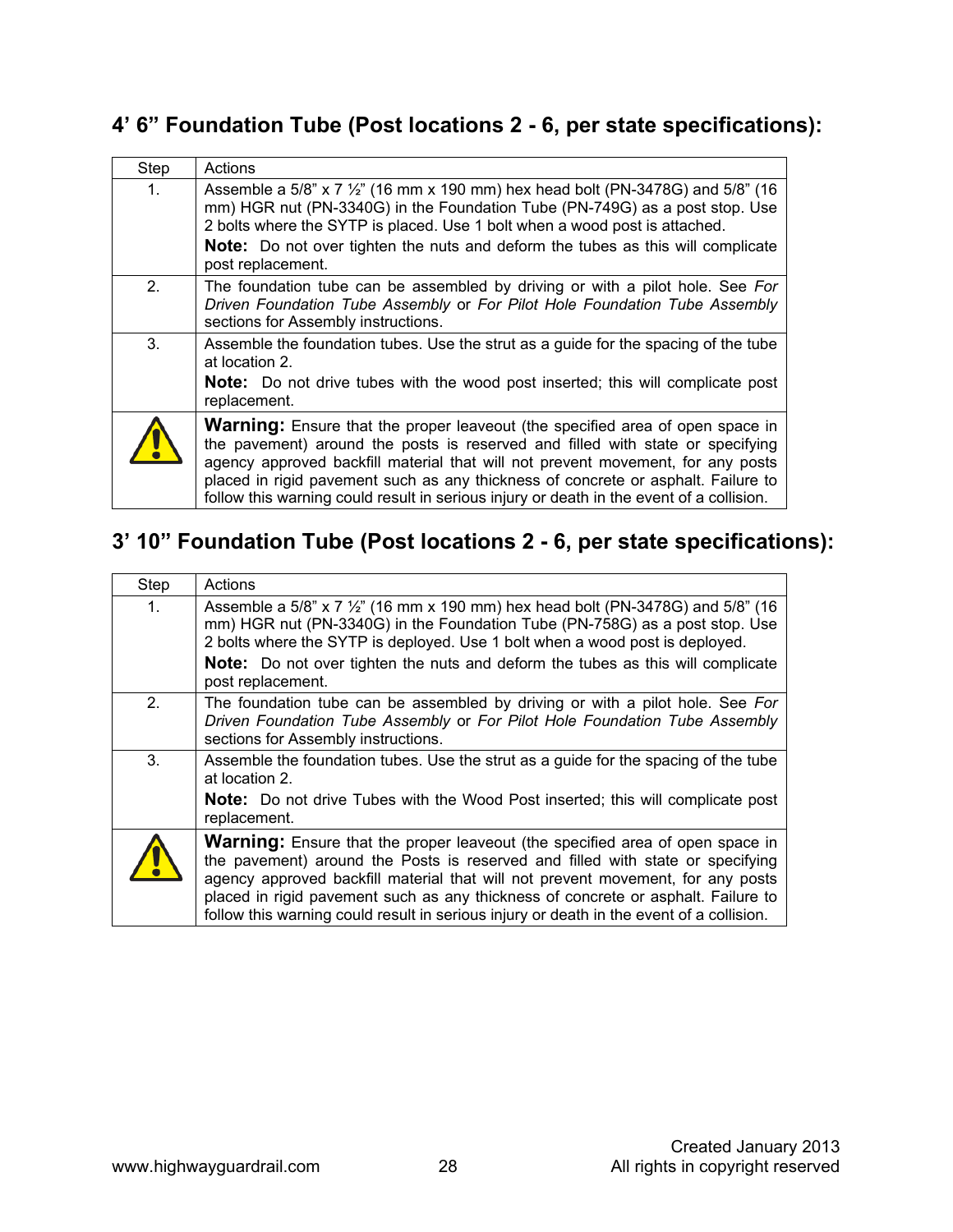## 4' 6" Foundation Tube (Post locations 2 - 6, per state specifications):

| Step | Actions |
|---|---|
| 1. | Assemble a 5/8" x 7 ½" (16 mm x 190 mm) hex head bolt (PN-3478G) and 5/8" (16 mm) HGR nut (PN-3340G) in the Foundation Tube (PN-749G) as a post stop. Use 2 bolts where the SYTP is placed. Use 1 bolt when a wood post is attached. **Note:** Do not over tighten the nuts and deform the tubes as this will complicate post replacement. |
| 2. | The foundation tube can be assembled by driving or with a pilot hole. See *For Driven Foundation Tube Assembly* or *For Pilot Hole Foundation Tube Assembly* sections for Assembly instructions. |
| 3. | Assemble the foundation tubes. Use the strut as a guide for the spacing of the tube at location 2. **Note:** Do not drive tubes with the wood post inserted; this will complicate post replacement. |
| ⚠ | **Warning:** Ensure that the proper leaveout (the specified area of open space in the pavement) around the posts is reserved and filled with state or specifying agency approved backfill material that will not prevent movement, for any posts placed in rigid pavement such as any thickness of concrete or asphalt. Failure to follow this warning could result in serious injury or death in the event of a collision. |

## 3' 10" Foundation Tube (Post locations 2 - 6, per state specifications):

| Step | Actions |
|---|---|
| 1. | Assemble a 5/8" x 7 ½" (16 mm x 190 mm) hex head bolt (PN-3478G) and 5/8" (16 mm) HGR nut (PN-3340G) in the Foundation Tube (PN-758G) as a post stop. Use 2 bolts where the SYTP is deployed. Use 1 bolt when a wood post is deployed. **Note:** Do not over tighten the nuts and deform the tubes as this will complicate post replacement. |
| 2. | The foundation tube can be assembled by driving or with a pilot hole. See *For Driven Foundation Tube Assembly* or *For Pilot Hole Foundation Tube Assembly* sections for Assembly instructions. |
| 3. | Assemble the foundation tubes. Use the strut as a guide for the spacing of the tube at location 2. **Note:** Do not drive Tubes with the Wood Post inserted; this will complicate post replacement. |
| ⚠ | **Warning:** Ensure that the proper leaveout (the specified area of open space in the pavement) around the Posts is reserved and filled with state or specifying agency approved backfill material that will not prevent movement, for any posts placed in rigid pavement such as any thickness of concrete or asphalt. Failure to follow this warning could result in serious injury or death in the event of a collision. |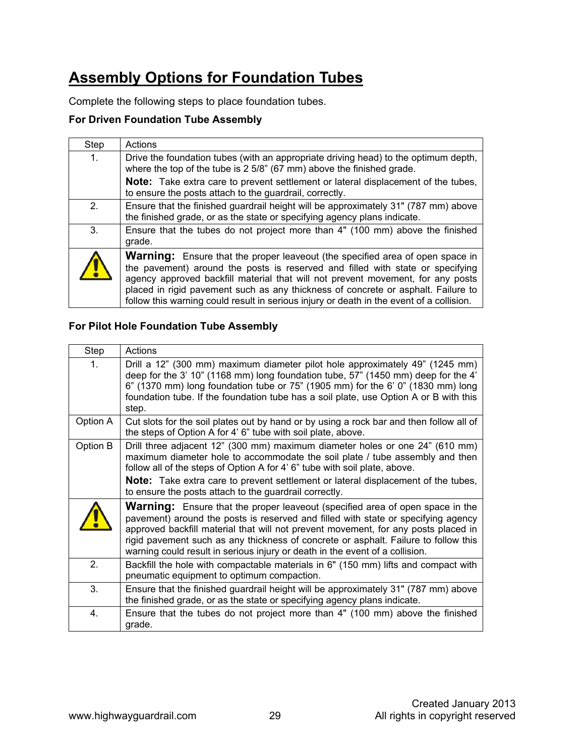# Assembly Options for Foundation Tubes

Complete the following steps to place foundation tubes.

**For Driven Foundation Tube Assembly**

| Step | Actions |
|---|---|
| 1. | Drive the foundation tubes (with an appropriate driving head) to the optimum depth, where the top of the tube is 2 5/8" (67 mm) above the finished grade. **Note:** Take extra care to prevent settlement or lateral displacement of the tubes, to ensure the posts attach to the guardrail, correctly. |
| 2. | Ensure that the finished guardrail height will be approximately 31" (787 mm) above the finished grade, or as the state or specifying agency plans indicate. |
| 3. | Ensure that the tubes do not project more than 4" (100 mm) above the finished grade. |
| ⚠ | **Warning:** Ensure that the proper leaveout (the specified area of open space in the pavement) around the posts is reserved and filled with state or specifying agency approved backfill material that will not prevent movement, for any posts placed in rigid pavement such as any thickness of concrete or asphalt. Failure to follow this warning could result in serious injury or death in the event of a collision. |

**For Pilot Hole Foundation Tube Assembly**

| Step | Actions |
|---|---|
| 1. | Drill a 12" (300 mm) maximum diameter pilot hole approximately 49" (1245 mm) deep for the 3' 10" (1168 mm) long foundation tube, 57" (1450 mm) deep for the 4' 6" (1370 mm) long foundation tube or 75" (1905 mm) for the 6' 0" (1830 mm) long foundation tube. If the foundation tube has a soil plate, use Option A or B with this step. |
| Option A | Cut slots for the soil plates out by hand or by using a rock bar and then follow all of the steps of Option A for 4' 6" tube with soil plate, above. |
| Option B | Drill three adjacent 12" (300 mm) maximum diameter holes or one 24" (610 mm) maximum diameter hole to accommodate the soil plate / tube assembly and then follow all of the steps of Option A for 4' 6" tube with soil plate, above. **Note:** Take extra care to prevent settlement or lateral displacement of the tubes, to ensure the posts attach to the guardrail correctly. |
| ⚠ | **Warning:** Ensure that the proper leaveout (specified area of open space in the pavement) around the posts is reserved and filled with state or specifying agency approved backfill material that will not prevent movement, for any posts placed in rigid pavement such as any thickness of concrete or asphalt. Failure to follow this warning could result in serious injury or death in the event of a collision. |
| 2. | Backfill the hole with compactable materials in 6" (150 mm) lifts and compact with pneumatic equipment to optimum compaction. |
| 3. | Ensure that the finished guardrail height will be approximately 31" (787 mm) above the finished grade, or as the state or specifying agency plans indicate. |
| 4. | Ensure that the tubes do not project more than 4" (100 mm) above the finished grade. |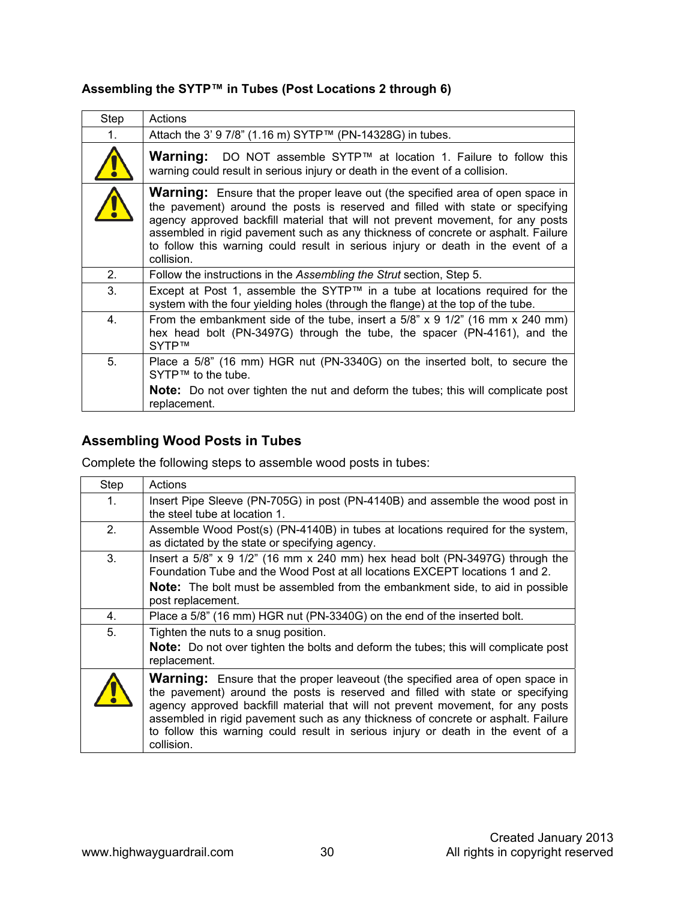### Assembling the SYTP™ in Tubes (Post Locations 2 through 6)

| Step | Actions |
|---|---|
| 1. | Attach the 3' 9 7/8" (1.16 m) SYTP™ (PN-14328G) in tubes. |
| ⚠ | **Warning:** DO NOT assemble SYTP™ at location 1. Failure to follow this warning could result in serious injury or death in the event of a collision. |
| ⚠ | **Warning:** Ensure that the proper leave out (the specified area of open space in the pavement) around the posts is reserved and filled with state or specifying agency approved backfill material that will not prevent movement, for any posts assembled in rigid pavement such as any thickness of concrete or asphalt. Failure to follow this warning could result in serious injury or death in the event of a collision. |
| 2. | Follow the instructions in the *Assembling the Strut* section, Step 5. |
| 3. | Except at Post 1, assemble the SYTP™ in a tube at locations required for the system with the four yielding holes (through the flange) at the top of the tube. |
| 4. | From the embankment side of the tube, insert a 5/8" x 9 1/2" (16 mm x 240 mm) hex head bolt (PN-3497G) through the tube, the spacer (PN-4161), and the SYTP™ |
| 5. | Place a 5/8" (16 mm) HGR nut (PN-3340G) on the inserted bolt, to secure the SYTP™ to the tube. **Note:** Do not over tighten the nut and deform the tubes; this will complicate post replacement. |

## Assembling Wood Posts in Tubes

Complete the following steps to assemble wood posts in tubes:

| Step | Actions |
|---|---|
| 1. | Insert Pipe Sleeve (PN-705G) in post (PN-4140B) and assemble the wood post in the steel tube at location 1. |
| 2. | Assemble Wood Post(s) (PN-4140B) in tubes at locations required for the system, as dictated by the state or specifying agency. |
| 3. | Insert a 5/8" x 9 1/2" (16 mm x 240 mm) hex head bolt (PN-3497G) through the Foundation Tube and the Wood Post at all locations EXCEPT locations 1 and 2. **Note:** The bolt must be assembled from the embankment side, to aid in possible post replacement. |
| 4. | Place a 5/8" (16 mm) HGR nut (PN-3340G) on the end of the inserted bolt. |
| 5. | Tighten the nuts to a snug position. **Note:** Do not over tighten the bolts and deform the tubes; this will complicate post replacement. |
| ⚠ | **Warning:** Ensure that the proper leaveout (the specified area of open space in the pavement) around the posts is reserved and filled with state or specifying agency approved backfill material that will not prevent movement, for any posts assembled in rigid pavement such as any thickness of concrete or asphalt. Failure to follow this warning could result in serious injury or death in the event of a collision. |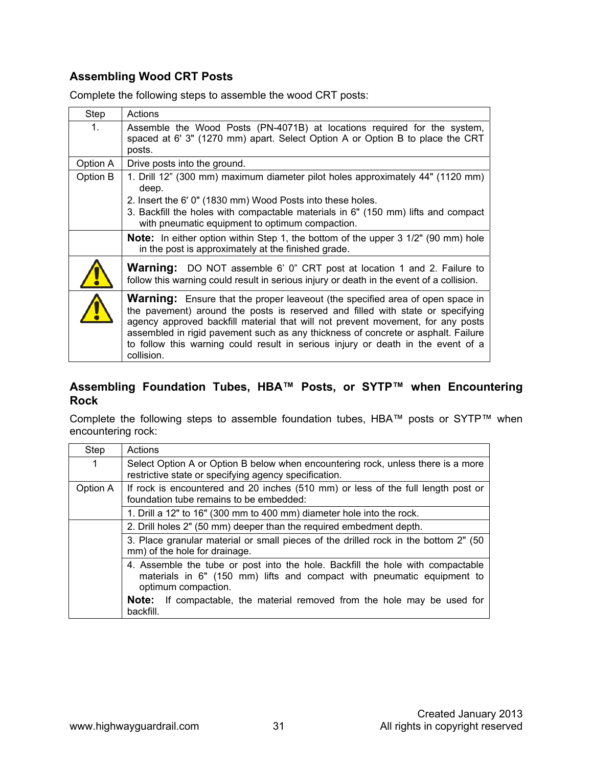### Assembling Wood CRT Posts

Complete the following steps to assemble the wood CRT posts:

| Step | Actions |
|---|---|
| 1. | Assemble the Wood Posts (PN-4071B) at locations required for the system, spaced at 6' 3" (1270 mm) apart. Select Option A or Option B to place the CRT posts. |
| Option A | Drive posts into the ground. |
| Option B | 1. Drill 12" (300 mm) maximum diameter pilot holes approximately 44" (1120 mm) deep.<br>2. Insert the 6' 0" (1830 mm) Wood Posts into these holes.<br>3. Backfill the holes with compactable materials in 6" (150 mm) lifts and compact with pneumatic equipment to optimum compaction. |
| | **Note:** In either option within Step 1, the bottom of the upper 3 1/2" (90 mm) hole in the post is approximately at the finished grade. |
| ⚠ | **Warning:** DO NOT assemble 6' 0" CRT post at location 1 and 2. Failure to follow this warning could result in serious injury or death in the event of a collision. |
| ⚠ | **Warning:** Ensure that the proper leaveout (the specified area of open space in the pavement) around the posts is reserved and filled with state or specifying agency approved backfill material that will not prevent movement, for any posts assembled in rigid pavement such as any thickness of concrete or asphalt. Failure to follow this warning could result in serious injury or death in the event of a collision. |

### Assembling Foundation Tubes, HBA™ Posts, or SYTP™ when Encountering Rock

Complete the following steps to assemble foundation tubes, HBA™ posts or SYTP™ when encountering rock:

| Step | Actions |
|---|---|
| 1 | Select Option A or Option B below when encountering rock, unless there is a more restrictive state or specifying agency specification. |
| Option A | If rock is encountered and 20 inches (510 mm) or less of the full length post or foundation tube remains to be embedded: |
| | 1. Drill a 12" to 16" (300 mm to 400 mm) diameter hole into the rock. |
| | 2. Drill holes 2" (50 mm) deeper than the required embedment depth. |
| | 3. Place granular material or small pieces of the drilled rock in the bottom 2" (50 mm) of the hole for drainage. |
| | 4. Assemble the tube or post into the hole. Backfill the hole with compactable materials in 6" (150 mm) lifts and compact with pneumatic equipment to optimum compaction.<br>**Note:** If compactable, the material removed from the hole may be used for backfill. |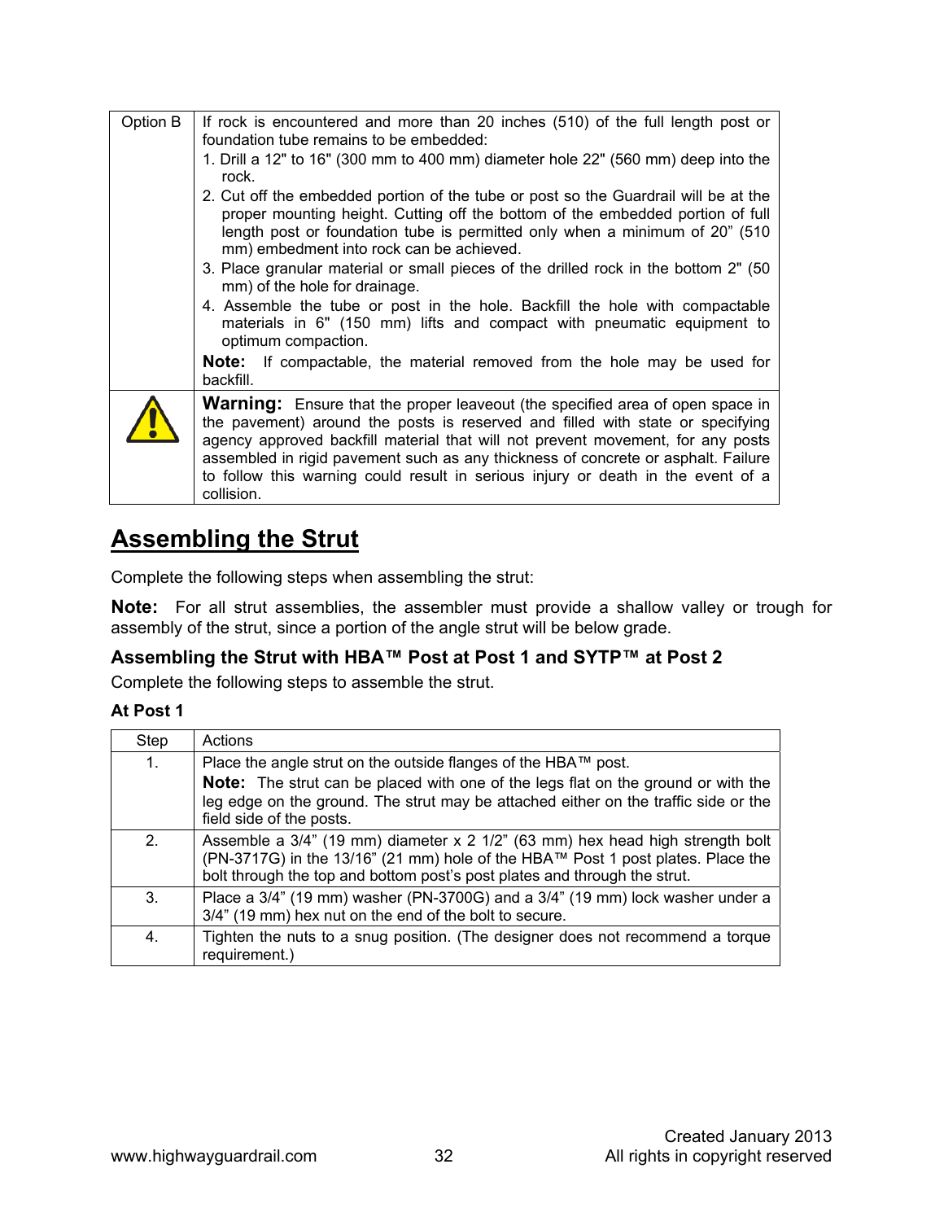| Option B | If rock is encountered and more than 20 inches (510) of the full length post or foundation tube remains to be embedded:<br>1. Drill a 12" to 16" (300 mm to 400 mm) diameter hole 22" (560 mm) deep into the rock.<br>2. Cut off the embedded portion of the tube or post so the Guardrail will be at the proper mounting height. Cutting off the bottom of the embedded portion of full length post or foundation tube is permitted only when a minimum of 20" (510 mm) embedment into rock can be achieved.<br>3. Place granular material or small pieces of the drilled rock in the bottom 2" (50 mm) of the hole for drainage.<br>4. Assemble the tube or post in the hole. Backfill the hole with compactable materials in 6" (150 mm) lifts and compact with pneumatic equipment to optimum compaction.<br>**Note:** If compactable, the material removed from the hole may be used for backfill. |
|---|---|
| ⚠ | **Warning:** Ensure that the proper leaveout (the specified area of open space in the pavement) around the posts is reserved and filled with state or specifying agency approved backfill material that will not prevent movement, for any posts assembled in rigid pavement such as any thickness of concrete or asphalt. Failure to follow this warning could result in serious injury or death in the event of a collision. |

# Assembling the Strut

Complete the following steps when assembling the strut:

**Note:** For all strut assemblies, the assembler must provide a shallow valley or trough for assembly of the strut, since a portion of the angle strut will be below grade.

### Assembling the Strut with HBA™ Post at Post 1 and SYTP™ at Post 2

Complete the following steps to assemble the strut.

**At Post 1**

| Step | Actions |
|---|---|
| 1. | Place the angle strut on the outside flanges of the HBA™ post.<br>**Note:** The strut can be placed with one of the legs flat on the ground or with the leg edge on the ground. The strut may be attached either on the traffic side or the field side of the posts. |
| 2. | Assemble a 3/4" (19 mm) diameter x 2 1/2" (63 mm) hex head high strength bolt (PN-3717G) in the 13/16" (21 mm) hole of the HBA™ Post 1 post plates. Place the bolt through the top and bottom post's post plates and through the strut. |
| 3. | Place a 3/4" (19 mm) washer (PN-3700G) and a 3/4" (19 mm) lock washer under a 3/4" (19 mm) hex nut on the end of the bolt to secure. |
| 4. | Tighten the nuts to a snug position. (The designer does not recommend a torque requirement.) |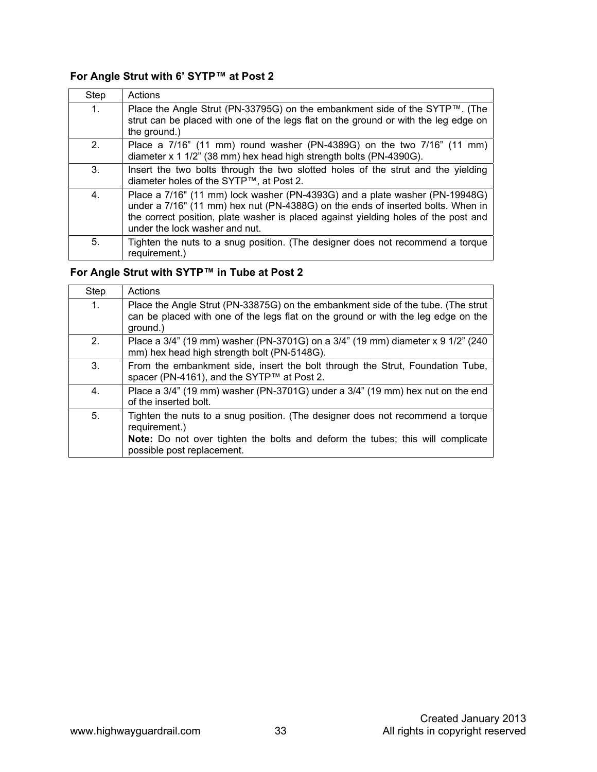### For Angle Strut with 6' SYTP™ at Post 2

| Step | Actions |
|---|---|
| 1. | Place the Angle Strut (PN-33795G) on the embankment side of the SYTP™. (The strut can be placed with one of the legs flat on the ground or with the leg edge on the ground.) |
| 2. | Place a 7/16" (11 mm) round washer (PN-4389G) on the two 7/16" (11 mm) diameter x 1 1/2" (38 mm) hex head high strength bolts (PN-4390G). |
| 3. | Insert the two bolts through the two slotted holes of the strut and the yielding diameter holes of the SYTP™, at Post 2. |
| 4. | Place a 7/16" (11 mm) lock washer (PN-4393G) and a plate washer (PN-19948G) under a 7/16" (11 mm) hex nut (PN-4388G) on the ends of inserted bolts. When in the correct position, plate washer is placed against yielding holes of the post and under the lock washer and nut. |
| 5. | Tighten the nuts to a snug position. (The designer does not recommend a torque requirement.) |

### For Angle Strut with SYTP™ in Tube at Post 2

| Step | Actions |
|---|---|
| 1. | Place the Angle Strut (PN-33875G) on the embankment side of the tube. (The strut can be placed with one of the legs flat on the ground or with the leg edge on the ground.) |
| 2. | Place a 3/4" (19 mm) washer (PN-3701G) on a 3/4" (19 mm) diameter x 9 1/2" (240 mm) hex head high strength bolt (PN-5148G). |
| 3. | From the embankment side, insert the bolt through the Strut, Foundation Tube, spacer (PN-4161), and the SYTP™ at Post 2. |
| 4. | Place a 3/4" (19 mm) washer (PN-3701G) under a 3/4" (19 mm) hex nut on the end of the inserted bolt. |
| 5. | Tighten the nuts to a snug position. (The designer does not recommend a torque requirement.) **Note:** Do not over tighten the bolts and deform the tubes; this will complicate possible post replacement. |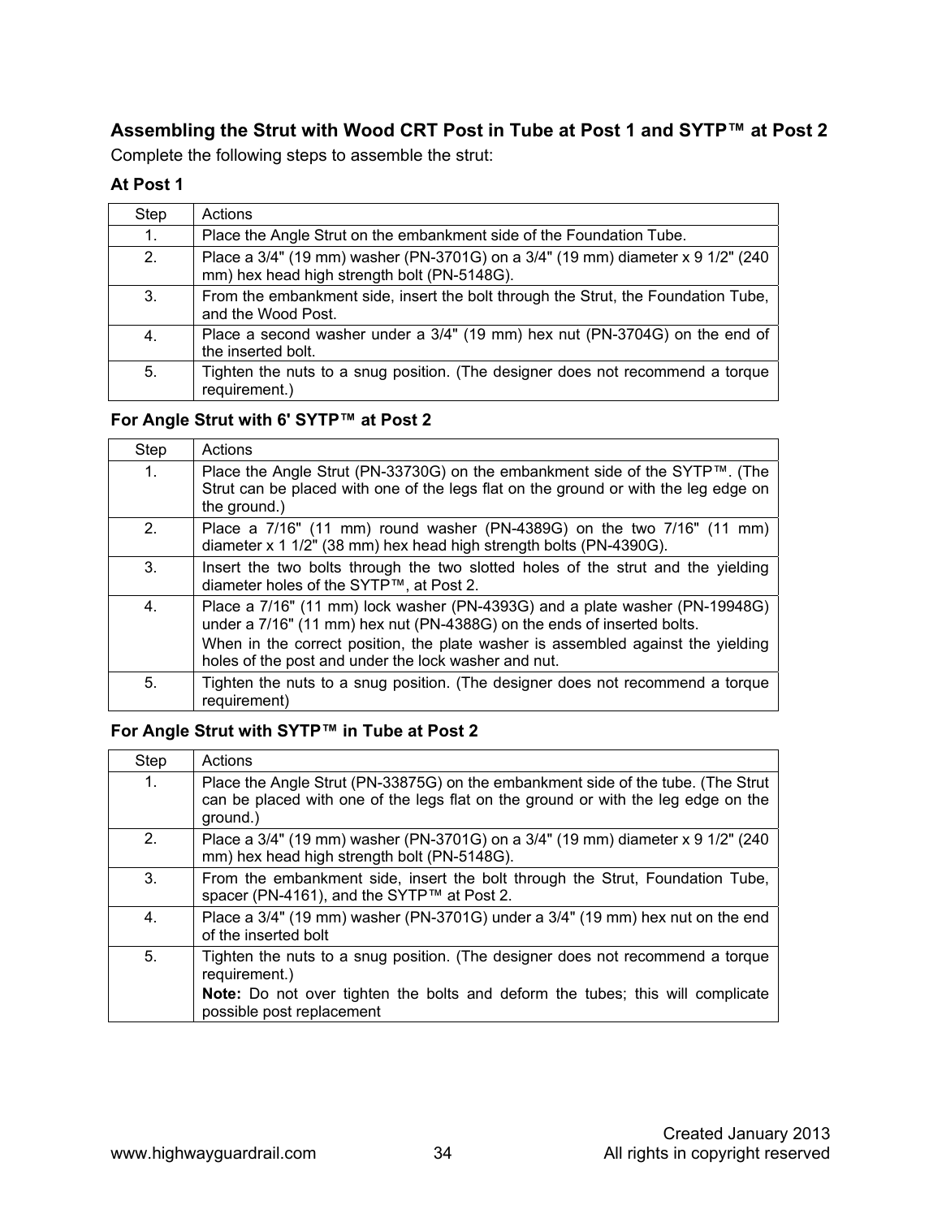## Assembling the Strut with Wood CRT Post in Tube at Post 1 and SYTP™ at Post 2

Complete the following steps to assemble the strut:

### At Post 1

| Step | Actions |
|---|---|
| 1. | Place the Angle Strut on the embankment side of the Foundation Tube. |
| 2. | Place a 3/4" (19 mm) washer (PN-3701G) on a 3/4" (19 mm) diameter x 9 1/2" (240 mm) hex head high strength bolt (PN-5148G). |
| 3. | From the embankment side, insert the bolt through the Strut, the Foundation Tube, and the Wood Post. |
| 4. | Place a second washer under a 3/4" (19 mm) hex nut (PN-3704G) on the end of the inserted bolt. |
| 5. | Tighten the nuts to a snug position. (The designer does not recommend a torque requirement.) |

### For Angle Strut with 6' SYTP™ at Post 2

| Step | Actions |
|---|---|
| 1. | Place the Angle Strut (PN-33730G) on the embankment side of the SYTP™. (The Strut can be placed with one of the legs flat on the ground or with the leg edge on the ground.) |
| 2. | Place a 7/16" (11 mm) round washer (PN-4389G) on the two 7/16" (11 mm) diameter x 1 1/2" (38 mm) hex head high strength bolts (PN-4390G). |
| 3. | Insert the two bolts through the two slotted holes of the strut and the yielding diameter holes of the SYTP™, at Post 2. |
| 4. | Place a 7/16" (11 mm) lock washer (PN-4393G) and a plate washer (PN-19948G) under a 7/16" (11 mm) hex nut (PN-4388G) on the ends of inserted bolts. When in the correct position, the plate washer is assembled against the yielding holes of the post and under the lock washer and nut. |
| 5. | Tighten the nuts to a snug position. (The designer does not recommend a torque requirement) |

### For Angle Strut with SYTP™ in Tube at Post 2

| Step | Actions |
|---|---|
| 1. | Place the Angle Strut (PN-33875G) on the embankment side of the tube. (The Strut can be placed with one of the legs flat on the ground or with the leg edge on the ground.) |
| 2. | Place a 3/4" (19 mm) washer (PN-3701G) on a 3/4" (19 mm) diameter x 9 1/2" (240 mm) hex head high strength bolt (PN-5148G). |
| 3. | From the embankment side, insert the bolt through the Strut, Foundation Tube, spacer (PN-4161), and the SYTP™ at Post 2. |
| 4. | Place a 3/4" (19 mm) washer (PN-3701G) under a 3/4" (19 mm) hex nut on the end of the inserted bolt |
| 5. | Tighten the nuts to a snug position. (The designer does not recommend a torque requirement.) **Note:** Do not over tighten the bolts and deform the tubes; this will complicate possible post replacement |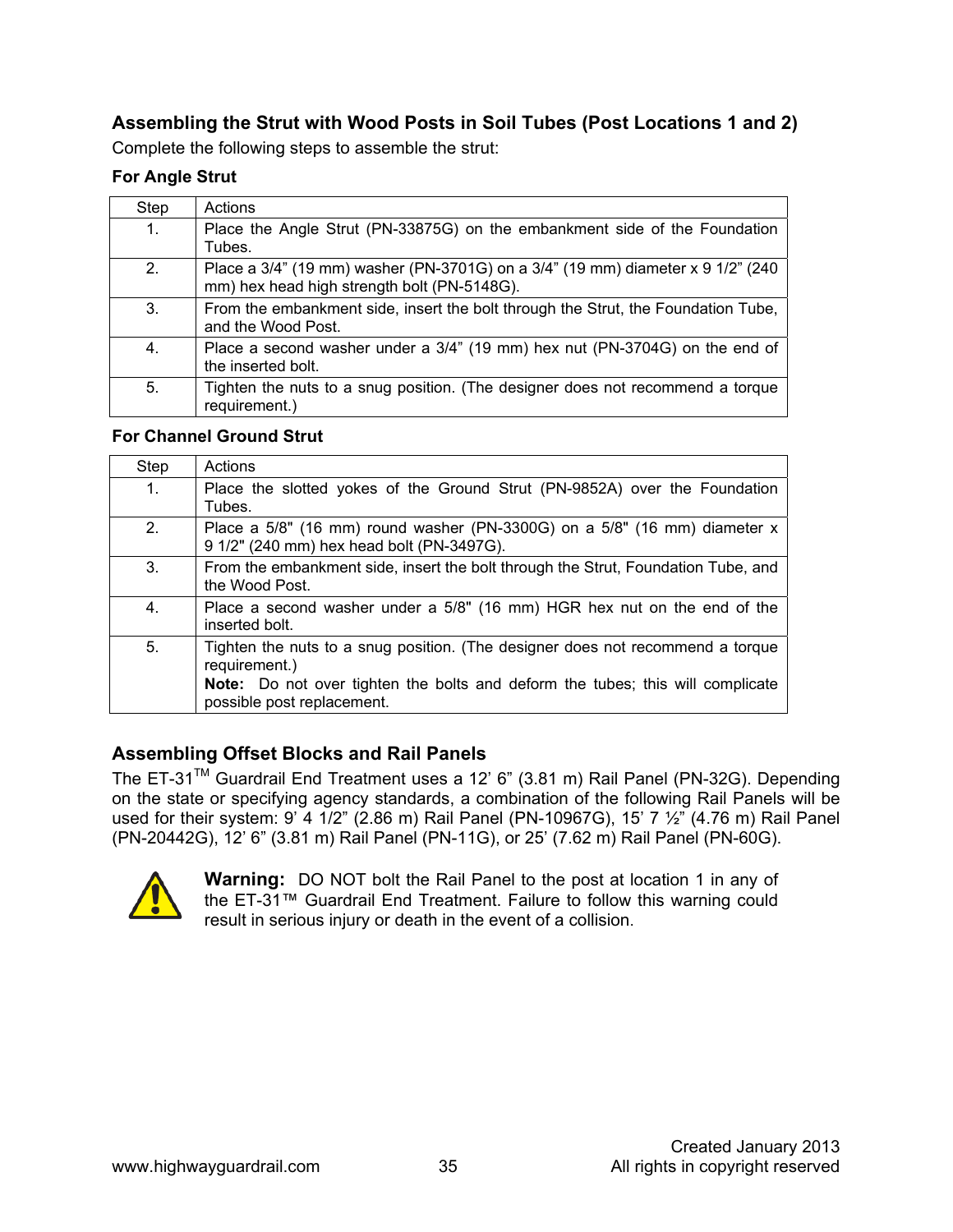## Assembling the Strut with Wood Posts in Soil Tubes (Post Locations 1 and 2)

Complete the following steps to assemble the strut:

### For Angle Strut

| Step | Actions |
|---|---|
| 1. | Place the Angle Strut (PN-33875G) on the embankment side of the Foundation Tubes. |
| 2. | Place a 3/4” (19 mm) washer (PN-3701G) on a 3/4” (19 mm) diameter x 9 1/2” (240 mm) hex head high strength bolt (PN-5148G). |
| 3. | From the embankment side, insert the bolt through the Strut, the Foundation Tube, and the Wood Post. |
| 4. | Place a second washer under a 3/4” (19 mm) hex nut (PN-3704G) on the end of the inserted bolt. |
| 5. | Tighten the nuts to a snug position. (The designer does not recommend a torque requirement.) |

### For Channel Ground Strut

| Step | Actions |
|---|---|
| 1. | Place the slotted yokes of the Ground Strut (PN-9852A) over the Foundation Tubes. |
| 2. | Place a 5/8" (16 mm) round washer (PN-3300G) on a 5/8" (16 mm) diameter x 9 1/2" (240 mm) hex head bolt (PN-3497G). |
| 3. | From the embankment side, insert the bolt through the Strut, Foundation Tube, and the Wood Post. |
| 4. | Place a second washer under a 5/8" (16 mm) HGR hex nut on the end of the inserted bolt. |
| 5. | Tighten the nuts to a snug position. (The designer does not recommend a torque requirement.) **Note:** Do not over tighten the bolts and deform the tubes; this will complicate possible post replacement. |

## Assembling Offset Blocks and Rail Panels

The ET-31™ Guardrail End Treatment uses a 12’ 6” (3.81 m) Rail Panel (PN-32G). Depending on the state or specifying agency standards, a combination of the following Rail Panels will be used for their system: 9’ 4 1/2” (2.86 m) Rail Panel (PN-10967G), 15’ 7 ½” (4.76 m) Rail Panel (PN-20442G), 12’ 6” (3.81 m) Rail Panel (PN-11G), or 25’ (7.62 m) Rail Panel (PN-60G).

**Warning:** DO NOT bolt the Rail Panel to the post at location 1 in any of the ET-31™ Guardrail End Treatment. Failure to follow this warning could result in serious injury or death in the event of a collision.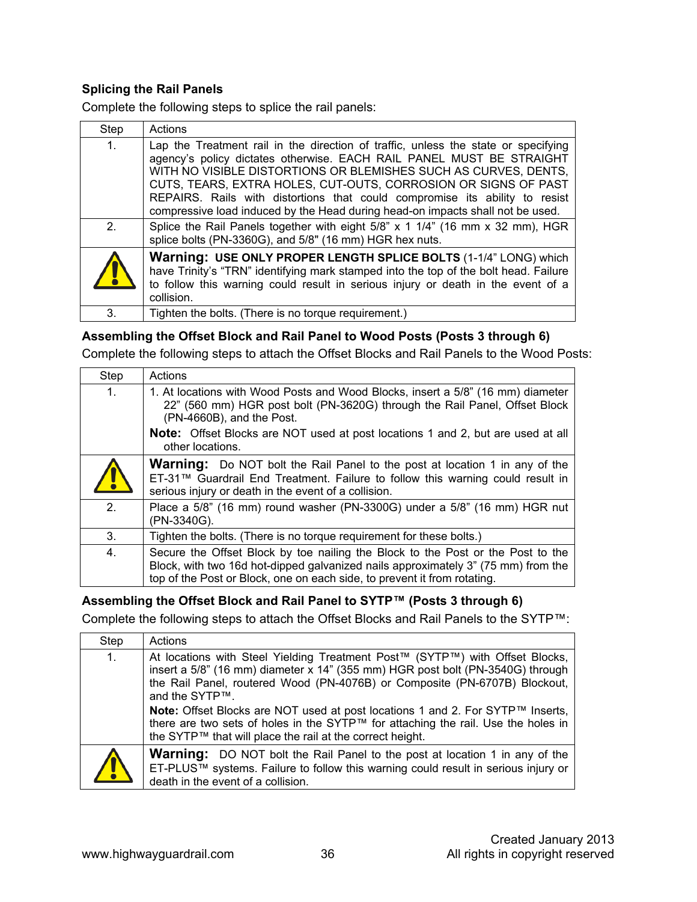### Splicing the Rail Panels

Complete the following steps to splice the rail panels:

| Step | Actions |
|---|---|
| 1. | Lap the Treatment rail in the direction of traffic, unless the state or specifying agency's policy dictates otherwise. EACH RAIL PANEL MUST BE STRAIGHT WITH NO VISIBLE DISTORTIONS OR BLEMISHES SUCH AS CURVES, DENTS, CUTS, TEARS, EXTRA HOLES, CUT-OUTS, CORROSION OR SIGNS OF PAST REPAIRS. Rails with distortions that could compromise its ability to resist compressive load induced by the Head during head-on impacts shall not be used. |
| 2. | Splice the Rail Panels together with eight 5/8" x 1 1/4" (16 mm x 32 mm), HGR splice bolts (PN-3360G), and 5/8" (16 mm) HGR hex nuts. |
| ⚠ | **Warning: USE ONLY PROPER LENGTH SPLICE BOLTS** (1-1/4" LONG) which have Trinity's "TRN" identifying mark stamped into the top of the bolt head. Failure to follow this warning could result in serious injury or death in the event of a collision. |
| 3. | Tighten the bolts. (There is no torque requirement.) |

### Assembling the Offset Block and Rail Panel to Wood Posts (Posts 3 through 6)

Complete the following steps to attach the Offset Blocks and Rail Panels to the Wood Posts:

| Step | Actions |
|---|---|
| 1. | 1. At locations with Wood Posts and Wood Blocks, insert a 5/8" (16 mm) diameter 22" (560 mm) HGR post bolt (PN-3620G) through the Rail Panel, Offset Block (PN-4660B), and the Post. **Note:** Offset Blocks are NOT used at post locations 1 and 2, but are used at all other locations. |
| ⚠ | **Warning:** Do NOT bolt the Rail Panel to the post at location 1 in any of the ET-31™ Guardrail End Treatment. Failure to follow this warning could result in serious injury or death in the event of a collision. |
| 2. | Place a 5/8" (16 mm) round washer (PN-3300G) under a 5/8" (16 mm) HGR nut (PN-3340G). |
| 3. | Tighten the bolts. (There is no torque requirement for these bolts.) |
| 4. | Secure the Offset Block by toe nailing the Block to the Post or the Post to the Block, with two 16d hot-dipped galvanized nails approximately 3" (75 mm) from the top of the Post or Block, one on each side, to prevent it from rotating. |

### Assembling the Offset Block and Rail Panel to SYTP™ (Posts 3 through 6)

Complete the following steps to attach the Offset Blocks and Rail Panels to the SYTP™:

| Step | Actions |
|---|---|
| 1. | At locations with Steel Yielding Treatment Post™ (SYTP™) with Offset Blocks, insert a 5/8" (16 mm) diameter x 14" (355 mm) HGR post bolt (PN-3540G) through the Rail Panel, routered Wood (PN-4076B) or Composite (PN-6707B) Blockout, and the SYTP™. **Note:** Offset Blocks are NOT used at post locations 1 and 2. For SYTP™ Inserts, there are two sets of holes in the SYTP™ for attaching the rail. Use the holes in the SYTP™ that will place the rail at the correct height. |
| ⚠ | **Warning:** DO NOT bolt the Rail Panel to the post at location 1 in any of the ET-PLUS™ systems. Failure to follow this warning could result in serious injury or death in the event of a collision. |

Created January 2013
All rights in copyright reserved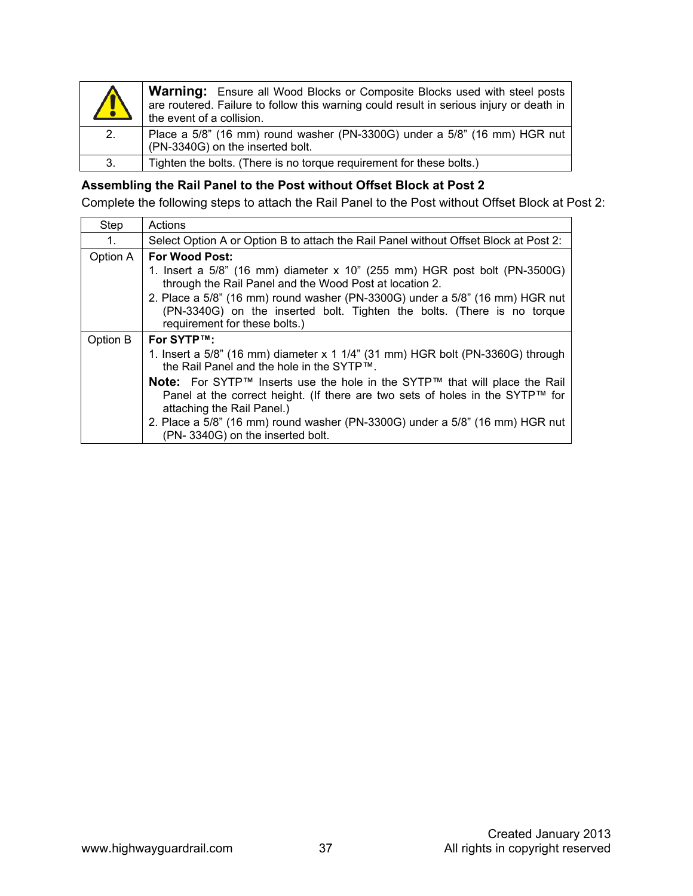| | |
|---|---|
| ⚠ | **Warning:** Ensure all Wood Blocks or Composite Blocks used with steel posts are routered. Failure to follow this warning could result in serious injury or death in the event of a collision. |
| 2. | Place a 5/8" (16 mm) round washer (PN-3300G) under a 5/8" (16 mm) HGR nut (PN-3340G) on the inserted bolt. |
| 3. | Tighten the bolts. (There is no torque requirement for these bolts.) |

**Assembling the Rail Panel to the Post without Offset Block at Post 2**

Complete the following steps to attach the Rail Panel to the Post without Offset Block at Post 2:

| Step | Actions |
|---|---|
| 1. | Select Option A or Option B to attach the Rail Panel without Offset Block at Post 2: |
| Option A | **For Wood Post:**<br>1. Insert a 5/8" (16 mm) diameter x 10" (255 mm) HGR post bolt (PN-3500G) through the Rail Panel and the Wood Post at location 2.<br>2. Place a 5/8" (16 mm) round washer (PN-3300G) under a 5/8" (16 mm) HGR nut (PN-3340G) on the inserted bolt. Tighten the bolts. (There is no torque requirement for these bolts.) |
| Option B | **For SYTP™:**<br>1. Insert a 5/8" (16 mm) diameter x 1 1/4" (31 mm) HGR bolt (PN-3360G) through the Rail Panel and the hole in the SYTP™.<br>**Note:** For SYTP™ Inserts use the hole in the SYTP™ that will place the Rail Panel at the correct height. (If there are two sets of holes in the SYTP™ for attaching the Rail Panel.)<br>2. Place a 5/8" (16 mm) round washer (PN-3300G) under a 5/8" (16 mm) HGR nut (PN- 3340G) on the inserted bolt. |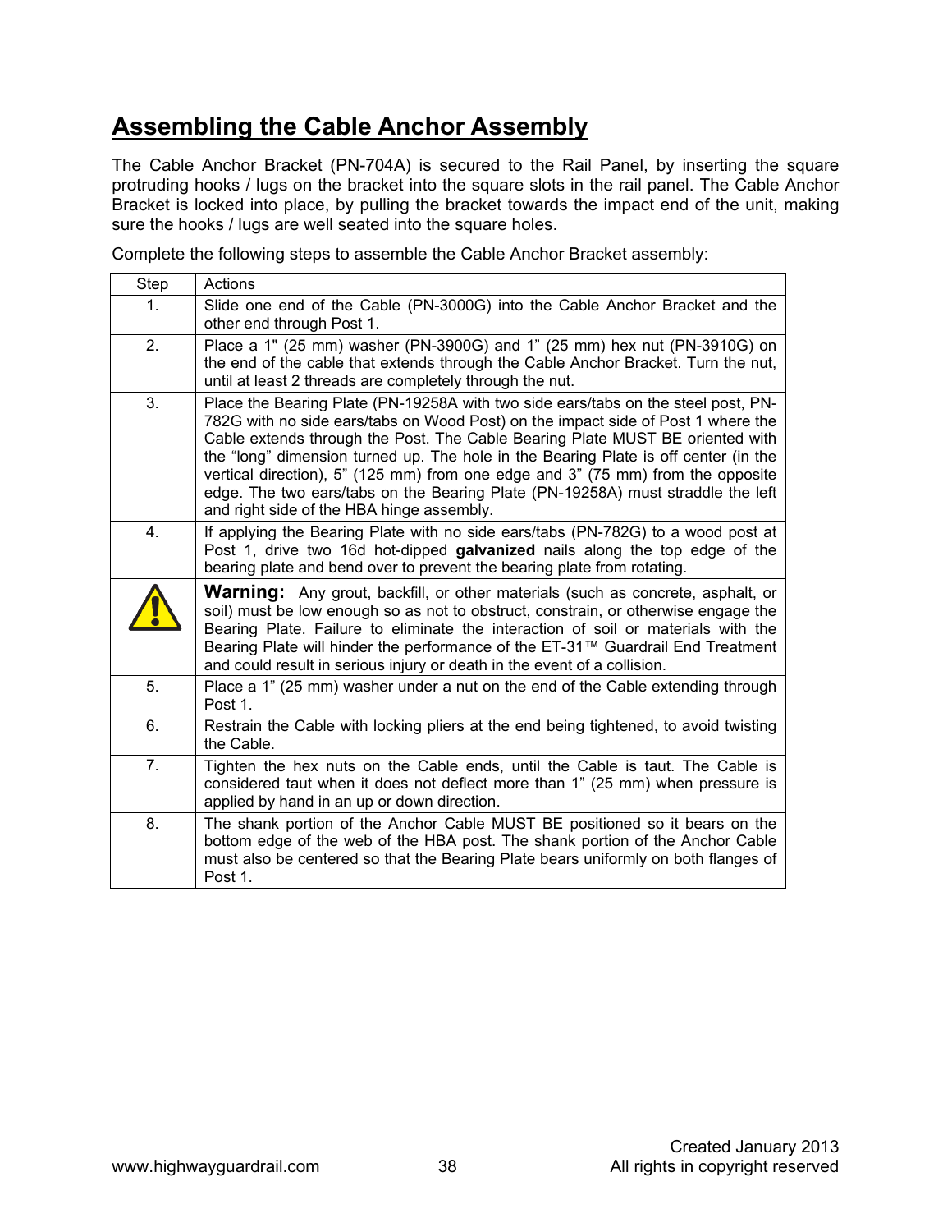## Assembling the Cable Anchor Assembly

The Cable Anchor Bracket (PN-704A) is secured to the Rail Panel, by inserting the square protruding hooks / lugs on the bracket into the square slots in the rail panel. The Cable Anchor Bracket is locked into place, by pulling the bracket towards the impact end of the unit, making sure the hooks / lugs are well seated into the square holes.

Complete the following steps to assemble the Cable Anchor Bracket assembly:

| Step | Actions |
|---|---|
| 1. | Slide one end of the Cable (PN-3000G) into the Cable Anchor Bracket and the other end through Post 1. |
| 2. | Place a 1" (25 mm) washer (PN-3900G) and 1" (25 mm) hex nut (PN-3910G) on the end of the cable that extends through the Cable Anchor Bracket. Turn the nut, until at least 2 threads are completely through the nut. |
| 3. | Place the Bearing Plate (PN-19258A with two side ears/tabs on the steel post, PN-782G with no side ears/tabs on Wood Post) on the impact side of Post 1 where the Cable extends through the Post. The Cable Bearing Plate MUST BE oriented with the "long" dimension turned up. The hole in the Bearing Plate is off center (in the vertical direction), 5" (125 mm) from one edge and 3" (75 mm) from the opposite edge. The two ears/tabs on the Bearing Plate (PN-19258A) must straddle the left and right side of the HBA hinge assembly. |
| 4. | If applying the Bearing Plate with no side ears/tabs (PN-782G) to a wood post at Post 1, drive two 16d hot-dipped **galvanized** nails along the top edge of the bearing plate and bend over to prevent the bearing plate from rotating. |
| ⚠ | **Warning:** Any grout, backfill, or other materials (such as concrete, asphalt, or soil) must be low enough so as not to obstruct, constrain, or otherwise engage the Bearing Plate. Failure to eliminate the interaction of soil or materials with the Bearing Plate will hinder the performance of the ET-31™ Guardrail End Treatment and could result in serious injury or death in the event of a collision. |
| 5. | Place a 1" (25 mm) washer under a nut on the end of the Cable extending through Post 1. |
| 6. | Restrain the Cable with locking pliers at the end being tightened, to avoid twisting the Cable. |
| 7. | Tighten the hex nuts on the Cable ends, until the Cable is taut. The Cable is considered taut when it does not deflect more than 1" (25 mm) when pressure is applied by hand in an up or down direction. |
| 8. | The shank portion of the Anchor Cable MUST BE positioned so it bears on the bottom edge of the web of the HBA post. The shank portion of the Anchor Cable must also be centered so that the Bearing Plate bears uniformly on both flanges of Post 1. |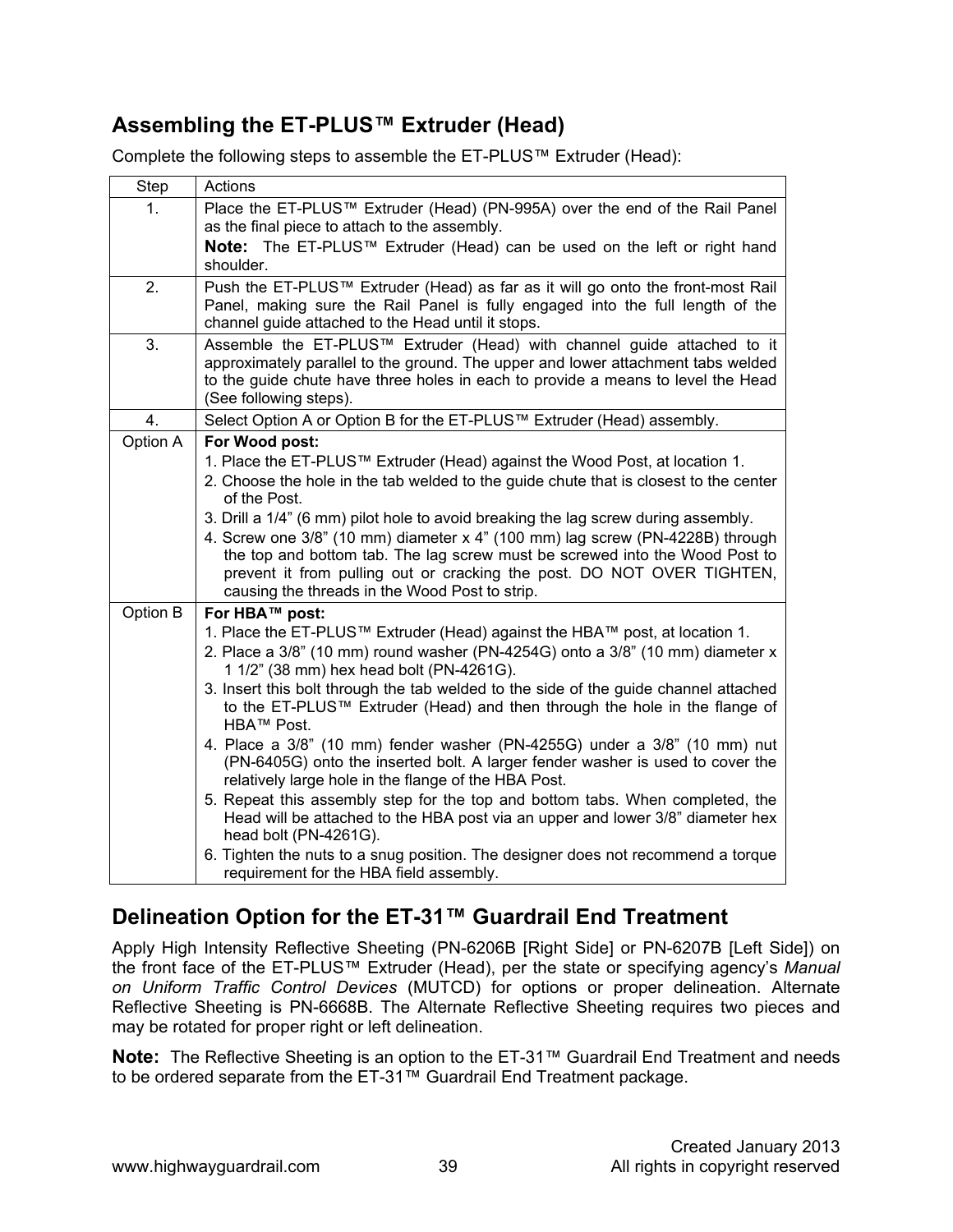## Assembling the ET-PLUS™ Extruder (Head)

Complete the following steps to assemble the ET-PLUS™ Extruder (Head):

| Step | Actions |
|---|---|
| 1. | Place the ET-PLUS™ Extruder (Head) (PN-995A) over the end of the Rail Panel as the final piece to attach to the assembly.<br>**Note:** The ET-PLUS™ Extruder (Head) can be used on the left or right hand shoulder. |
| 2. | Push the ET-PLUS™ Extruder (Head) as far as it will go onto the front-most Rail Panel, making sure the Rail Panel is fully engaged into the full length of the channel guide attached to the Head until it stops. |
| 3. | Assemble the ET-PLUS™ Extruder (Head) with channel guide attached to it approximately parallel to the ground. The upper and lower attachment tabs welded to the guide chute have three holes in each to provide a means to level the Head (See following steps). |
| 4. | Select Option A or Option B for the ET-PLUS™ Extruder (Head) assembly. |
| Option A | **For Wood post:**<br>1. Place the ET-PLUS™ Extruder (Head) against the Wood Post, at location 1.<br>2. Choose the hole in the tab welded to the guide chute that is closest to the center of the Post.<br>3. Drill a 1/4" (6 mm) pilot hole to avoid breaking the lag screw during assembly.<br>4. Screw one 3/8" (10 mm) diameter x 4" (100 mm) lag screw (PN-4228B) through the top and bottom tab. The lag screw must be screwed into the Wood Post to prevent it from pulling out or cracking the post. DO NOT OVER TIGHTEN, causing the threads in the Wood Post to strip. |
| Option B | **For HBA™ post:**<br>1. Place the ET-PLUS™ Extruder (Head) against the HBA™ post, at location 1.<br>2. Place a 3/8" (10 mm) round washer (PN-4254G) onto a 3/8" (10 mm) diameter x 1 1/2" (38 mm) hex head bolt (PN-4261G).<br>3. Insert this bolt through the tab welded to the side of the guide channel attached to the ET-PLUS™ Extruder (Head) and then through the hole in the flange of HBA™ Post.<br>4. Place a 3/8" (10 mm) fender washer (PN-4255G) under a 3/8" (10 mm) nut (PN-6405G) onto the inserted bolt. A larger fender washer is used to cover the relatively large hole in the flange of the HBA Post.<br>5. Repeat this assembly step for the top and bottom tabs. When completed, the Head will be attached to the HBA post via an upper and lower 3/8" diameter hex head bolt (PN-4261G).<br>6. Tighten the nuts to a snug position. The designer does not recommend a torque requirement for the HBA field assembly. |

## Delineation Option for the ET-31™ Guardrail End Treatment

Apply High Intensity Reflective Sheeting (PN-6206B [Right Side] or PN-6207B [Left Side]) on the front face of the ET-PLUS™ Extruder (Head), per the state or specifying agency's *Manual on Uniform Traffic Control Devices* (MUTCD) for options or proper delineation. Alternate Reflective Sheeting is PN-6668B. The Alternate Reflective Sheeting requires two pieces and may be rotated for proper right or left delineation.

**Note:** The Reflective Sheeting is an option to the ET-31™ Guardrail End Treatment and needs to be ordered separate from the ET-31™ Guardrail End Treatment package.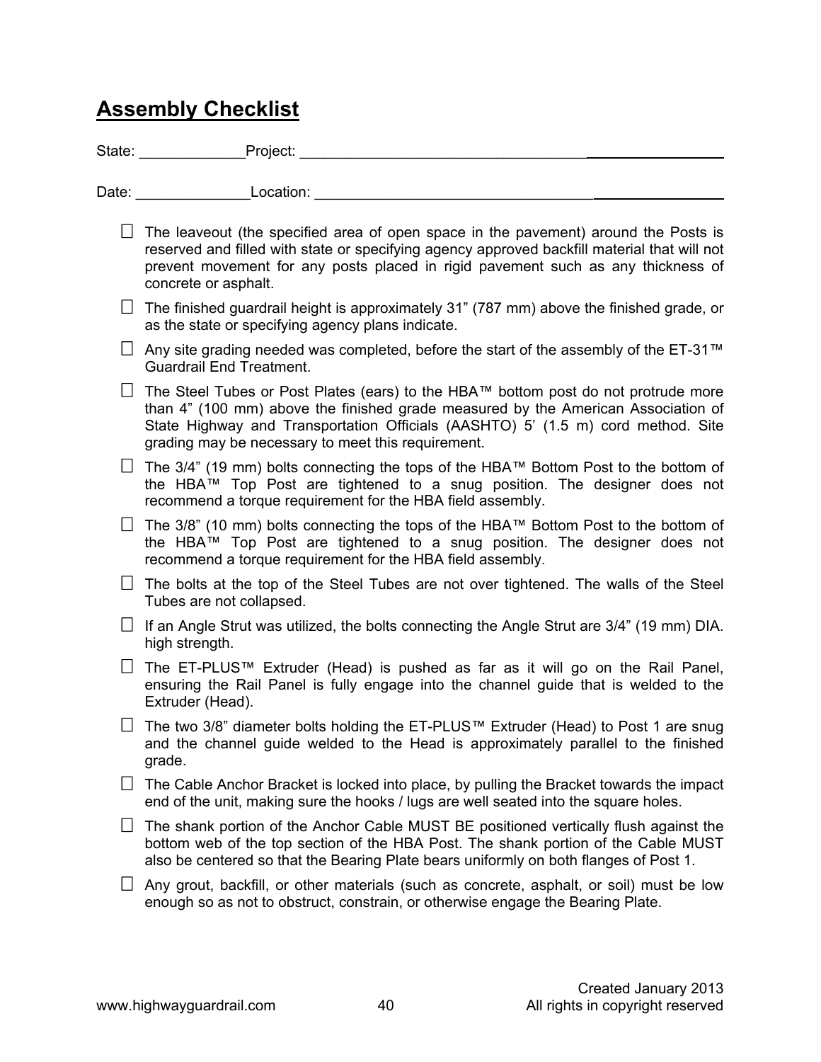## Assembly Checklist

State: _____________Project: ___________________________________________________

Date: ______________Location: __________________________________________________

- ☐ The leaveout (the specified area of open space in the pavement) around the Posts is reserved and filled with state or specifying agency approved backfill material that will not prevent movement for any posts placed in rigid pavement such as any thickness of concrete or asphalt.
- ☐ The finished guardrail height is approximately 31" (787 mm) above the finished grade, or as the state or specifying agency plans indicate.
- ☐ Any site grading needed was completed, before the start of the assembly of the ET-31™ Guardrail End Treatment.
- ☐ The Steel Tubes or Post Plates (ears) to the HBA™ bottom post do not protrude more than 4" (100 mm) above the finished grade measured by the American Association of State Highway and Transportation Officials (AASHTO) 5' (1.5 m) cord method. Site grading may be necessary to meet this requirement.
- ☐ The 3/4" (19 mm) bolts connecting the tops of the HBA™ Bottom Post to the bottom of the HBA™ Top Post are tightened to a snug position. The designer does not recommend a torque requirement for the HBA field assembly.
- ☐ The 3/8" (10 mm) bolts connecting the tops of the HBA™ Bottom Post to the bottom of the HBA™ Top Post are tightened to a snug position. The designer does not recommend a torque requirement for the HBA field assembly.
- ☐ The bolts at the top of the Steel Tubes are not over tightened. The walls of the Steel Tubes are not collapsed.
- ☐ If an Angle Strut was utilized, the bolts connecting the Angle Strut are 3/4" (19 mm) DIA. high strength.
- ☐ The ET-PLUS™ Extruder (Head) is pushed as far as it will go on the Rail Panel, ensuring the Rail Panel is fully engage into the channel guide that is welded to the Extruder (Head).
- ☐ The two 3/8" diameter bolts holding the ET-PLUS™ Extruder (Head) to Post 1 are snug and the channel guide welded to the Head is approximately parallel to the finished grade.
- ☐ The Cable Anchor Bracket is locked into place, by pulling the Bracket towards the impact end of the unit, making sure the hooks / lugs are well seated into the square holes.
- ☐ The shank portion of the Anchor Cable MUST BE positioned vertically flush against the bottom web of the top section of the HBA Post. The shank portion of the Cable MUST also be centered so that the Bearing Plate bears uniformly on both flanges of Post 1.
- ☐ Any grout, backfill, or other materials (such as concrete, asphalt, or soil) must be low enough so as not to obstruct, constrain, or otherwise engage the Bearing Plate.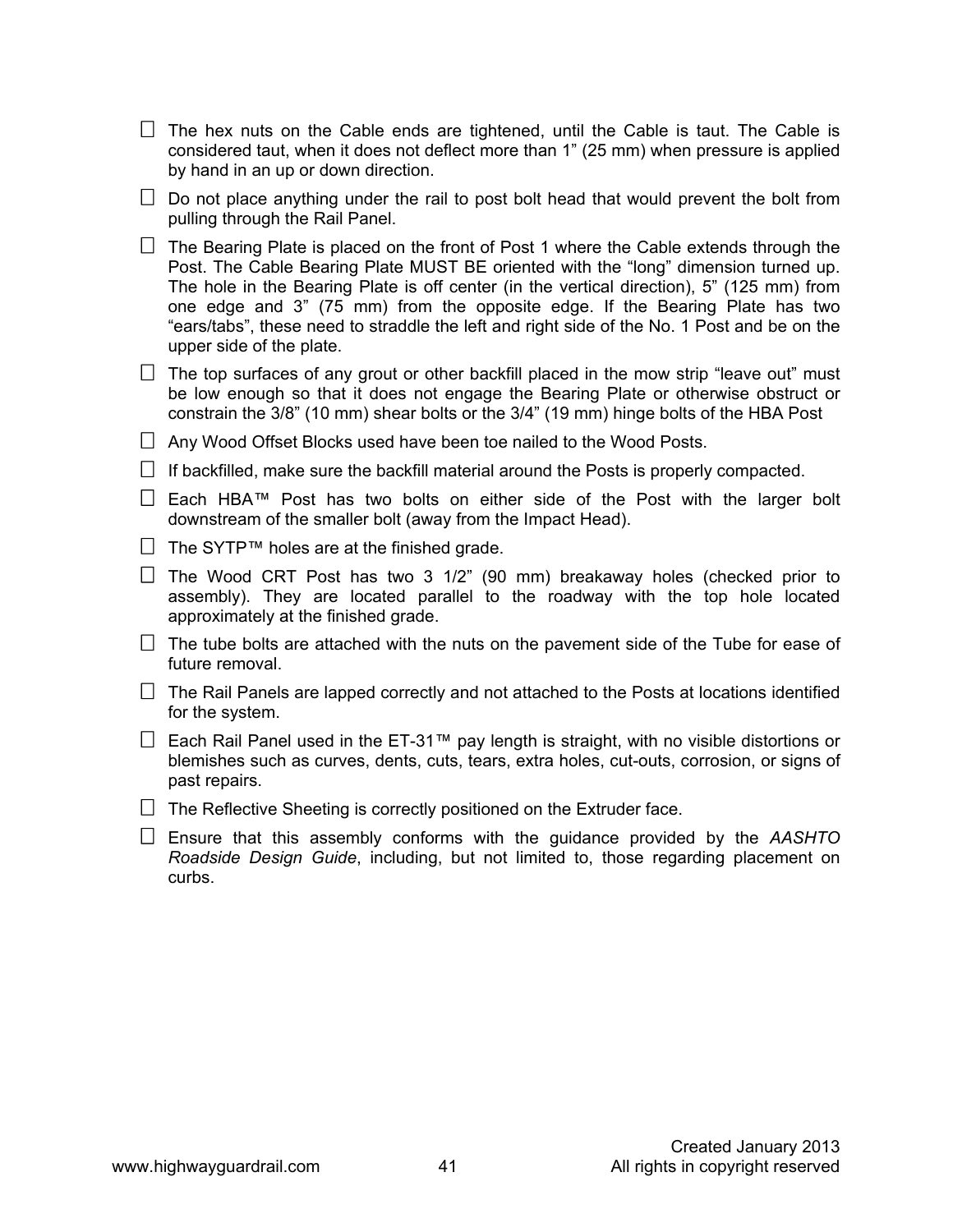- ☐ The hex nuts on the Cable ends are tightened, until the Cable is taut. The Cable is considered taut, when it does not deflect more than 1" (25 mm) when pressure is applied by hand in an up or down direction.
- ☐ Do not place anything under the rail to post bolt head that would prevent the bolt from pulling through the Rail Panel.
- ☐ The Bearing Plate is placed on the front of Post 1 where the Cable extends through the Post. The Cable Bearing Plate MUST BE oriented with the "long" dimension turned up. The hole in the Bearing Plate is off center (in the vertical direction), 5" (125 mm) from one edge and 3" (75 mm) from the opposite edge. If the Bearing Plate has two "ears/tabs", these need to straddle the left and right side of the No. 1 Post and be on the upper side of the plate.
- ☐ The top surfaces of any grout or other backfill placed in the mow strip "leave out" must be low enough so that it does not engage the Bearing Plate or otherwise obstruct or constrain the 3/8" (10 mm) shear bolts or the 3/4" (19 mm) hinge bolts of the HBA Post
- ☐ Any Wood Offset Blocks used have been toe nailed to the Wood Posts.
- ☐ If backfilled, make sure the backfill material around the Posts is properly compacted.
- ☐ Each HBA™ Post has two bolts on either side of the Post with the larger bolt downstream of the smaller bolt (away from the Impact Head).
- ☐ The SYTP™ holes are at the finished grade.
- ☐ The Wood CRT Post has two 3 1/2" (90 mm) breakaway holes (checked prior to assembly). They are located parallel to the roadway with the top hole located approximately at the finished grade.
- ☐ The tube bolts are attached with the nuts on the pavement side of the Tube for ease of future removal.
- ☐ The Rail Panels are lapped correctly and not attached to the Posts at locations identified for the system.
- ☐ Each Rail Panel used in the ET-31™ pay length is straight, with no visible distortions or blemishes such as curves, dents, cuts, tears, extra holes, cut-outs, corrosion, or signs of past repairs.
- ☐ The Reflective Sheeting is correctly positioned on the Extruder face.
- ☐ Ensure that this assembly conforms with the guidance provided by the *AASHTO Roadside Design Guide*, including, but not limited to, those regarding placement on curbs.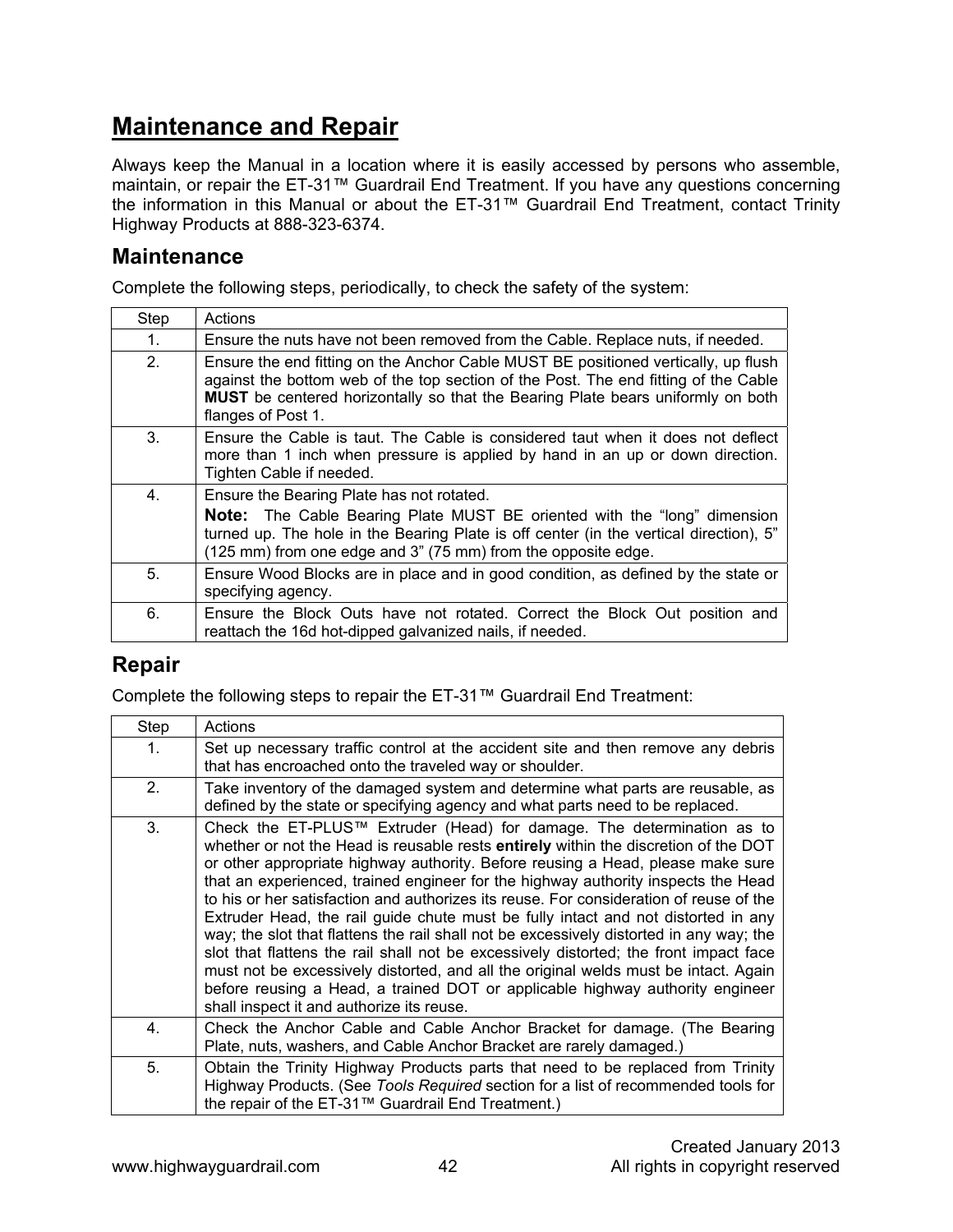# Maintenance and Repair

Always keep the Manual in a location where it is easily accessed by persons who assemble, maintain, or repair the ET-31™ Guardrail End Treatment. If you have any questions concerning the information in this Manual or about the ET-31™ Guardrail End Treatment, contact Trinity Highway Products at 888-323-6374.

## Maintenance

Complete the following steps, periodically, to check the safety of the system:

| Step | Actions |
|---|---|
| 1. | Ensure the nuts have not been removed from the Cable. Replace nuts, if needed. |
| 2. | Ensure the end fitting on the Anchor Cable MUST BE positioned vertically, up flush against the bottom web of the top section of the Post. The end fitting of the Cable **MUST** be centered horizontally so that the Bearing Plate bears uniformly on both flanges of Post 1. |
| 3. | Ensure the Cable is taut. The Cable is considered taut when it does not deflect more than 1 inch when pressure is applied by hand in an up or down direction. Tighten Cable if needed. |
| 4. | Ensure the Bearing Plate has not rotated. **Note:** The Cable Bearing Plate MUST BE oriented with the "long" dimension turned up. The hole in the Bearing Plate is off center (in the vertical direction), 5" (125 mm) from one edge and 3" (75 mm) from the opposite edge. |
| 5. | Ensure Wood Blocks are in place and in good condition, as defined by the state or specifying agency. |
| 6. | Ensure the Block Outs have not rotated. Correct the Block Out position and reattach the 16d hot-dipped galvanized nails, if needed. |

## Repair

Complete the following steps to repair the ET-31™ Guardrail End Treatment:

| Step | Actions |
|---|---|
| 1. | Set up necessary traffic control at the accident site and then remove any debris that has encroached onto the traveled way or shoulder. |
| 2. | Take inventory of the damaged system and determine what parts are reusable, as defined by the state or specifying agency and what parts need to be replaced. |
| 3. | Check the ET-PLUS™ Extruder (Head) for damage. The determination as to whether or not the Head is reusable rests **entirely** within the discretion of the DOT or other appropriate highway authority. Before reusing a Head, please make sure that an experienced, trained engineer for the highway authority inspects the Head to his or her satisfaction and authorizes its reuse. For consideration of reuse of the Extruder Head, the rail guide chute must be fully intact and not distorted in any way; the slot that flattens the rail shall not be excessively distorted in any way; the slot that flattens the rail shall not be excessively distorted; the front impact face must not be excessively distorted, and all the original welds must be intact. Again before reusing a Head, a trained DOT or applicable highway authority engineer shall inspect it and authorize its reuse. |
| 4. | Check the Anchor Cable and Cable Anchor Bracket for damage. (The Bearing Plate, nuts, washers, and Cable Anchor Bracket are rarely damaged.) |
| 5. | Obtain the Trinity Highway Products parts that need to be replaced from Trinity Highway Products. (See *Tools Required* section for a list of recommended tools for the repair of the ET-31™ Guardrail End Treatment.) |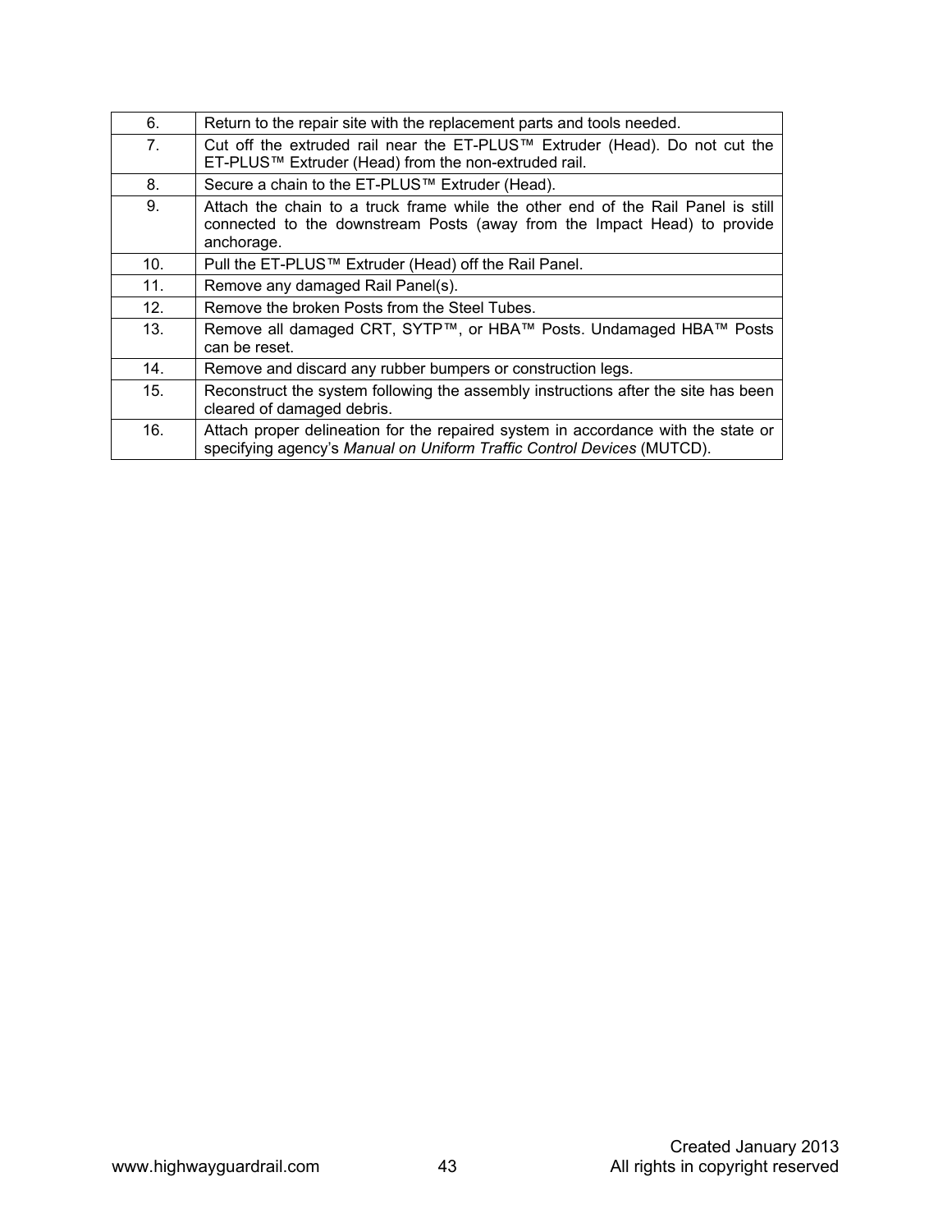| | |
|---|---|
| 6. | Return to the repair site with the replacement parts and tools needed. |
| 7. | Cut off the extruded rail near the ET-PLUS™ Extruder (Head). Do not cut the ET-PLUS™ Extruder (Head) from the non-extruded rail. |
| 8. | Secure a chain to the ET-PLUS™ Extruder (Head). |
| 9. | Attach the chain to a truck frame while the other end of the Rail Panel is still connected to the downstream Posts (away from the Impact Head) to provide anchorage. |
| 10. | Pull the ET-PLUS™ Extruder (Head) off the Rail Panel. |
| 11. | Remove any damaged Rail Panel(s). |
| 12. | Remove the broken Posts from the Steel Tubes. |
| 13. | Remove all damaged CRT, SYTP™, or HBA™ Posts. Undamaged HBA™ Posts can be reset. |
| 14. | Remove and discard any rubber bumpers or construction legs. |
| 15. | Reconstruct the system following the assembly instructions after the site has been cleared of damaged debris. |
| 16. | Attach proper delineation for the repaired system in accordance with the state or specifying agency's *Manual on Uniform Traffic Control Devices* (MUTCD). |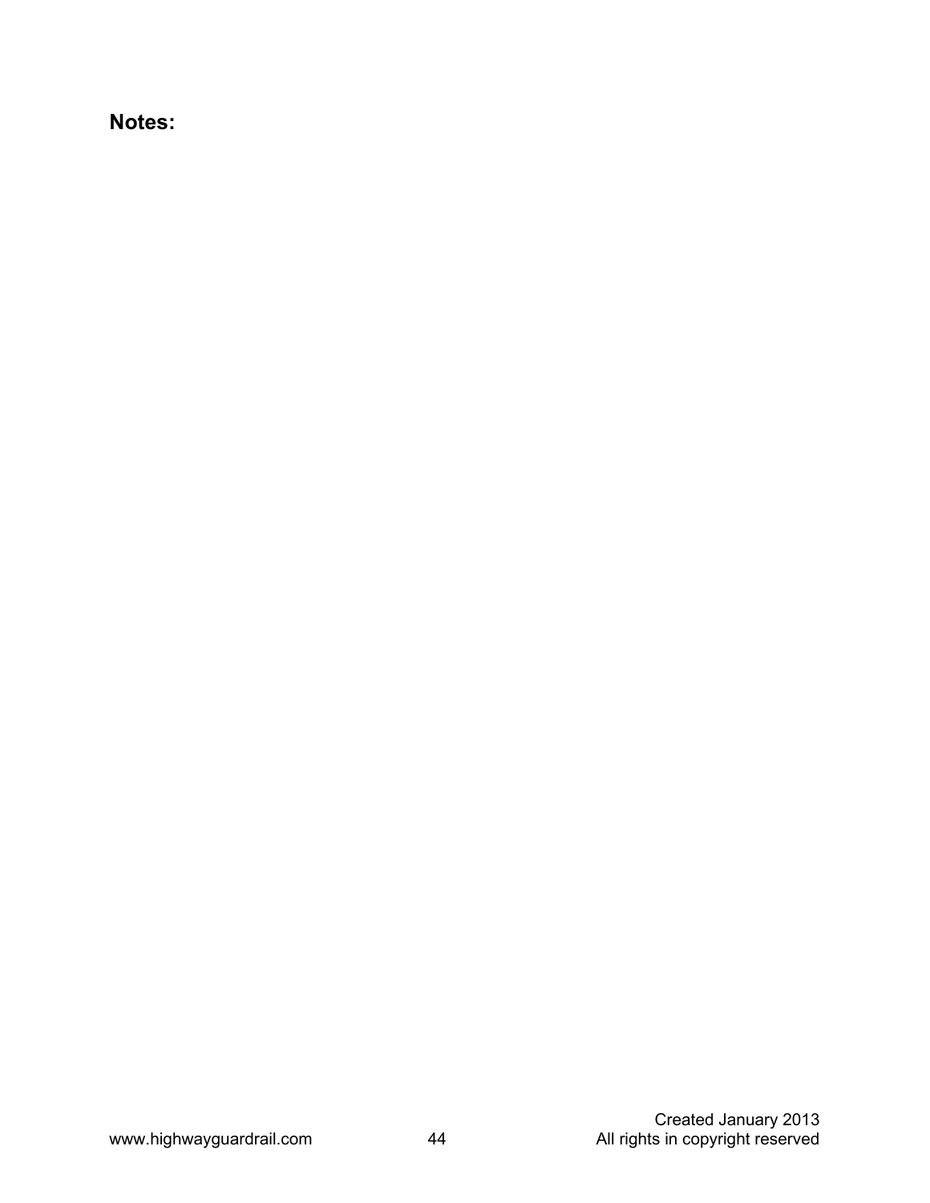**Notes:**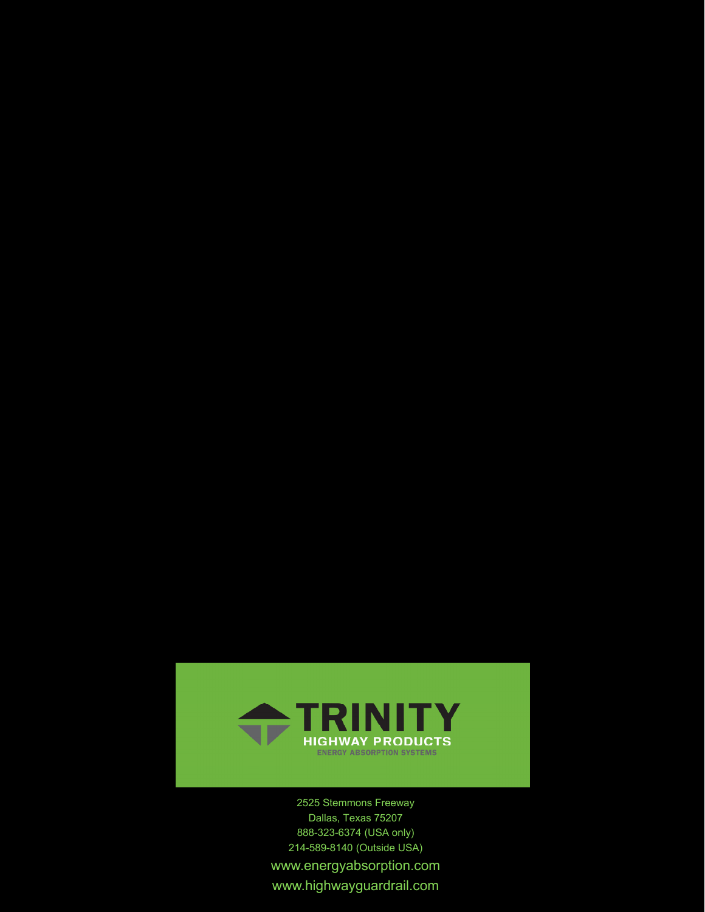TRINITY

HIGHWAY PRODUCTS

ENERGY ABSORPTION SYSTEMS

2525 Stemmons Freeway
Dallas, Texas 75207
888-323-6374 (USA only)
214-589-8140 (Outside USA)

www.energyabsorption.com
www.highwayguardrail.com